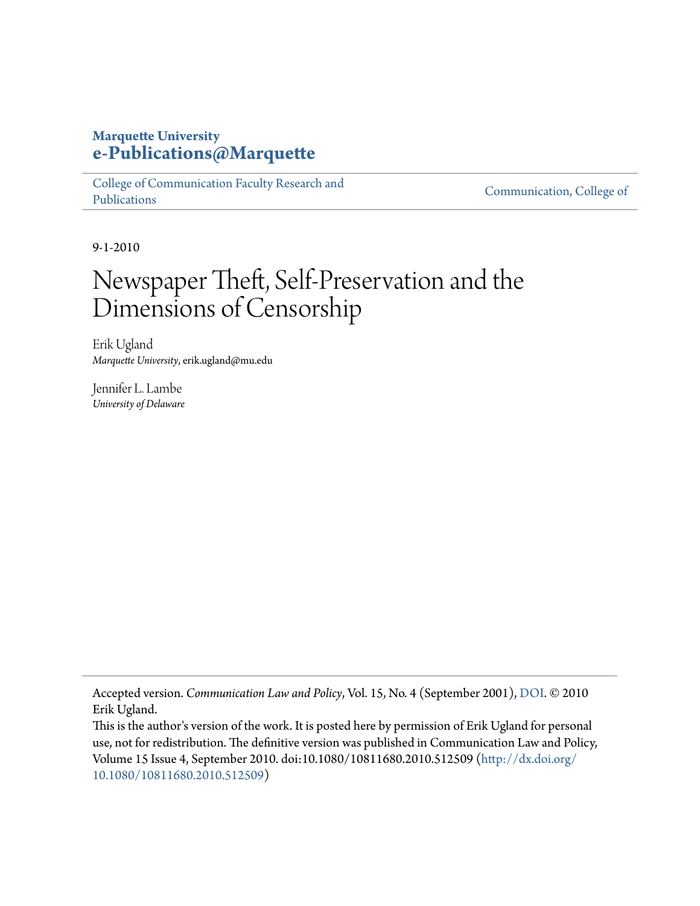**Marquette University**
**e-Publications@Marquette**

College of Communication Faculty Research and Publications | Communication, College of

9-1-2010

# Newspaper Theft, Self-Preservation and the Dimensions of Censorship

Erik Ugland
*Marquette University*, erik.ugland@mu.edu

Jennifer L. Lambe
*University of Delaware*

Accepted version. *Communication Law and Policy*, Vol. 15, No. 4 (September 2001), DOI. © 2010 Erik Ugland.
This is the author's version of the work. It is posted here by permission of Erik Ugland for personal use, not for redistribution. The definitive version was published in Communication Law and Policy, Volume 15 Issue 4, September 2010. doi:10.1080/10811680.2010.512509 (http://dx.doi.org/10.1080/10811680.2010.512509)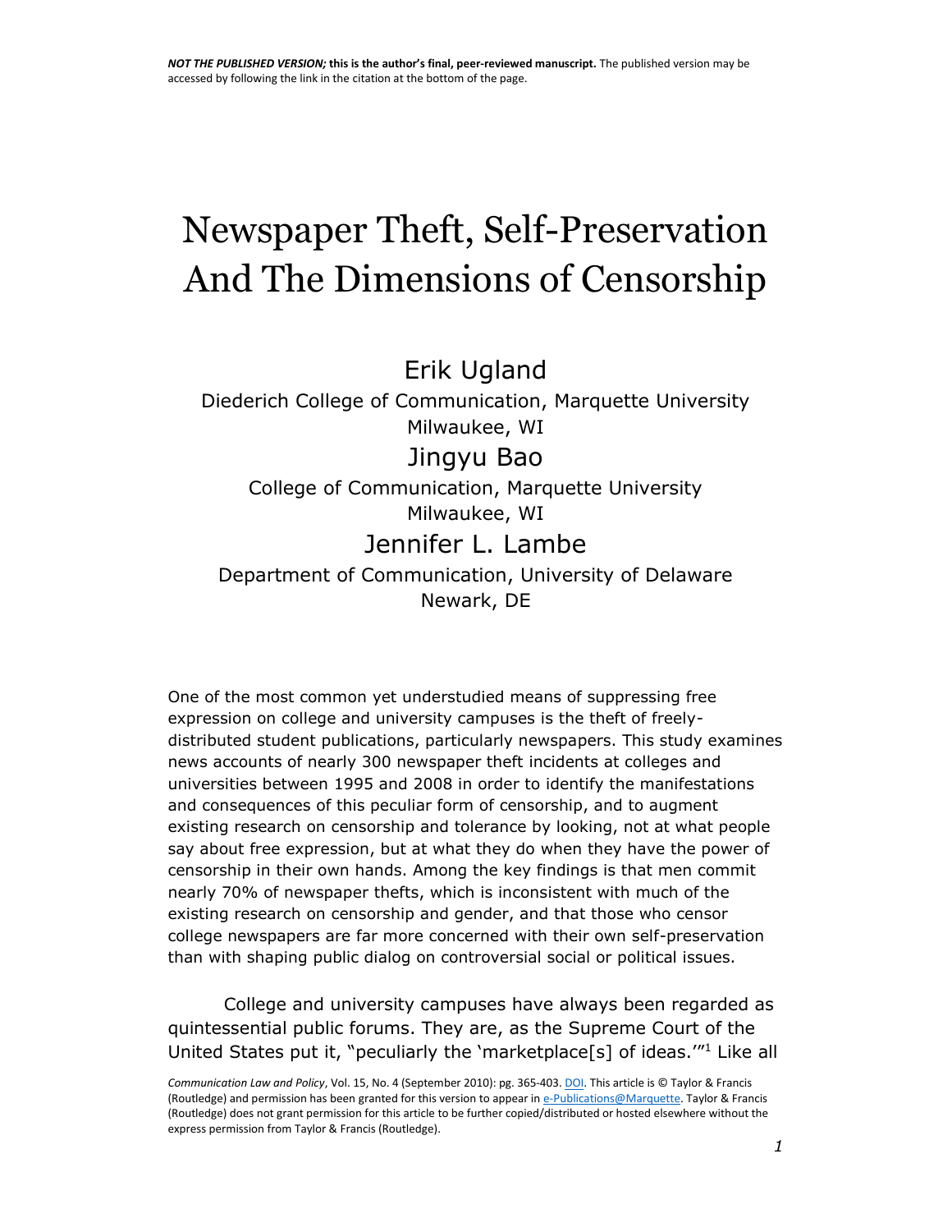*NOT THE PUBLISHED VERSION;* **this is the author's final, peer-reviewed manuscript.** The published version may be accessed by following the link in the citation at the bottom of the page.

# Newspaper Theft, Self-Preservation And The Dimensions of Censorship

Erik Ugland

Diederich College of Communication, Marquette University
Milwaukee, WI

Jingyu Bao

College of Communication, Marquette University
Milwaukee, WI

Jennifer L. Lambe

Department of Communication, University of Delaware
Newark, DE

One of the most common yet understudied means of suppressing free expression on college and university campuses is the theft of freely-distributed student publications, particularly newspapers. This study examines news accounts of nearly 300 newspaper theft incidents at colleges and universities between 1995 and 2008 in order to identify the manifestations and consequences of this peculiar form of censorship, and to augment existing research on censorship and tolerance by looking, not at what people say about free expression, but at what they do when they have the power of censorship in their own hands. Among the key findings is that men commit nearly 70% of newspaper thefts, which is inconsistent with much of the existing research on censorship and gender, and that those who censor college newspapers are far more concerned with their own self-preservation than with shaping public dialog on controversial social or political issues.

College and university campuses have always been regarded as quintessential public forums. They are, as the Supreme Court of the United States put it, "peculiarly the 'marketplace[s] of ideas.'"[1] Like all

*Communication Law and Policy*, Vol. 15, No. 4 (September 2010): pg. 365-403. DOI. This article is © Taylor & Francis (Routledge) and permission has been granted for this version to appear in e-Publications@Marquette. Taylor & Francis (Routledge) does not grant permission for this article to be further copied/distributed or hosted elsewhere without the express permission from Taylor & Francis (Routledge).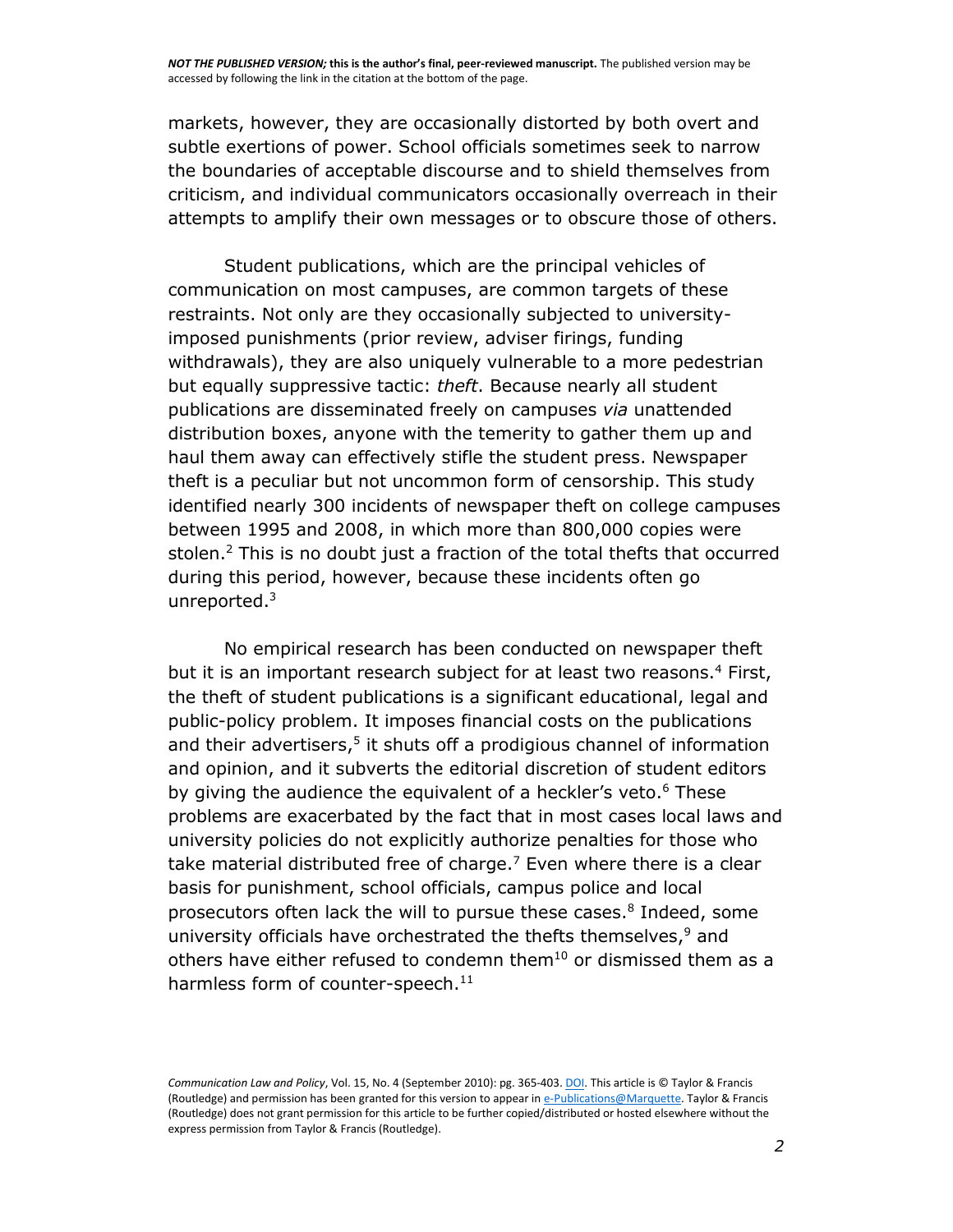markets, however, they are occasionally distorted by both overt and subtle exertions of power. School officials sometimes seek to narrow the boundaries of acceptable discourse and to shield themselves from criticism, and individual communicators occasionally overreach in their attempts to amplify their own messages or to obscure those of others.

Student publications, which are the principal vehicles of communication on most campuses, are common targets of these restraints. Not only are they occasionally subjected to university-imposed punishments (prior review, adviser firings, funding withdrawals), they are also uniquely vulnerable to a more pedestrian but equally suppressive tactic: *theft*. Because nearly all student publications are disseminated freely on campuses *via* unattended distribution boxes, anyone with the temerity to gather them up and haul them away can effectively stifle the student press. Newspaper theft is a peculiar but not uncommon form of censorship. This study identified nearly 300 incidents of newspaper theft on college campuses between 1995 and 2008, in which more than 800,000 copies were stolen.[2] This is no doubt just a fraction of the total thefts that occurred during this period, however, because these incidents often go unreported.[3]

No empirical research has been conducted on newspaper theft but it is an important research subject for at least two reasons.[4] First, the theft of student publications is a significant educational, legal and public-policy problem. It imposes financial costs on the publications and their advertisers,[5] it shuts off a prodigious channel of information and opinion, and it subverts the editorial discretion of student editors by giving the audience the equivalent of a heckler's veto.[6] These problems are exacerbated by the fact that in most cases local laws and university policies do not explicitly authorize penalties for those who take material distributed free of charge.[7] Even where there is a clear basis for punishment, school officials, campus police and local prosecutors often lack the will to pursue these cases.[8] Indeed, some university officials have orchestrated the thefts themselves,[9] and others have either refused to condemn them[10] or dismissed them as a harmless form of counter-speech.[11]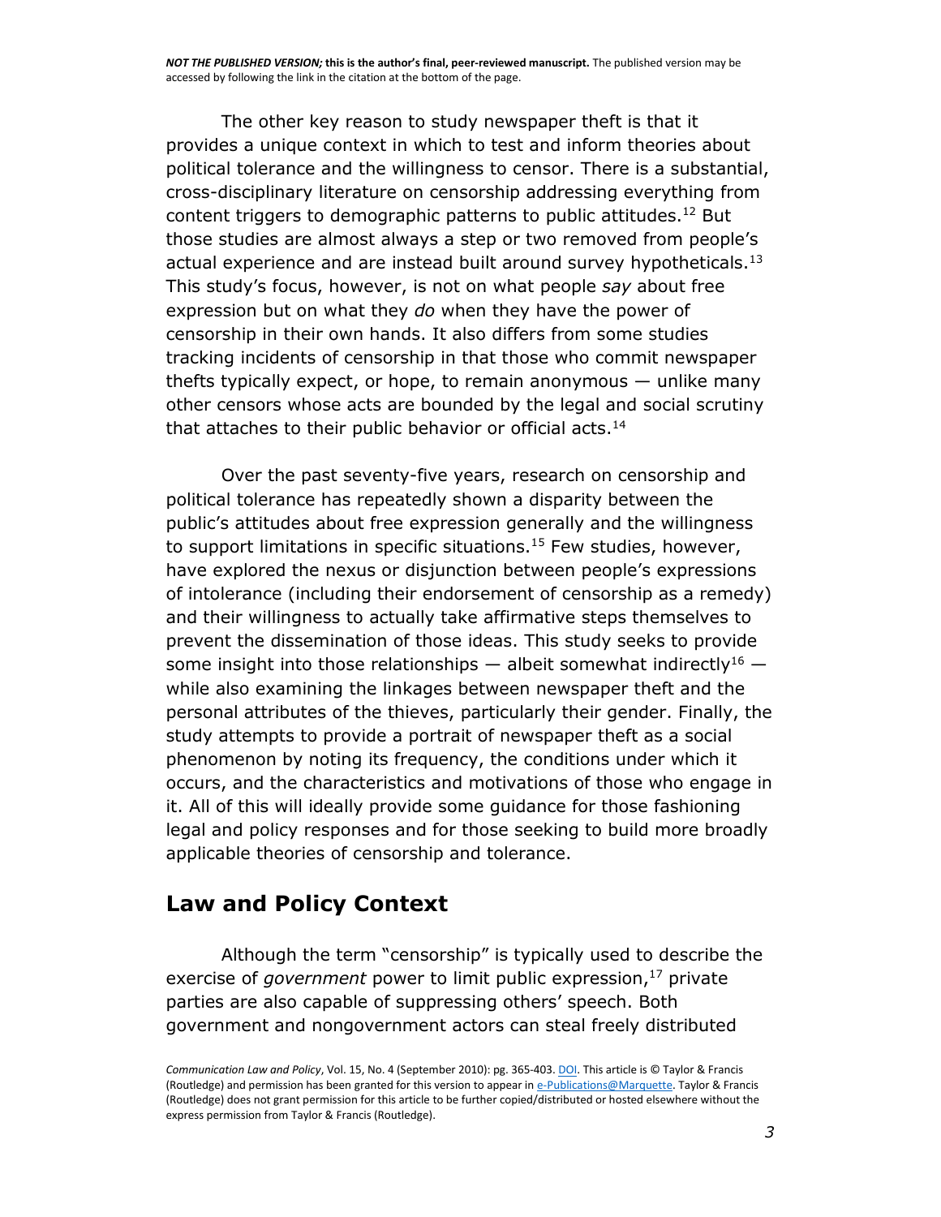The other key reason to study newspaper theft is that it provides a unique context in which to test and inform theories about political tolerance and the willingness to censor. There is a substantial, cross-disciplinary literature on censorship addressing everything from content triggers to demographic patterns to public attitudes.[12] But those studies are almost always a step or two removed from people's actual experience and are instead built around survey hypotheticals.[13] This study's focus, however, is not on what people *say* about free expression but on what they *do* when they have the power of censorship in their own hands. It also differs from some studies tracking incidents of censorship in that those who commit newspaper thefts typically expect, or hope, to remain anonymous — unlike many other censors whose acts are bounded by the legal and social scrutiny that attaches to their public behavior or official acts.[14]

Over the past seventy-five years, research on censorship and political tolerance has repeatedly shown a disparity between the public's attitudes about free expression generally and the willingness to support limitations in specific situations.[15] Few studies, however, have explored the nexus or disjunction between people's expressions of intolerance (including their endorsement of censorship as a remedy) and their willingness to actually take affirmative steps themselves to prevent the dissemination of those ideas. This study seeks to provide some insight into those relationships — albeit somewhat indirectly[16] — while also examining the linkages between newspaper theft and the personal attributes of the thieves, particularly their gender. Finally, the study attempts to provide a portrait of newspaper theft as a social phenomenon by noting its frequency, the conditions under which it occurs, and the characteristics and motivations of those who engage in it. All of this will ideally provide some guidance for those fashioning legal and policy responses and for those seeking to build more broadly applicable theories of censorship and tolerance.

## Law and Policy Context

Although the term "censorship" is typically used to describe the exercise of *government* power to limit public expression,[17] private parties are also capable of suppressing others' speech. Both government and nongovernment actors can steal freely distributed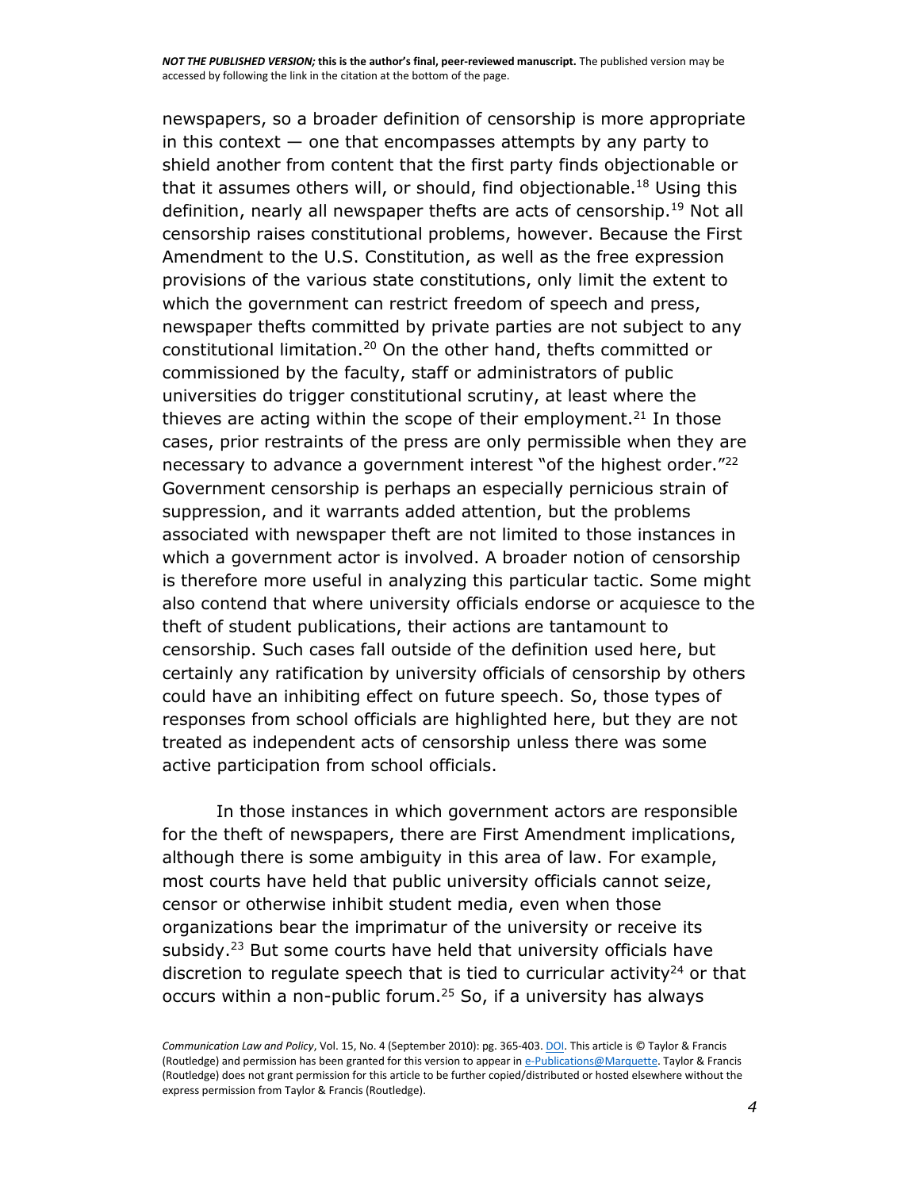newspapers, so a broader definition of censorship is more appropriate in this context — one that encompasses attempts by any party to shield another from content that the first party finds objectionable or that it assumes others will, or should, find objectionable.[18] Using this definition, nearly all newspaper thefts are acts of censorship.[19] Not all censorship raises constitutional problems, however. Because the First Amendment to the U.S. Constitution, as well as the free expression provisions of the various state constitutions, only limit the extent to which the government can restrict freedom of speech and press, newspaper thefts committed by private parties are not subject to any constitutional limitation.[20] On the other hand, thefts committed or commissioned by the faculty, staff or administrators of public universities do trigger constitutional scrutiny, at least where the thieves are acting within the scope of their employment.[21] In those cases, prior restraints of the press are only permissible when they are necessary to advance a government interest "of the highest order."[22] Government censorship is perhaps an especially pernicious strain of suppression, and it warrants added attention, but the problems associated with newspaper theft are not limited to those instances in which a government actor is involved. A broader notion of censorship is therefore more useful in analyzing this particular tactic. Some might also contend that where university officials endorse or acquiesce to the theft of student publications, their actions are tantamount to censorship. Such cases fall outside of the definition used here, but certainly any ratification by university officials of censorship by others could have an inhibiting effect on future speech. So, those types of responses from school officials are highlighted here, but they are not treated as independent acts of censorship unless there was some active participation from school officials.

In those instances in which government actors are responsible for the theft of newspapers, there are First Amendment implications, although there is some ambiguity in this area of law. For example, most courts have held that public university officials cannot seize, censor or otherwise inhibit student media, even when those organizations bear the imprimatur of the university or receive its subsidy.[23] But some courts have held that university officials have discretion to regulate speech that is tied to curricular activity[24] or that occurs within a non-public forum.[25] So, if a university has always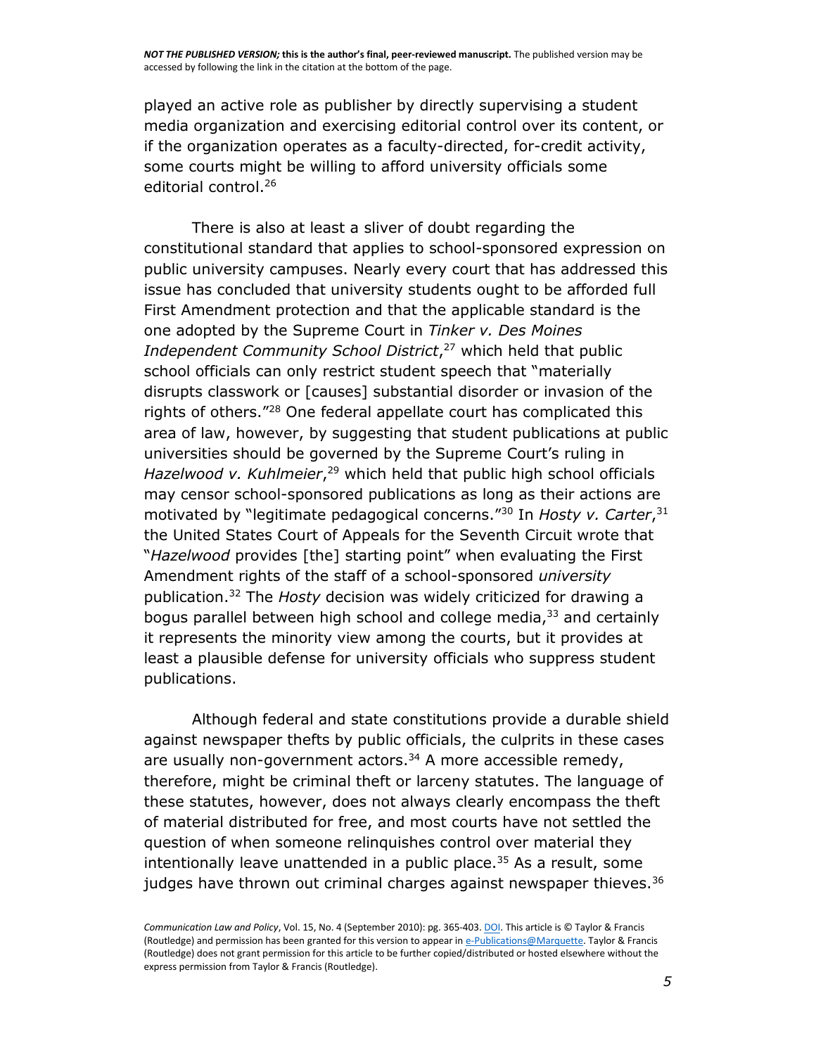played an active role as publisher by directly supervising a student media organization and exercising editorial control over its content, or if the organization operates as a faculty-directed, for-credit activity, some courts might be willing to afford university officials some editorial control.[26]

There is also at least a sliver of doubt regarding the constitutional standard that applies to school-sponsored expression on public university campuses. Nearly every court that has addressed this issue has concluded that university students ought to be afforded full First Amendment protection and that the applicable standard is the one adopted by the Supreme Court in *Tinker v. Des Moines Independent Community School District*,[27] which held that public school officials can only restrict student speech that "materially disrupts classwork or [causes] substantial disorder or invasion of the rights of others."[28] One federal appellate court has complicated this area of law, however, by suggesting that student publications at public universities should be governed by the Supreme Court's ruling in *Hazelwood v. Kuhlmeier*,[29] which held that public high school officials may censor school-sponsored publications as long as their actions are motivated by "legitimate pedagogical concerns."[30] In *Hosty v. Carter*,[31] the United States Court of Appeals for the Seventh Circuit wrote that "*Hazelwood* provides [the] starting point" when evaluating the First Amendment rights of the staff of a school-sponsored *university* publication.[32] The *Hosty* decision was widely criticized for drawing a bogus parallel between high school and college media,[33] and certainly it represents the minority view among the courts, but it provides at least a plausible defense for university officials who suppress student publications.

Although federal and state constitutions provide a durable shield against newspaper thefts by public officials, the culprits in these cases are usually non-government actors.[34] A more accessible remedy, therefore, might be criminal theft or larceny statutes. The language of these statutes, however, does not always clearly encompass the theft of material distributed for free, and most courts have not settled the question of when someone relinquishes control over material they intentionally leave unattended in a public place.[35] As a result, some judges have thrown out criminal charges against newspaper thieves.[36]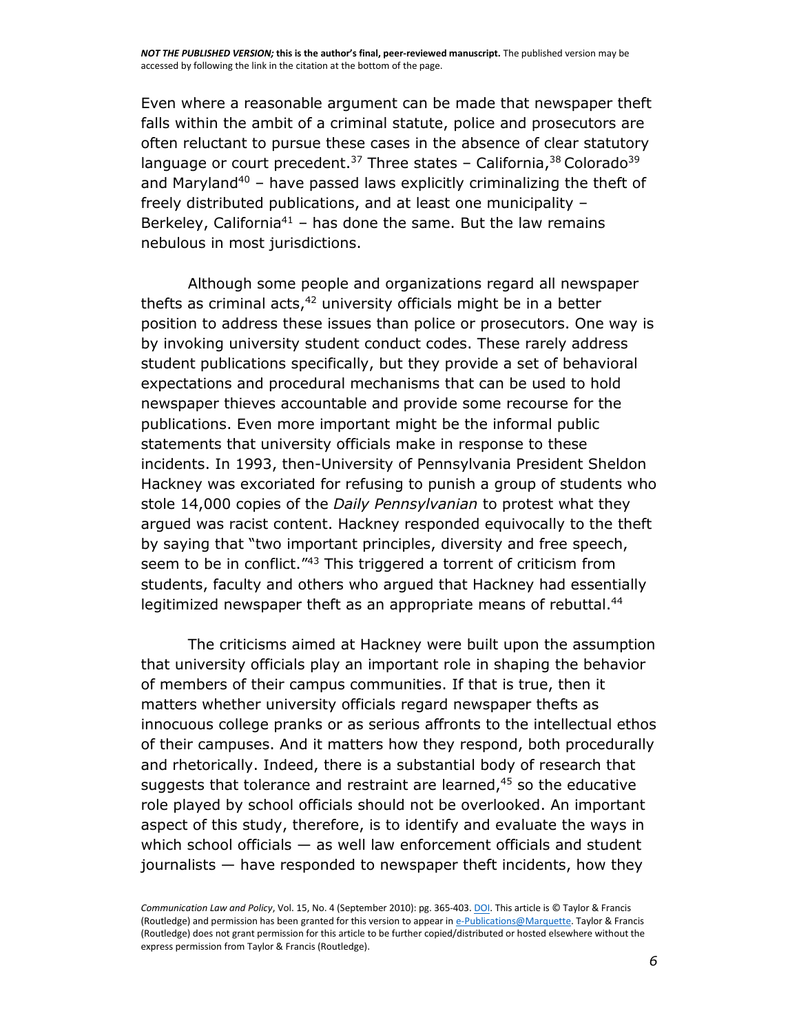Even where a reasonable argument can be made that newspaper theft falls within the ambit of a criminal statute, police and prosecutors are often reluctant to pursue these cases in the absence of clear statutory language or court precedent.[37] Three states – California,[38] Colorado[39] and Maryland[40] – have passed laws explicitly criminalizing the theft of freely distributed publications, and at least one municipality – Berkeley, California[41] – has done the same. But the law remains nebulous in most jurisdictions.

Although some people and organizations regard all newspaper thefts as criminal acts,[42] university officials might be in a better position to address these issues than police or prosecutors. One way is by invoking university student conduct codes. These rarely address student publications specifically, but they provide a set of behavioral expectations and procedural mechanisms that can be used to hold newspaper thieves accountable and provide some recourse for the publications. Even more important might be the informal public statements that university officials make in response to these incidents. In 1993, then-University of Pennsylvania President Sheldon Hackney was excoriated for refusing to punish a group of students who stole 14,000 copies of the *Daily Pennsylvanian* to protest what they argued was racist content. Hackney responded equivocally to the theft by saying that "two important principles, diversity and free speech, seem to be in conflict."[43] This triggered a torrent of criticism from students, faculty and others who argued that Hackney had essentially legitimized newspaper theft as an appropriate means of rebuttal.[44]

The criticisms aimed at Hackney were built upon the assumption that university officials play an important role in shaping the behavior of members of their campus communities. If that is true, then it matters whether university officials regard newspaper thefts as innocuous college pranks or as serious affronts to the intellectual ethos of their campuses. And it matters how they respond, both procedurally and rhetorically. Indeed, there is a substantial body of research that suggests that tolerance and restraint are learned,[45] so the educative role played by school officials should not be overlooked. An important aspect of this study, therefore, is to identify and evaluate the ways in which school officials — as well law enforcement officials and student journalists — have responded to newspaper theft incidents, how they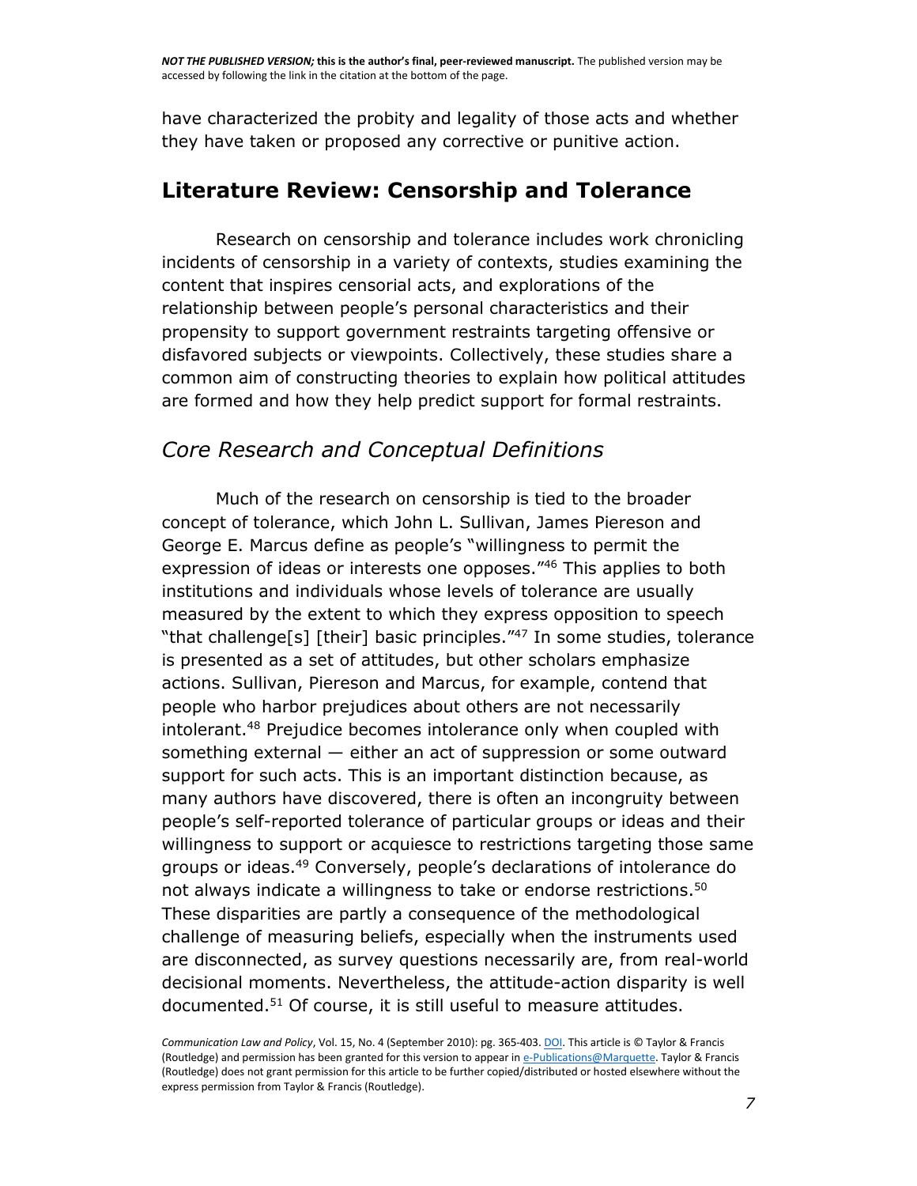have characterized the probity and legality of those acts and whether they have taken or proposed any corrective or punitive action.

## Literature Review: Censorship and Tolerance

Research on censorship and tolerance includes work chronicling incidents of censorship in a variety of contexts, studies examining the content that inspires censorial acts, and explorations of the relationship between people's personal characteristics and their propensity to support government restraints targeting offensive or disfavored subjects or viewpoints. Collectively, these studies share a common aim of constructing theories to explain how political attitudes are formed and how they help predict support for formal restraints.

### *Core Research and Conceptual Definitions*

Much of the research on censorship is tied to the broader concept of tolerance, which John L. Sullivan, James Piereson and George E. Marcus define as people's "willingness to permit the expression of ideas or interests one opposes."[46] This applies to both institutions and individuals whose levels of tolerance are usually measured by the extent to which they express opposition to speech "that challenge[s] [their] basic principles."[47] In some studies, tolerance is presented as a set of attitudes, but other scholars emphasize actions. Sullivan, Piereson and Marcus, for example, contend that people who harbor prejudices about others are not necessarily intolerant.[48] Prejudice becomes intolerance only when coupled with something external — either an act of suppression or some outward support for such acts. This is an important distinction because, as many authors have discovered, there is often an incongruity between people's self-reported tolerance of particular groups or ideas and their willingness to support or acquiesce to restrictions targeting those same groups or ideas.[49] Conversely, people's declarations of intolerance do not always indicate a willingness to take or endorse restrictions.[50] These disparities are partly a consequence of the methodological challenge of measuring beliefs, especially when the instruments used are disconnected, as survey questions necessarily are, from real-world decisional moments. Nevertheless, the attitude-action disparity is well documented.[51] Of course, it is still useful to measure attitudes.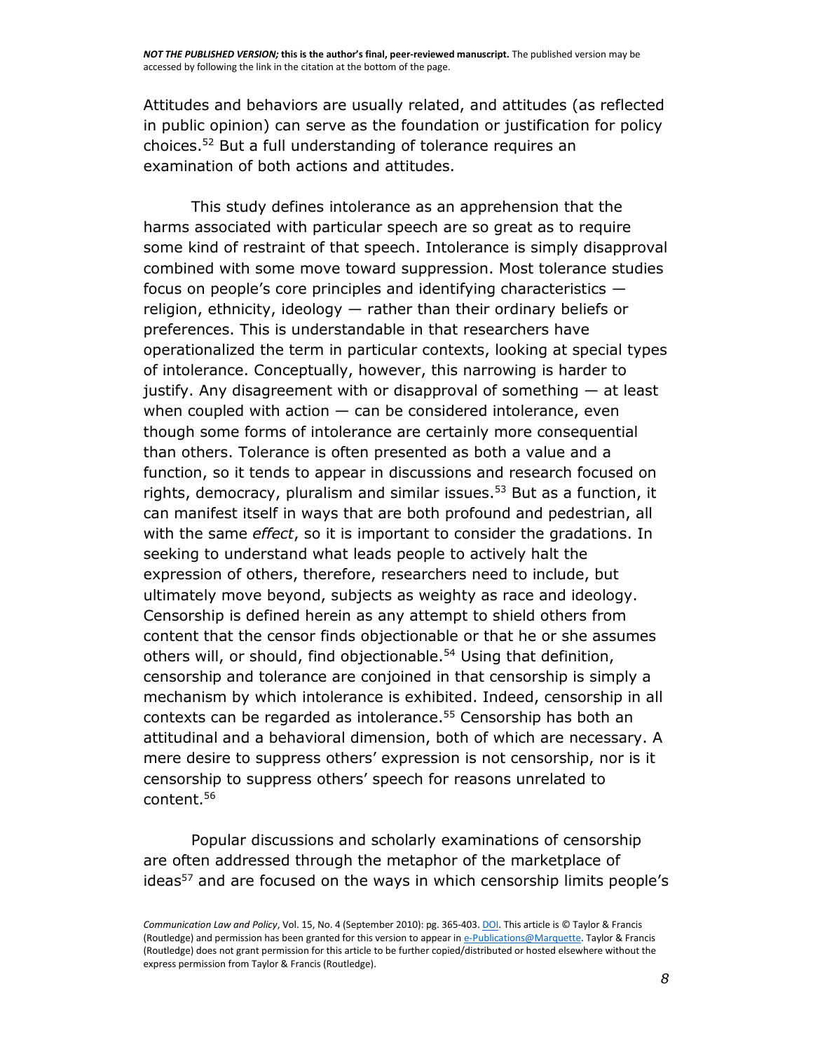Attitudes and behaviors are usually related, and attitudes (as reflected in public opinion) can serve as the foundation or justification for policy choices.[52] But a full understanding of tolerance requires an examination of both actions and attitudes.

This study defines intolerance as an apprehension that the harms associated with particular speech are so great as to require some kind of restraint of that speech. Intolerance is simply disapproval combined with some move toward suppression. Most tolerance studies focus on people's core principles and identifying characteristics — religion, ethnicity, ideology — rather than their ordinary beliefs or preferences. This is understandable in that researchers have operationalized the term in particular contexts, looking at special types of intolerance. Conceptually, however, this narrowing is harder to justify. Any disagreement with or disapproval of something — at least when coupled with action — can be considered intolerance, even though some forms of intolerance are certainly more consequential than others. Tolerance is often presented as both a value and a function, so it tends to appear in discussions and research focused on rights, democracy, pluralism and similar issues.[53] But as a function, it can manifest itself in ways that are both profound and pedestrian, all with the same *effect*, so it is important to consider the gradations. In seeking to understand what leads people to actively halt the expression of others, therefore, researchers need to include, but ultimately move beyond, subjects as weighty as race and ideology. Censorship is defined herein as any attempt to shield others from content that the censor finds objectionable or that he or she assumes others will, or should, find objectionable.[54] Using that definition, censorship and tolerance are conjoined in that censorship is simply a mechanism by which intolerance is exhibited. Indeed, censorship in all contexts can be regarded as intolerance.[55] Censorship has both an attitudinal and a behavioral dimension, both of which are necessary. A mere desire to suppress others' expression is not censorship, nor is it censorship to suppress others' speech for reasons unrelated to content.[56]

Popular discussions and scholarly examinations of censorship are often addressed through the metaphor of the marketplace of ideas[57] and are focused on the ways in which censorship limits people's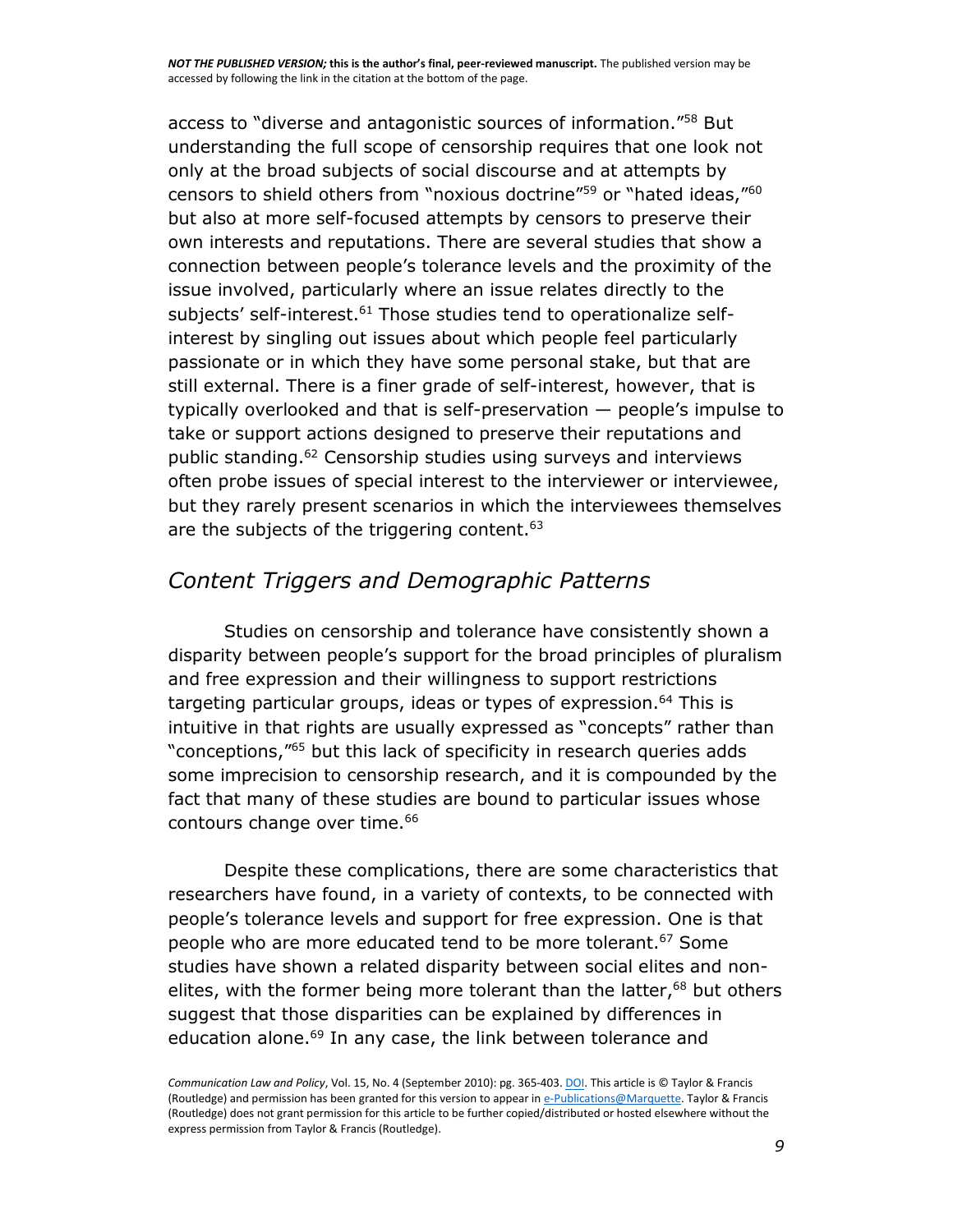access to "diverse and antagonistic sources of information."[58] But understanding the full scope of censorship requires that one look not only at the broad subjects of social discourse and at attempts by censors to shield others from "noxious doctrine"[59] or "hated ideas,"[60] but also at more self-focused attempts by censors to preserve their own interests and reputations. There are several studies that show a connection between people's tolerance levels and the proximity of the issue involved, particularly where an issue relates directly to the subjects' self-interest.[61] Those studies tend to operationalize self-interest by singling out issues about which people feel particularly passionate or in which they have some personal stake, but that are still external. There is a finer grade of self-interest, however, that is typically overlooked and that is self-preservation — people's impulse to take or support actions designed to preserve their reputations and public standing.[62] Censorship studies using surveys and interviews often probe issues of special interest to the interviewer or interviewee, but they rarely present scenarios in which the interviewees themselves are the subjects of the triggering content.[63]

## *Content Triggers and Demographic Patterns*

Studies on censorship and tolerance have consistently shown a disparity between people's support for the broad principles of pluralism and free expression and their willingness to support restrictions targeting particular groups, ideas or types of expression.[64] This is intuitive in that rights are usually expressed as "concepts" rather than "conceptions,"[65] but this lack of specificity in research queries adds some imprecision to censorship research, and it is compounded by the fact that many of these studies are bound to particular issues whose contours change over time.[66]

Despite these complications, there are some characteristics that researchers have found, in a variety of contexts, to be connected with people's tolerance levels and support for free expression. One is that people who are more educated tend to be more tolerant.[67] Some studies have shown a related disparity between social elites and non-elites, with the former being more tolerant than the latter,[68] but others suggest that those disparities can be explained by differences in education alone.[69] In any case, the link between tolerance and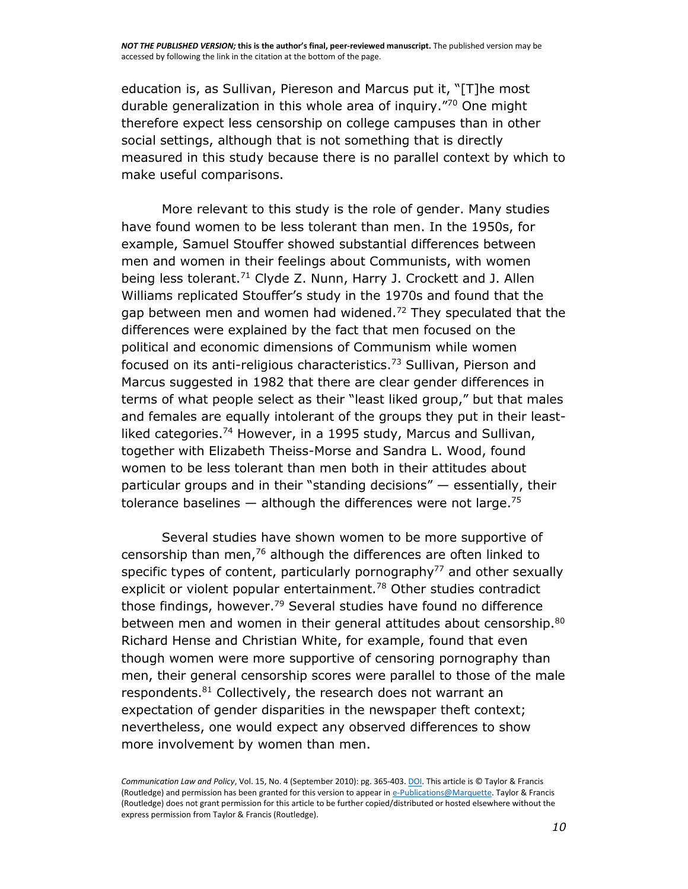education is, as Sullivan, Piereson and Marcus put it, "[T]he most durable generalization in this whole area of inquiry."[70] One might therefore expect less censorship on college campuses than in other social settings, although that is not something that is directly measured in this study because there is no parallel context by which to make useful comparisons.

More relevant to this study is the role of gender. Many studies have found women to be less tolerant than men. In the 1950s, for example, Samuel Stouffer showed substantial differences between men and women in their feelings about Communists, with women being less tolerant.[71] Clyde Z. Nunn, Harry J. Crockett and J. Allen Williams replicated Stouffer's study in the 1970s and found that the gap between men and women had widened.[72] They speculated that the differences were explained by the fact that men focused on the political and economic dimensions of Communism while women focused on its anti-religious characteristics.[73] Sullivan, Pierson and Marcus suggested in 1982 that there are clear gender differences in terms of what people select as their "least liked group," but that males and females are equally intolerant of the groups they put in their least-liked categories.[74] However, in a 1995 study, Marcus and Sullivan, together with Elizabeth Theiss-Morse and Sandra L. Wood, found women to be less tolerant than men both in their attitudes about particular groups and in their "standing decisions" — essentially, their tolerance baselines — although the differences were not large.[75]

Several studies have shown women to be more supportive of censorship than men,[76] although the differences are often linked to specific types of content, particularly pornography[77] and other sexually explicit or violent popular entertainment.[78] Other studies contradict those findings, however.[79] Several studies have found no difference between men and women in their general attitudes about censorship.[80] Richard Hense and Christian White, for example, found that even though women were more supportive of censoring pornography than men, their general censorship scores were parallel to those of the male respondents.[81] Collectively, the research does not warrant an expectation of gender disparities in the newspaper theft context; nevertheless, one would expect any observed differences to show more involvement by women than men.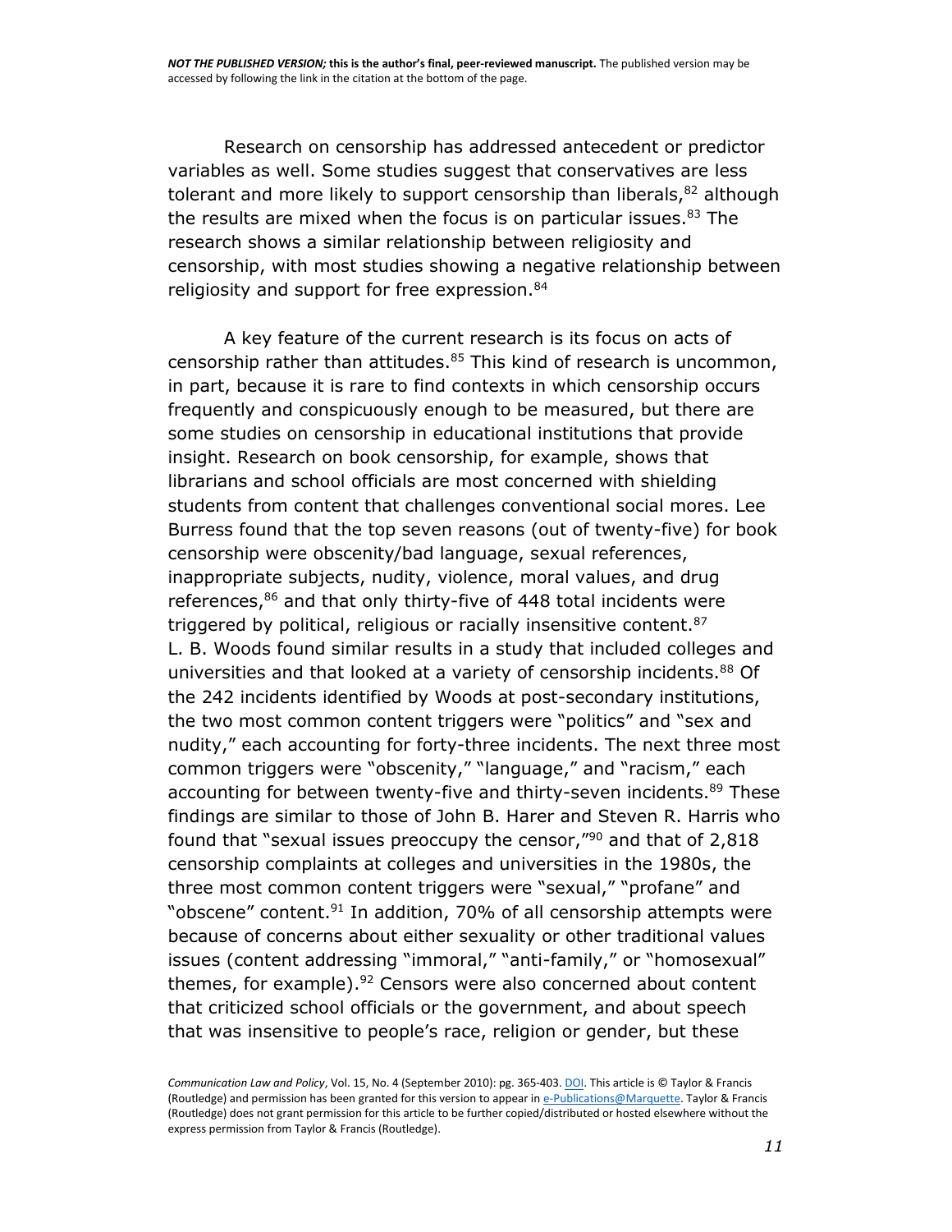Research on censorship has addressed antecedent or predictor variables as well. Some studies suggest that conservatives are less tolerant and more likely to support censorship than liberals,[82] although the results are mixed when the focus is on particular issues.[83] The research shows a similar relationship between religiosity and censorship, with most studies showing a negative relationship between religiosity and support for free expression.[84]

A key feature of the current research is its focus on acts of censorship rather than attitudes.[85] This kind of research is uncommon, in part, because it is rare to find contexts in which censorship occurs frequently and conspicuously enough to be measured, but there are some studies on censorship in educational institutions that provide insight. Research on book censorship, for example, shows that librarians and school officials are most concerned with shielding students from content that challenges conventional social mores. Lee Burress found that the top seven reasons (out of twenty-five) for book censorship were obscenity/bad language, sexual references, inappropriate subjects, nudity, violence, moral values, and drug references,[86] and that only thirty-five of 448 total incidents were triggered by political, religious or racially insensitive content.[87] L. B. Woods found similar results in a study that included colleges and universities and that looked at a variety of censorship incidents.[88] Of the 242 incidents identified by Woods at post-secondary institutions, the two most common content triggers were "politics" and "sex and nudity," each accounting for forty-three incidents. The next three most common triggers were "obscenity," "language," and "racism," each accounting for between twenty-five and thirty-seven incidents.[89] These findings are similar to those of John B. Harer and Steven R. Harris who found that "sexual issues preoccupy the censor,"[90] and that of 2,818 censorship complaints at colleges and universities in the 1980s, the three most common content triggers were "sexual," "profane" and "obscene" content.[91] In addition, 70% of all censorship attempts were because of concerns about either sexuality or other traditional values issues (content addressing "immoral," "anti-family," or "homosexual" themes, for example).[92] Censors were also concerned about content that criticized school officials or the government, and about speech that was insensitive to people's race, religion or gender, but these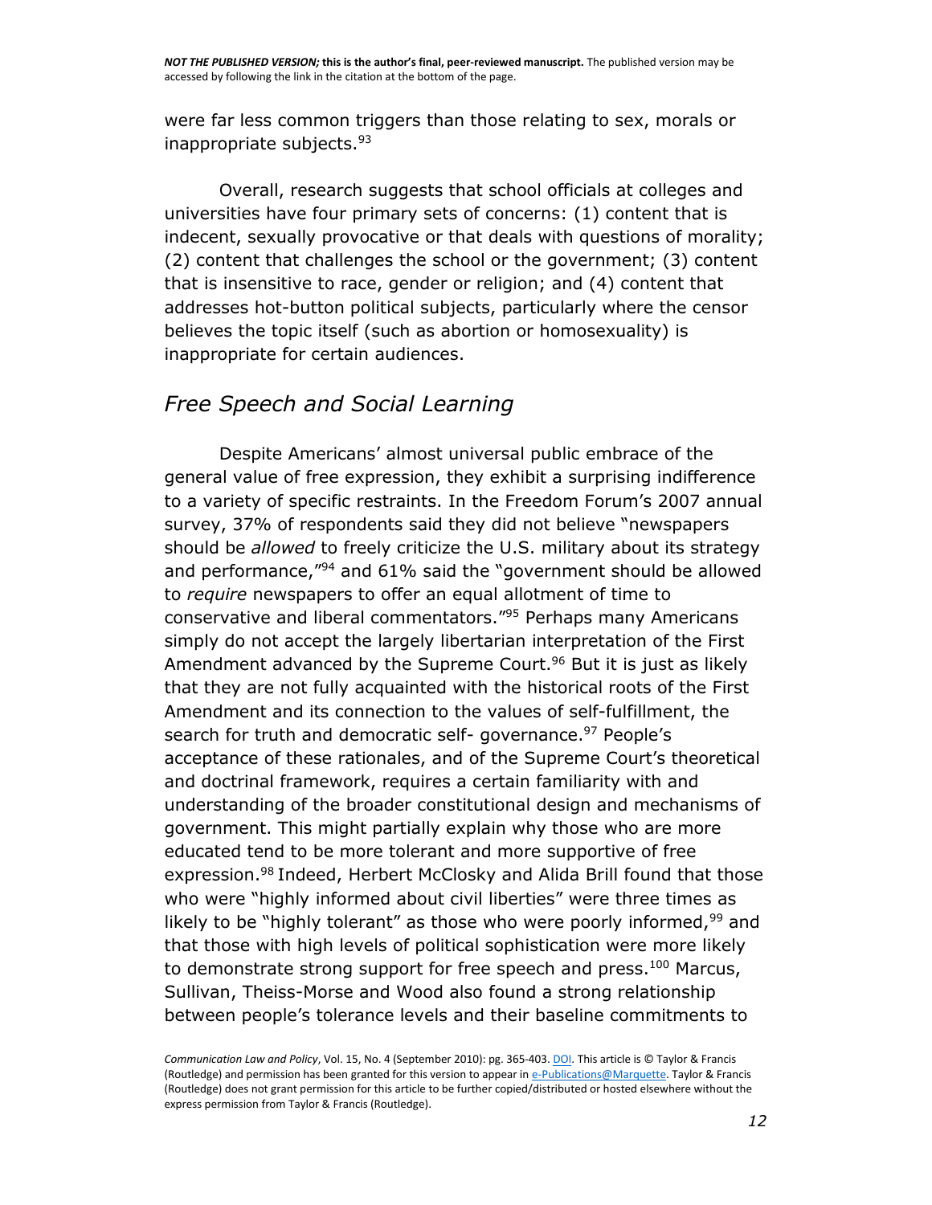were far less common triggers than those relating to sex, morals or inappropriate subjects.[93]

Overall, research suggests that school officials at colleges and universities have four primary sets of concerns: (1) content that is indecent, sexually provocative or that deals with questions of morality; (2) content that challenges the school or the government; (3) content that is insensitive to race, gender or religion; and (4) content that addresses hot-button political subjects, particularly where the censor believes the topic itself (such as abortion or homosexuality) is inappropriate for certain audiences.

## *Free Speech and Social Learning*

Despite Americans' almost universal public embrace of the general value of free expression, they exhibit a surprising indifference to a variety of specific restraints. In the Freedom Forum's 2007 annual survey, 37% of respondents said they did not believe "newspapers should be *allowed* to freely criticize the U.S. military about its strategy and performance,"[94] and 61% said the "government should be allowed to *require* newspapers to offer an equal allotment of time to conservative and liberal commentators."[95] Perhaps many Americans simply do not accept the largely libertarian interpretation of the First Amendment advanced by the Supreme Court.[96] But it is just as likely that they are not fully acquainted with the historical roots of the First Amendment and its connection to the values of self-fulfillment, the search for truth and democratic self- governance.[97] People's acceptance of these rationales, and of the Supreme Court's theoretical and doctrinal framework, requires a certain familiarity with and understanding of the broader constitutional design and mechanisms of government. This might partially explain why those who are more educated tend to be more tolerant and more supportive of free expression.[98] Indeed, Herbert McClosky and Alida Brill found that those who were "highly informed about civil liberties" were three times as likely to be "highly tolerant" as those who were poorly informed,[99] and that those with high levels of political sophistication were more likely to demonstrate strong support for free speech and press.[100] Marcus, Sullivan, Theiss-Morse and Wood also found a strong relationship between people's tolerance levels and their baseline commitments to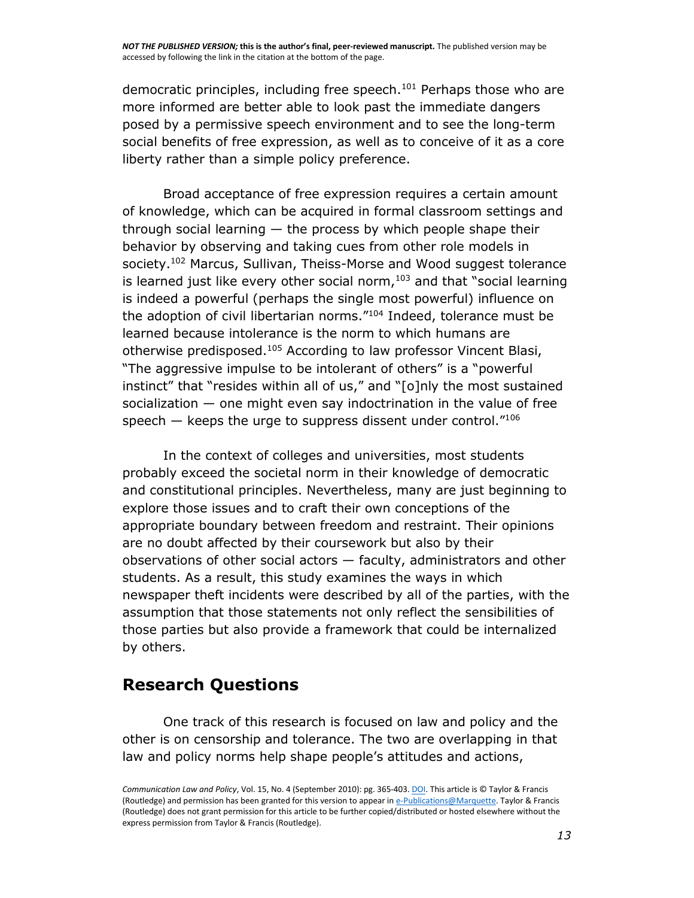democratic principles, including free speech.[101] Perhaps those who are more informed are better able to look past the immediate dangers posed by a permissive speech environment and to see the long-term social benefits of free expression, as well as to conceive of it as a core liberty rather than a simple policy preference.

Broad acceptance of free expression requires a certain amount of knowledge, which can be acquired in formal classroom settings and through social learning — the process by which people shape their behavior by observing and taking cues from other role models in society.[102] Marcus, Sullivan, Theiss-Morse and Wood suggest tolerance is learned just like every other social norm,[103] and that "social learning is indeed a powerful (perhaps the single most powerful) influence on the adoption of civil libertarian norms."[104] Indeed, tolerance must be learned because intolerance is the norm to which humans are otherwise predisposed.[105] According to law professor Vincent Blasi, "The aggressive impulse to be intolerant of others" is a "powerful instinct" that "resides within all of us," and "[o]nly the most sustained socialization — one might even say indoctrination in the value of free speech — keeps the urge to suppress dissent under control."[106]

In the context of colleges and universities, most students probably exceed the societal norm in their knowledge of democratic and constitutional principles. Nevertheless, many are just beginning to explore those issues and to craft their own conceptions of the appropriate boundary between freedom and restraint. Their opinions are no doubt affected by their coursework but also by their observations of other social actors — faculty, administrators and other students. As a result, this study examines the ways in which newspaper theft incidents were described by all of the parties, with the assumption that those statements not only reflect the sensibilities of those parties but also provide a framework that could be internalized by others.

## Research Questions

One track of this research is focused on law and policy and the other is on censorship and tolerance. The two are overlapping in that law and policy norms help shape people's attitudes and actions,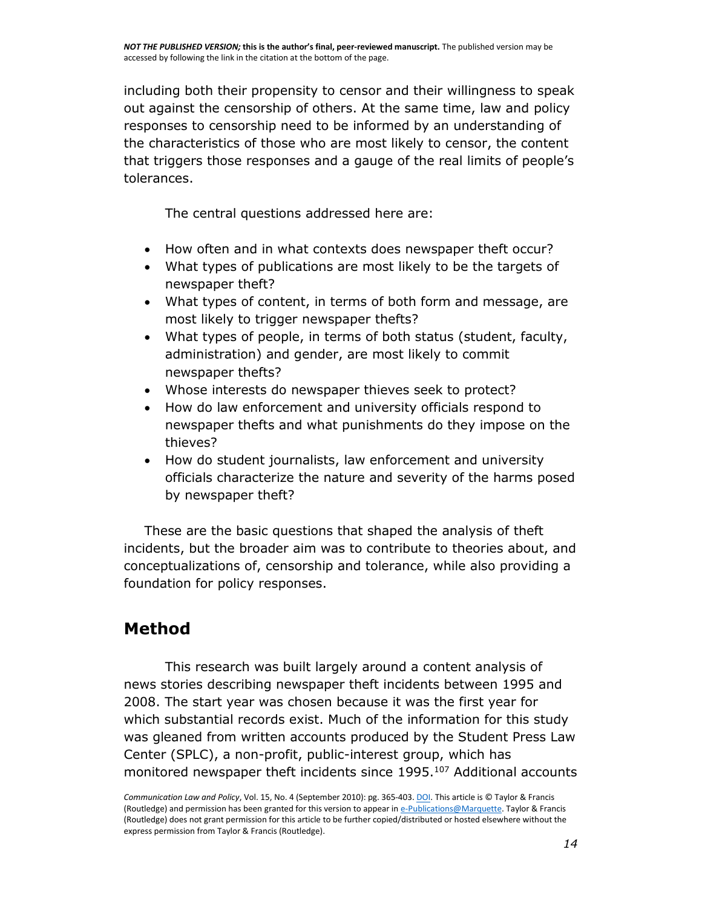including both their propensity to censor and their willingness to speak out against the censorship of others. At the same time, law and policy responses to censorship need to be informed by an understanding of the characteristics of those who are most likely to censor, the content that triggers those responses and a gauge of the real limits of people's tolerances.

The central questions addressed here are:

- How often and in what contexts does newspaper theft occur?
- What types of publications are most likely to be the targets of newspaper theft?
- What types of content, in terms of both form and message, are most likely to trigger newspaper thefts?
- What types of people, in terms of both status (student, faculty, administration) and gender, are most likely to commit newspaper thefts?
- Whose interests do newspaper thieves seek to protect?
- How do law enforcement and university officials respond to newspaper thefts and what punishments do they impose on the thieves?
- How do student journalists, law enforcement and university officials characterize the nature and severity of the harms posed by newspaper theft?

These are the basic questions that shaped the analysis of theft incidents, but the broader aim was to contribute to theories about, and conceptualizations of, censorship and tolerance, while also providing a foundation for policy responses.

## Method

This research was built largely around a content analysis of news stories describing newspaper theft incidents between 1995 and 2008. The start year was chosen because it was the first year for which substantial records exist. Much of the information for this study was gleaned from written accounts produced by the Student Press Law Center (SPLC), a non-profit, public-interest group, which has monitored newspaper theft incidents since 1995.[107] Additional accounts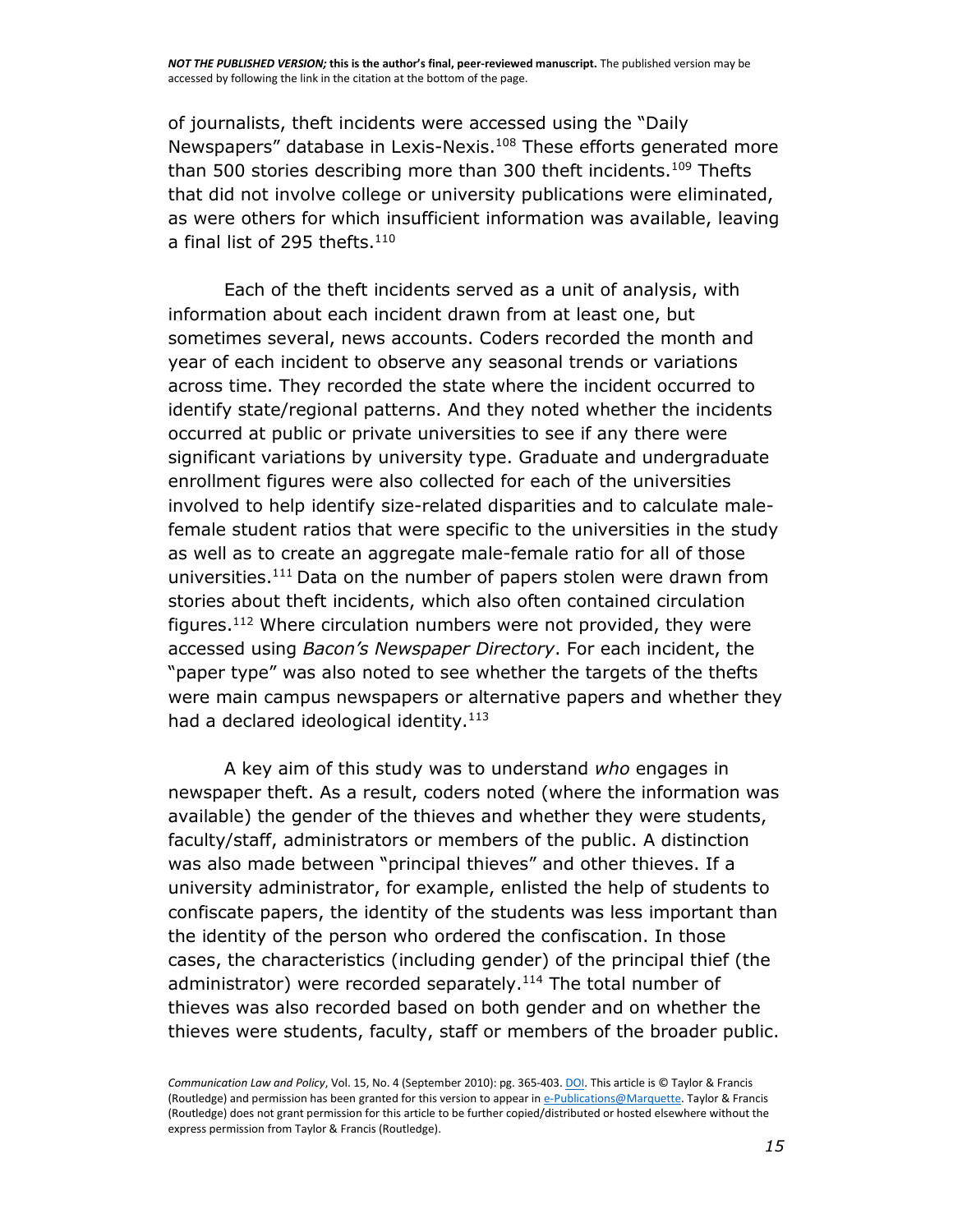of journalists, theft incidents were accessed using the "Daily Newspapers" database in Lexis-Nexis.[108] These efforts generated more than 500 stories describing more than 300 theft incidents.[109] Thefts that did not involve college or university publications were eliminated, as were others for which insufficient information was available, leaving a final list of 295 thefts.[110]

Each of the theft incidents served as a unit of analysis, with information about each incident drawn from at least one, but sometimes several, news accounts. Coders recorded the month and year of each incident to observe any seasonal trends or variations across time. They recorded the state where the incident occurred to identify state/regional patterns. And they noted whether the incidents occurred at public or private universities to see if any there were significant variations by university type. Graduate and undergraduate enrollment figures were also collected for each of the universities involved to help identify size-related disparities and to calculate male-female student ratios that were specific to the universities in the study as well as to create an aggregate male-female ratio for all of those universities.[111] Data on the number of papers stolen were drawn from stories about theft incidents, which also often contained circulation figures.[112] Where circulation numbers were not provided, they were accessed using *Bacon's Newspaper Directory*. For each incident, the "paper type" was also noted to see whether the targets of the thefts were main campus newspapers or alternative papers and whether they had a declared ideological identity.[113]

A key aim of this study was to understand *who* engages in newspaper theft. As a result, coders noted (where the information was available) the gender of the thieves and whether they were students, faculty/staff, administrators or members of the public. A distinction was also made between "principal thieves" and other thieves. If a university administrator, for example, enlisted the help of students to confiscate papers, the identity of the students was less important than the identity of the person who ordered the confiscation. In those cases, the characteristics (including gender) of the principal thief (the administrator) were recorded separately.[114] The total number of thieves was also recorded based on both gender and on whether the thieves were students, faculty, staff or members of the broader public.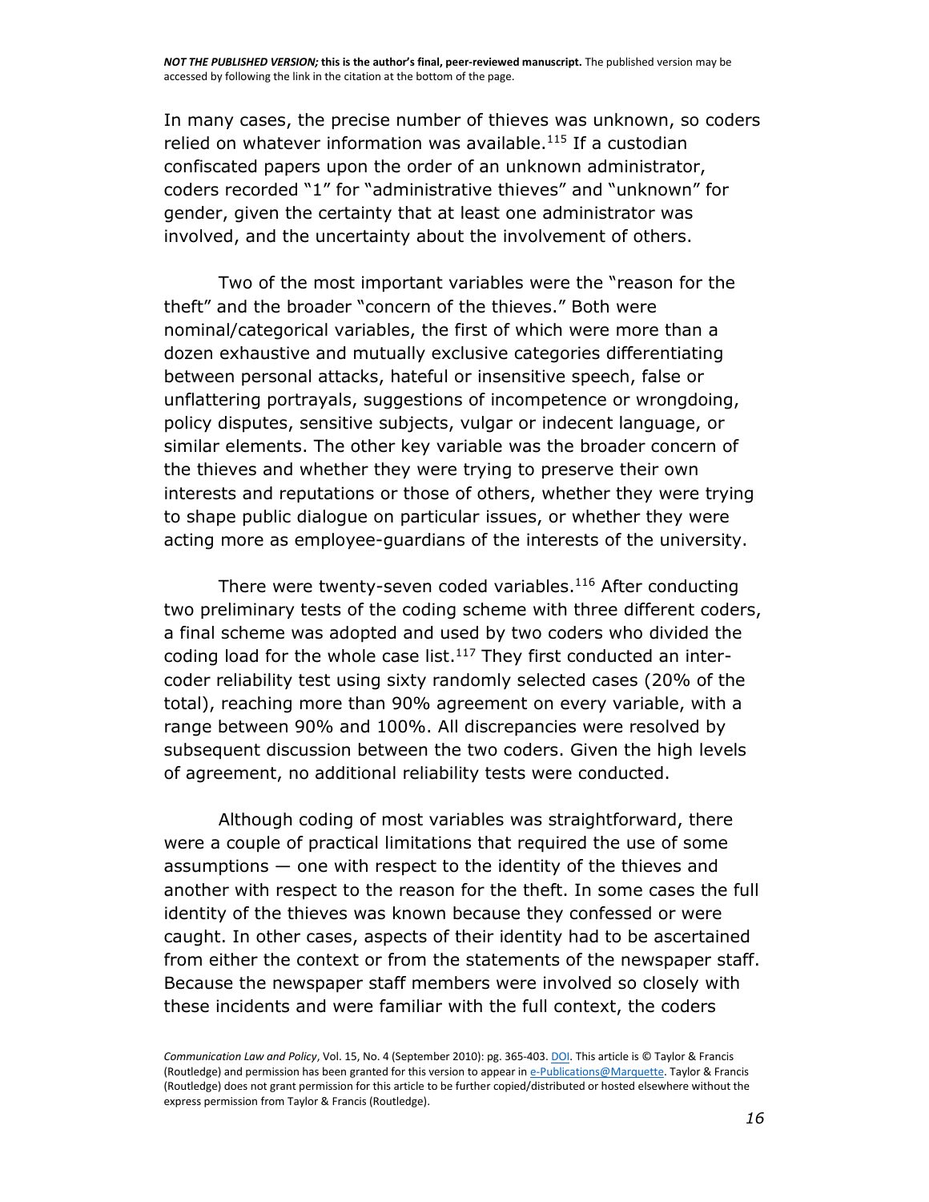In many cases, the precise number of thieves was unknown, so coders relied on whatever information was available.[115] If a custodian confiscated papers upon the order of an unknown administrator, coders recorded "1" for "administrative thieves" and "unknown" for gender, given the certainty that at least one administrator was involved, and the uncertainty about the involvement of others.

Two of the most important variables were the "reason for the theft" and the broader "concern of the thieves." Both were nominal/categorical variables, the first of which were more than a dozen exhaustive and mutually exclusive categories differentiating between personal attacks, hateful or insensitive speech, false or unflattering portrayals, suggestions of incompetence or wrongdoing, policy disputes, sensitive subjects, vulgar or indecent language, or similar elements. The other key variable was the broader concern of the thieves and whether they were trying to preserve their own interests and reputations or those of others, whether they were trying to shape public dialogue on particular issues, or whether they were acting more as employee-guardians of the interests of the university.

There were twenty-seven coded variables.[116] After conducting two preliminary tests of the coding scheme with three different coders, a final scheme was adopted and used by two coders who divided the coding load for the whole case list.[117] They first conducted an inter-coder reliability test using sixty randomly selected cases (20% of the total), reaching more than 90% agreement on every variable, with a range between 90% and 100%. All discrepancies were resolved by subsequent discussion between the two coders. Given the high levels of agreement, no additional reliability tests were conducted.

Although coding of most variables was straightforward, there were a couple of practical limitations that required the use of some assumptions — one with respect to the identity of the thieves and another with respect to the reason for the theft. In some cases the full identity of the thieves was known because they confessed or were caught. In other cases, aspects of their identity had to be ascertained from either the context or from the statements of the newspaper staff. Because the newspaper staff members were involved so closely with these incidents and were familiar with the full context, the coders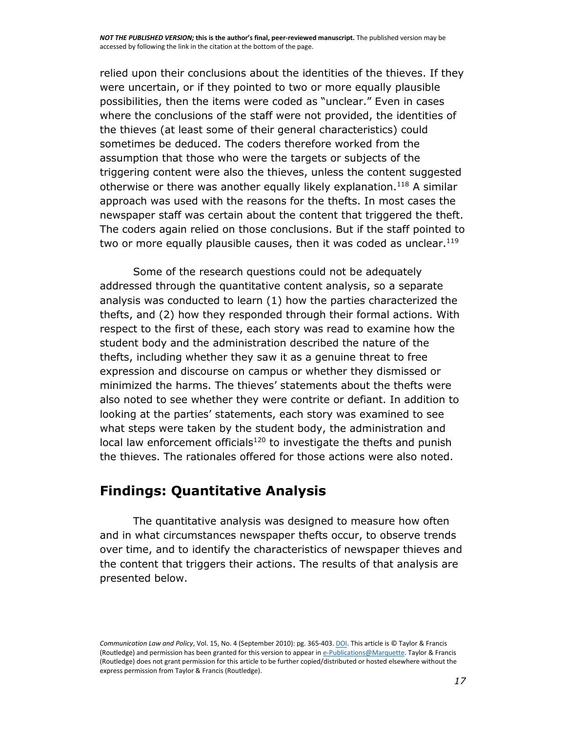relied upon their conclusions about the identities of the thieves. If they were uncertain, or if they pointed to two or more equally plausible possibilities, then the items were coded as "unclear." Even in cases where the conclusions of the staff were not provided, the identities of the thieves (at least some of their general characteristics) could sometimes be deduced. The coders therefore worked from the assumption that those who were the targets or subjects of the triggering content were also the thieves, unless the content suggested otherwise or there was another equally likely explanation.[118] A similar approach was used with the reasons for the thefts. In most cases the newspaper staff was certain about the content that triggered the theft. The coders again relied on those conclusions. But if the staff pointed to two or more equally plausible causes, then it was coded as unclear.[119]

Some of the research questions could not be adequately addressed through the quantitative content analysis, so a separate analysis was conducted to learn (1) how the parties characterized the thefts, and (2) how they responded through their formal actions. With respect to the first of these, each story was read to examine how the student body and the administration described the nature of the thefts, including whether they saw it as a genuine threat to free expression and discourse on campus or whether they dismissed or minimized the harms. The thieves' statements about the thefts were also noted to see whether they were contrite or defiant. In addition to looking at the parties' statements, each story was examined to see what steps were taken by the student body, the administration and local law enforcement officials[120] to investigate the thefts and punish the thieves. The rationales offered for those actions were also noted.

## Findings: Quantitative Analysis

The quantitative analysis was designed to measure how often and in what circumstances newspaper thefts occur, to observe trends over time, and to identify the characteristics of newspaper thieves and the content that triggers their actions. The results of that analysis are presented below.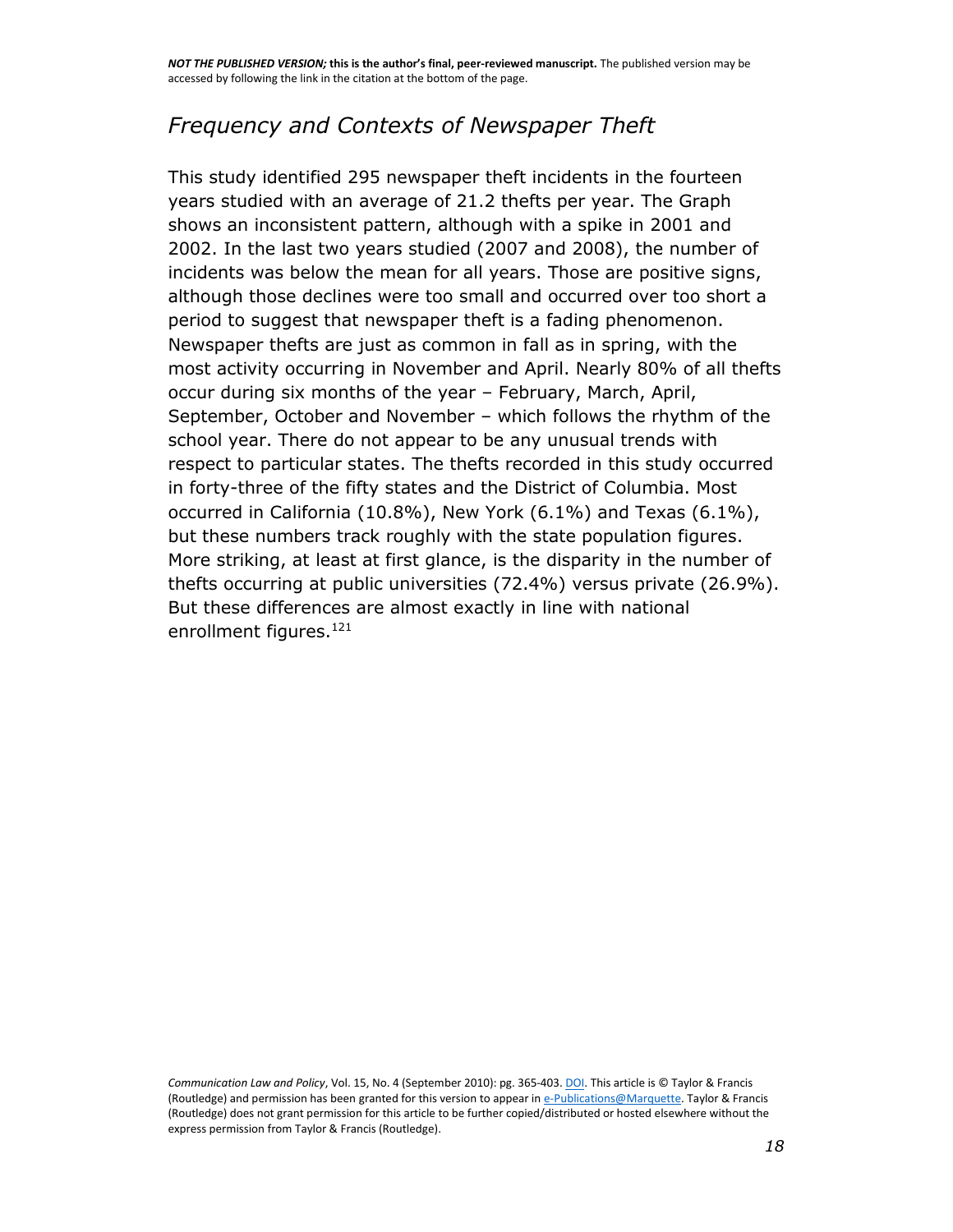## *Frequency and Contexts of Newspaper Theft*

This study identified 295 newspaper theft incidents in the fourteen years studied with an average of 21.2 thefts per year. The Graph shows an inconsistent pattern, although with a spike in 2001 and 2002. In the last two years studied (2007 and 2008), the number of incidents was below the mean for all years. Those are positive signs, although those declines were too small and occurred over too short a period to suggest that newspaper theft is a fading phenomenon. Newspaper thefts are just as common in fall as in spring, with the most activity occurring in November and April. Nearly 80% of all thefts occur during six months of the year – February, March, April, September, October and November – which follows the rhythm of the school year. There do not appear to be any unusual trends with respect to particular states. The thefts recorded in this study occurred in forty-three of the fifty states and the District of Columbia. Most occurred in California (10.8%), New York (6.1%) and Texas (6.1%), but these numbers track roughly with the state population figures. More striking, at least at first glance, is the disparity in the number of thefts occurring at public universities (72.4%) versus private (26.9%). But these differences are almost exactly in line with national enrollment figures.[121]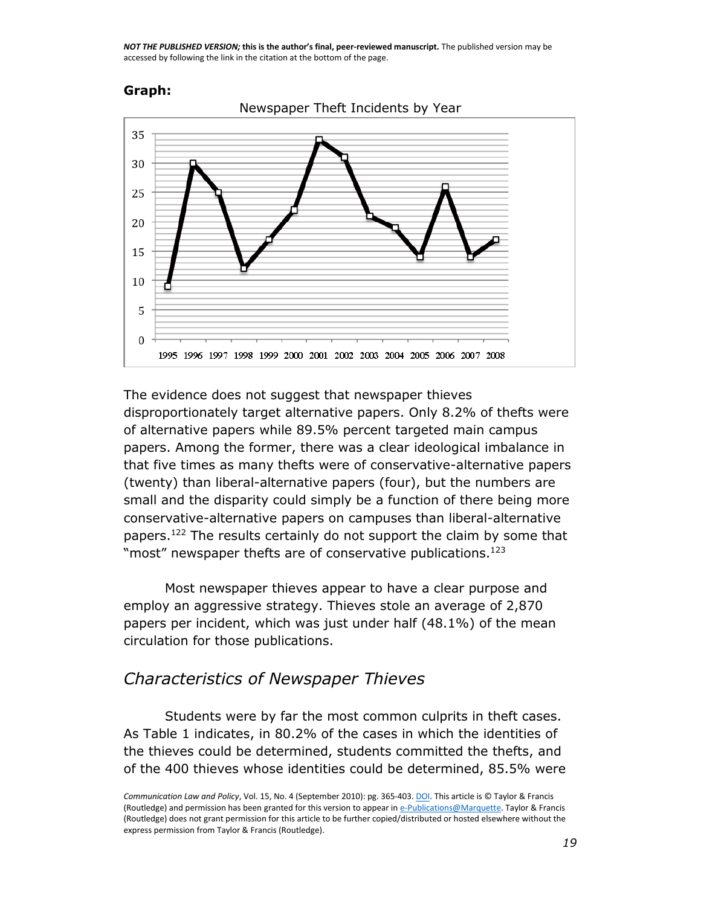**Graph:**

The evidence does not suggest that newspaper thieves disproportionately target alternative papers. Only 8.2% of thefts were of alternative papers while 89.5% percent targeted main campus papers. Among the former, there was a clear ideological imbalance in that five times as many thefts were of conservative-alternative papers (twenty) than liberal-alternative papers (four), but the numbers are small and the disparity could simply be a function of there being more conservative-alternative papers on campuses than liberal-alternative papers.[122] The results certainly do not support the claim by some that "most" newspaper thefts are of conservative publications.[123]

Most newspaper thieves appear to have a clear purpose and employ an aggressive strategy. Thieves stole an average of 2,870 papers per incident, which was just under half (48.1%) of the mean circulation for those publications.

## *Characteristics of Newspaper Thieves*

Students were by far the most common culprits in theft cases. As Table 1 indicates, in 80.2% of the cases in which the identities of the thieves could be determined, students committed the thefts, and of the 400 thieves whose identities could be determined, 85.5% were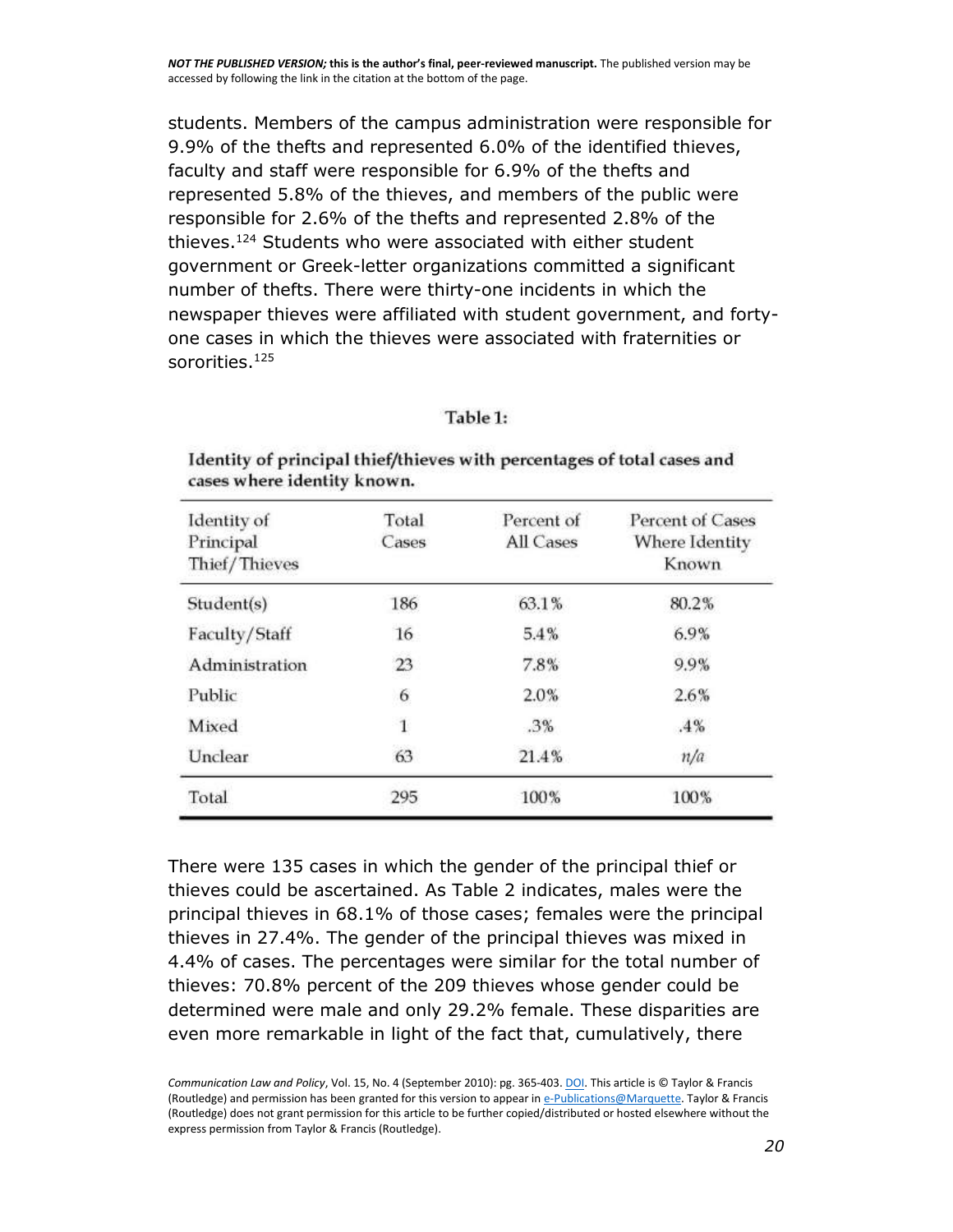students. Members of the campus administration were responsible for 9.9% of the thefts and represented 6.0% of the identified thieves, faculty and staff were responsible for 6.9% of the thefts and represented 5.8% of the thieves, and members of the public were responsible for 2.6% of the thefts and represented 2.8% of the thieves.[124] Students who were associated with either student government or Greek-letter organizations committed a significant number of thefts. There were thirty-one incidents in which the newspaper thieves were affiliated with student government, and forty-one cases in which the thieves were associated with fraternities or sororities.[125]

Table 1:

**Identity of principal thief/thieves with percentages of total cases and cases where identity known.**

| Identity of Principal Thief/Thieves | Total Cases | Percent of All Cases | Percent of Cases Where Identity Known |
|---|---|---|---|
| Student(s) | 186 | 63.1% | 80.2% |
| Faculty/Staff | 16 | 5.4% | 6.9% |
| Administration | 23 | 7.8% | 9.9% |
| Public | 6 | 2.0% | 2.6% |
| Mixed | 1 | .3% | .4% |
| Unclear | 63 | 21.4% | *n/a* |
| Total | 295 | 100% | 100% |

There were 135 cases in which the gender of the principal thief or thieves could be ascertained. As Table 2 indicates, males were the principal thieves in 68.1% of those cases; females were the principal thieves in 27.4%. The gender of the principal thieves was mixed in 4.4% of cases. The percentages were similar for the total number of thieves: 70.8% percent of the 209 thieves whose gender could be determined were male and only 29.2% female. These disparities are even more remarkable in light of the fact that, cumulatively, there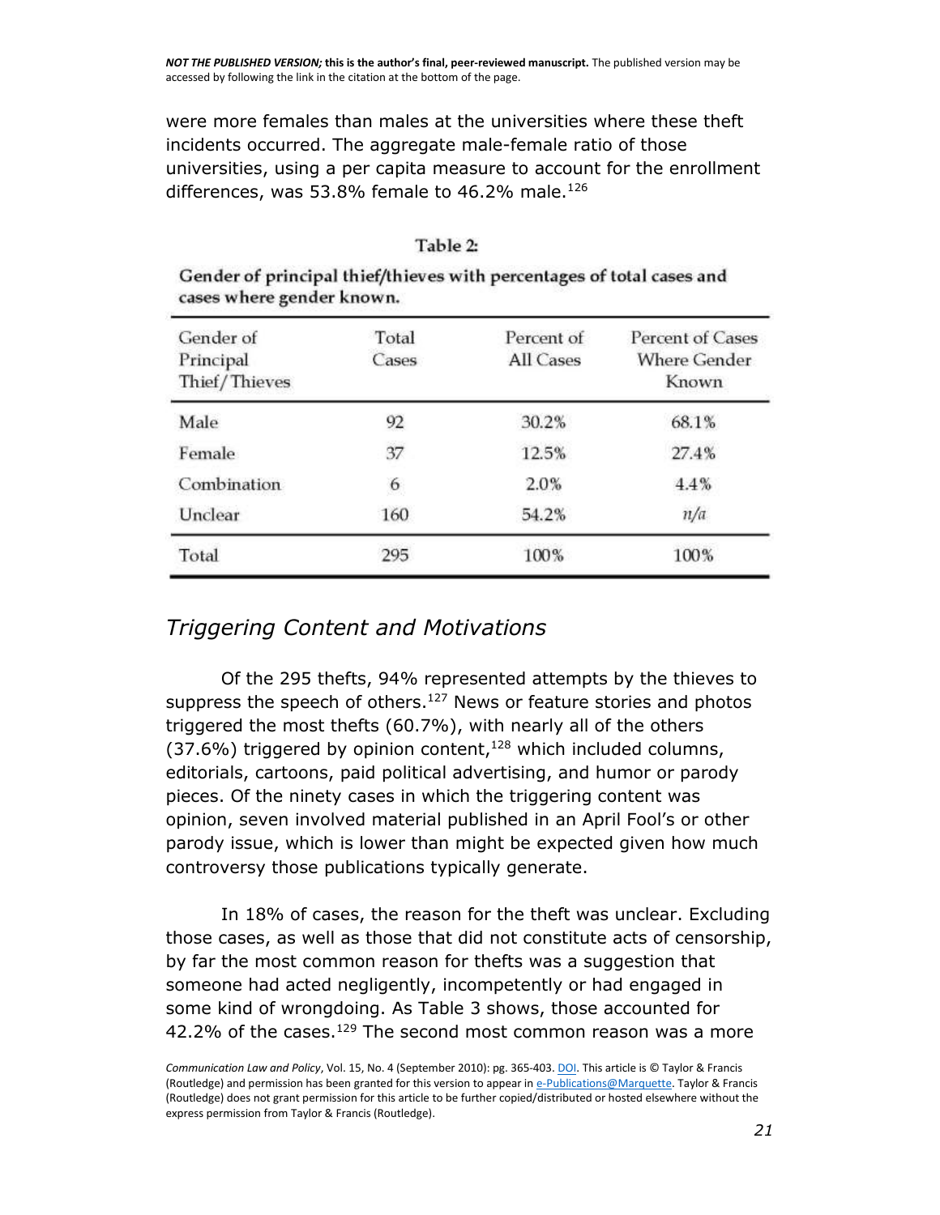were more females than males at the universities where these theft incidents occurred. The aggregate male-female ratio of those universities, using a per capita measure to account for the enrollment differences, was 53.8% female to 46.2% male.[126]

Table 2:

Gender of principal thief/thieves with percentages of total cases and cases where gender known.

| Gender of Principal Thief/Thieves | Total Cases | Percent of All Cases | Percent of Cases Where Gender Known |
|---|---|---|---|
| Male | 92 | 30.2% | 68.1% |
| Female | 37 | 12.5% | 27.4% |
| Combination | 6 | 2.0% | 4.4% |
| Unclear | 160 | 54.2% | *n/a* |
| Total | 295 | 100% | 100% |

## *Triggering Content and Motivations*

Of the 295 thefts, 94% represented attempts by the thieves to suppress the speech of others.[127] News or feature stories and photos triggered the most thefts (60.7%), with nearly all of the others (37.6%) triggered by opinion content,[128] which included columns, editorials, cartoons, paid political advertising, and humor or parody pieces. Of the ninety cases in which the triggering content was opinion, seven involved material published in an April Fool's or other parody issue, which is lower than might be expected given how much controversy those publications typically generate.

In 18% of cases, the reason for the theft was unclear. Excluding those cases, as well as those that did not constitute acts of censorship, by far the most common reason for thefts was a suggestion that someone had acted negligently, incompetently or had engaged in some kind of wrongdoing. As Table 3 shows, those accounted for 42.2% of the cases.[129] The second most common reason was a more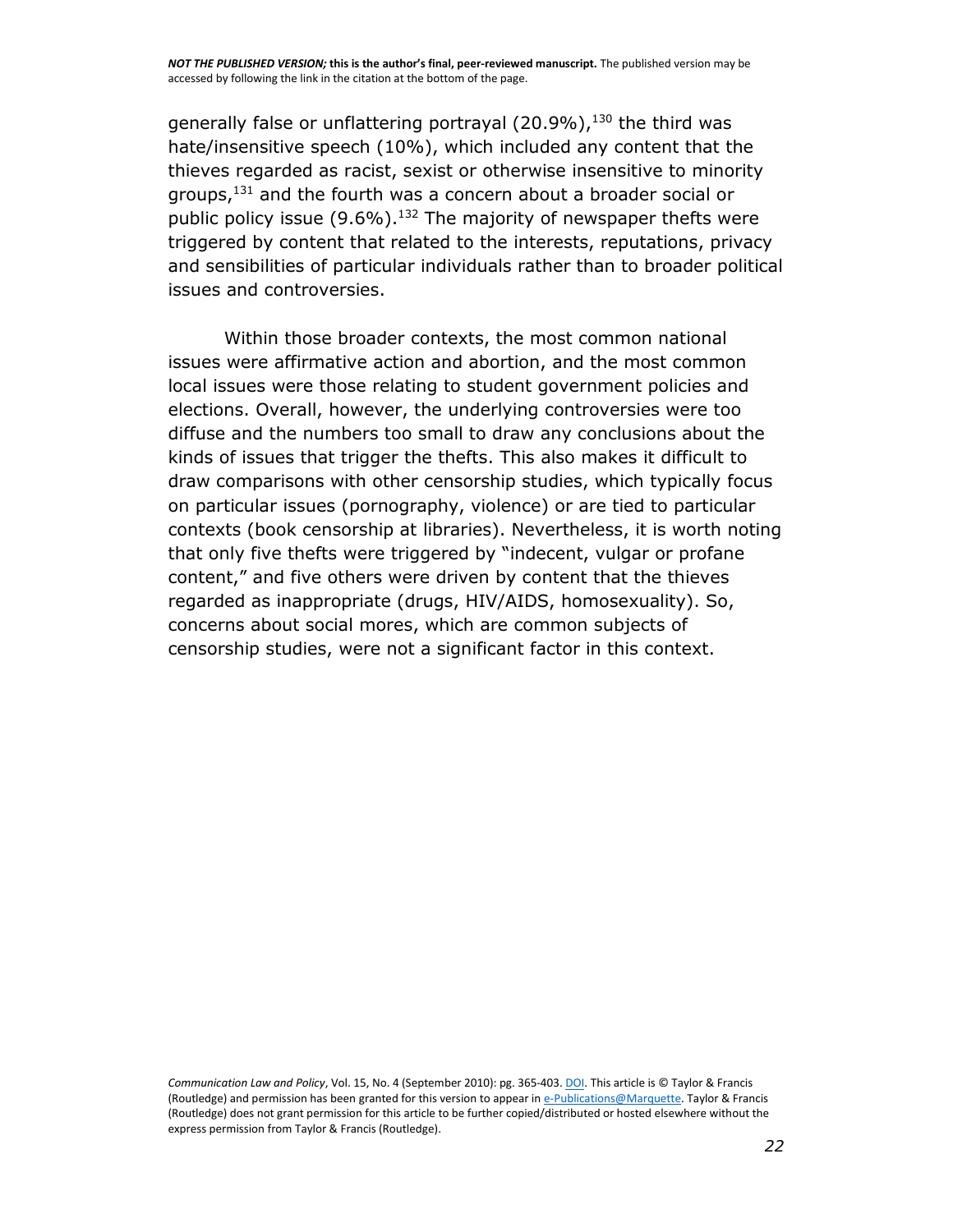generally false or unflattering portrayal (20.9%),[130] the third was hate/insensitive speech (10%), which included any content that the thieves regarded as racist, sexist or otherwise insensitive to minority groups,[131] and the fourth was a concern about a broader social or public policy issue (9.6%).[132] The majority of newspaper thefts were triggered by content that related to the interests, reputations, privacy and sensibilities of particular individuals rather than to broader political issues and controversies.

Within those broader contexts, the most common national issues were affirmative action and abortion, and the most common local issues were those relating to student government policies and elections. Overall, however, the underlying controversies were too diffuse and the numbers too small to draw any conclusions about the kinds of issues that trigger the thefts. This also makes it difficult to draw comparisons with other censorship studies, which typically focus on particular issues (pornography, violence) or are tied to particular contexts (book censorship at libraries). Nevertheless, it is worth noting that only five thefts were triggered by "indecent, vulgar or profane content," and five others were driven by content that the thieves regarded as inappropriate (drugs, HIV/AIDS, homosexuality). So, concerns about social mores, which are common subjects of censorship studies, were not a significant factor in this context.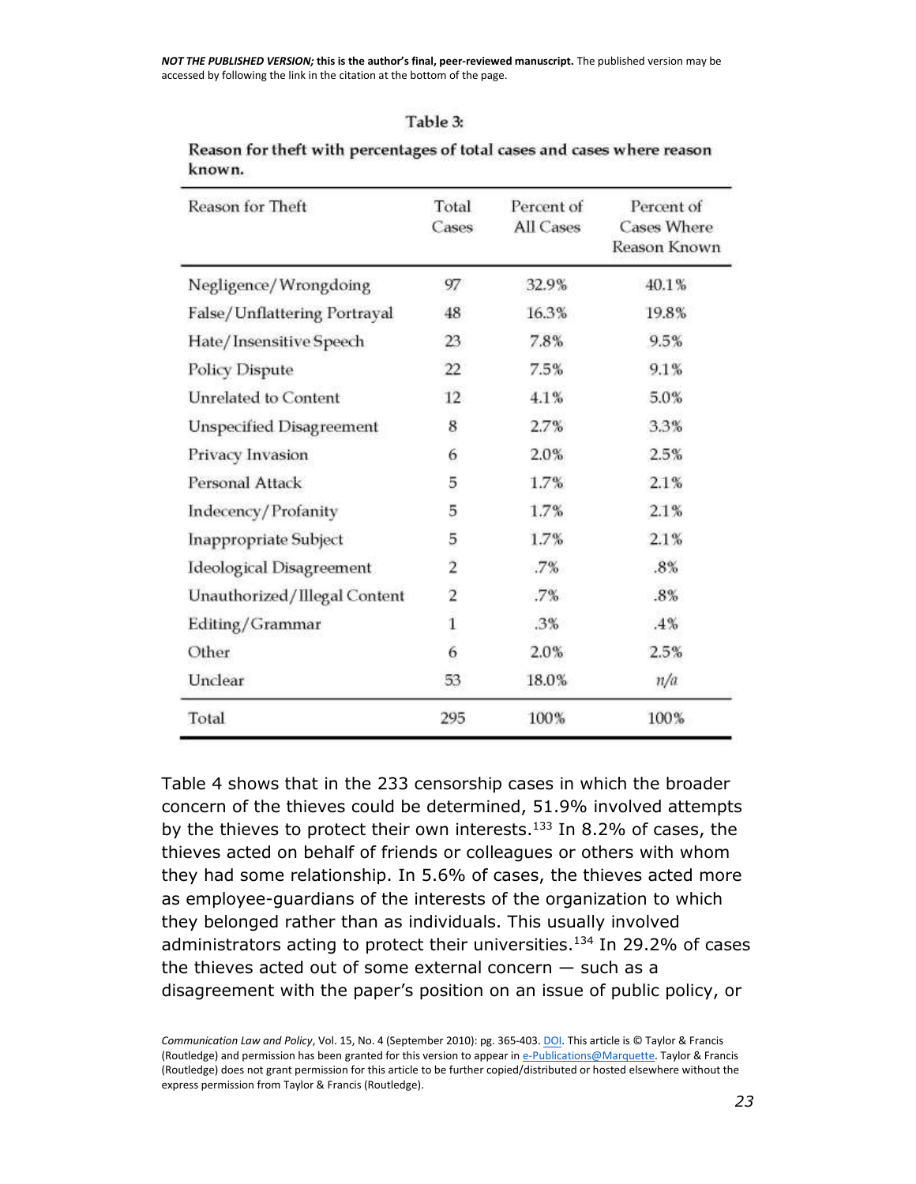Table 3:

**Reason for theft with percentages of total cases and cases where reason known.**

| Reason for Theft | Total Cases | Percent of All Cases | Percent of Cases Where Reason Known |
|---|---|---|---|
| Negligence/Wrongdoing | 97 | 32.9% | 40.1% |
| False/Unflattering Portrayal | 48 | 16.3% | 19.8% |
| Hate/Insensitive Speech | 23 | 7.8% | 9.5% |
| Policy Dispute | 22 | 7.5% | 9.1% |
| Unrelated to Content | 12 | 4.1% | 5.0% |
| Unspecified Disagreement | 8 | 2.7% | 3.3% |
| Privacy Invasion | 6 | 2.0% | 2.5% |
| Personal Attack | 5 | 1.7% | 2.1% |
| Indecency/Profanity | 5 | 1.7% | 2.1% |
| Inappropriate Subject | 5 | 1.7% | 2.1% |
| Ideological Disagreement | 2 | .7% | .8% |
| Unauthorized/Illegal Content | 2 | .7% | .8% |
| Editing/Grammar | 1 | .3% | .4% |
| Other | 6 | 2.0% | 2.5% |
| Unclear | 53 | 18.0% | *n/a* |
| Total | 295 | 100% | 100% |

Table 4 shows that in the 233 censorship cases in which the broader concern of the thieves could be determined, 51.9% involved attempts by the thieves to protect their own interests.[133] In 8.2% of cases, the thieves acted on behalf of friends or colleagues or others with whom they had some relationship. In 5.6% of cases, the thieves acted more as employee-guardians of the interests of the organization to which they belonged rather than as individuals. This usually involved administrators acting to protect their universities.[134] In 29.2% of cases the thieves acted out of some external concern — such as a disagreement with the paper's position on an issue of public policy, or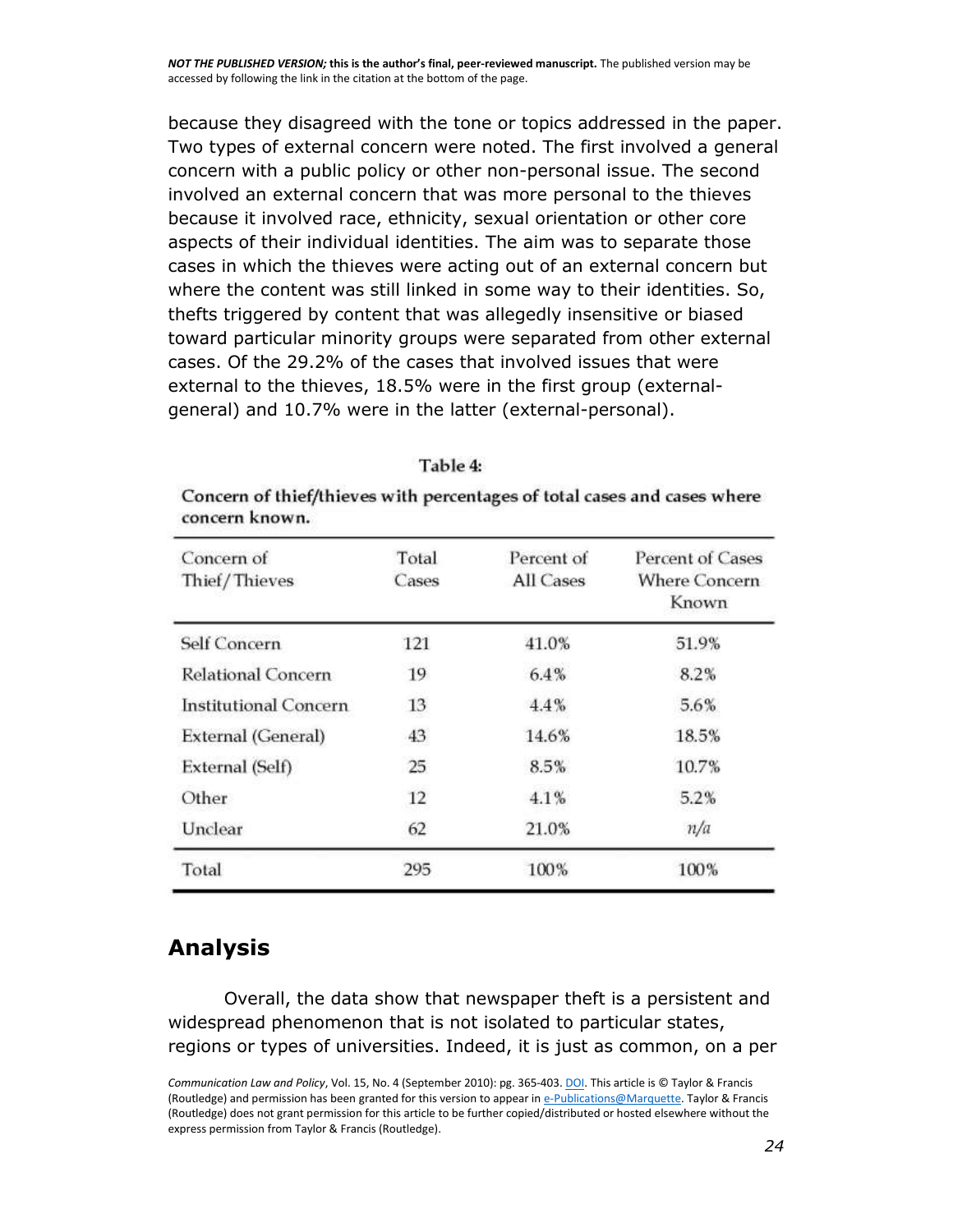because they disagreed with the tone or topics addressed in the paper. Two types of external concern were noted. The first involved a general concern with a public policy or other non-personal issue. The second involved an external concern that was more personal to the thieves because it involved race, ethnicity, sexual orientation or other core aspects of their individual identities. The aim was to separate those cases in which the thieves were acting out of an external concern but where the content was still linked in some way to their identities. So, thefts triggered by content that was allegedly insensitive or biased toward particular minority groups were separated from other external cases. Of the 29.2% of the cases that involved issues that were external to the thieves, 18.5% were in the first group (external-general) and 10.7% were in the latter (external-personal).

**Table 4:**

**Concern of thief/thieves with percentages of total cases and cases where concern known.**

| Concern of Thief/Thieves | Total Cases | Percent of All Cases | Percent of Cases Where Concern Known |
|---|---|---|---|
| Self Concern | 121 | 41.0% | 51.9% |
| Relational Concern | 19 | 6.4% | 8.2% |
| Institutional Concern | 13 | 4.4% | 5.6% |
| External (General) | 43 | 14.6% | 18.5% |
| External (Self) | 25 | 8.5% | 10.7% |
| Other | 12 | 4.1% | 5.2% |
| Unclear | 62 | 21.0% | *n/a* |
| Total | 295 | 100% | 100% |

## Analysis

Overall, the data show that newspaper theft is a persistent and widespread phenomenon that is not isolated to particular states, regions or types of universities. Indeed, it is just as common, on a per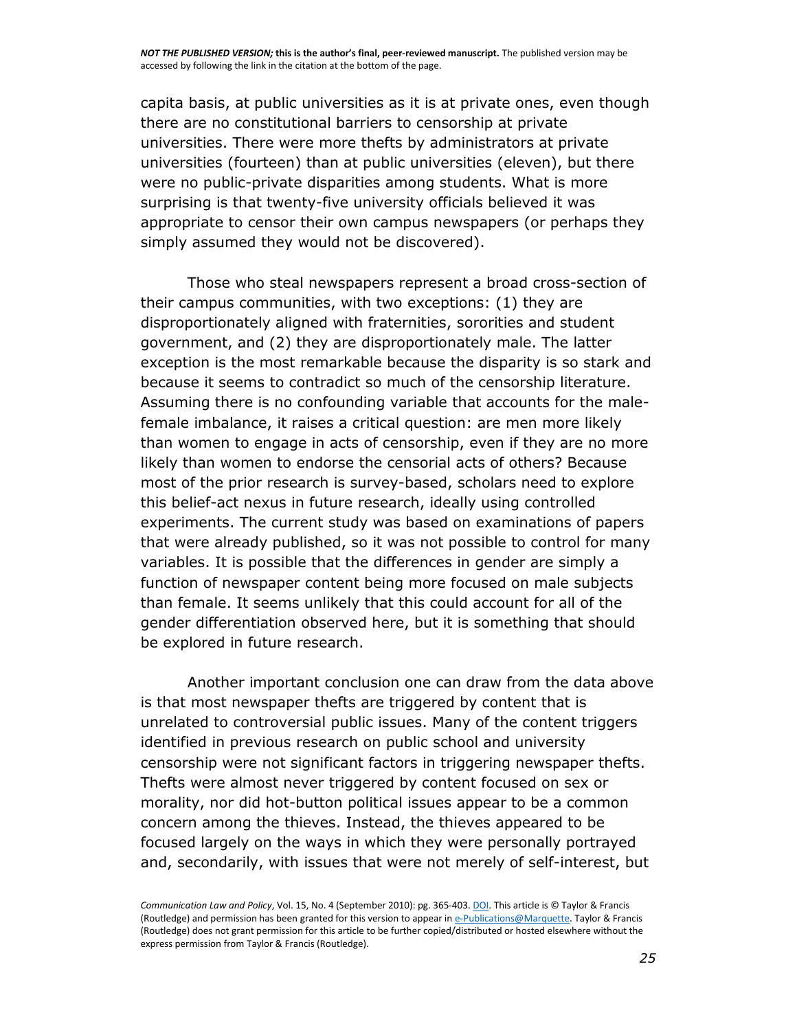capita basis, at public universities as it is at private ones, even though there are no constitutional barriers to censorship at private universities. There were more thefts by administrators at private universities (fourteen) than at public universities (eleven), but there were no public-private disparities among students. What is more surprising is that twenty-five university officials believed it was appropriate to censor their own campus newspapers (or perhaps they simply assumed they would not be discovered).

Those who steal newspapers represent a broad cross-section of their campus communities, with two exceptions: (1) they are disproportionately aligned with fraternities, sororities and student government, and (2) they are disproportionately male. The latter exception is the most remarkable because the disparity is so stark and because it seems to contradict so much of the censorship literature. Assuming there is no confounding variable that accounts for the male-female imbalance, it raises a critical question: are men more likely than women to engage in acts of censorship, even if they are no more likely than women to endorse the censorial acts of others? Because most of the prior research is survey-based, scholars need to explore this belief-act nexus in future research, ideally using controlled experiments. The current study was based on examinations of papers that were already published, so it was not possible to control for many variables. It is possible that the differences in gender are simply a function of newspaper content being more focused on male subjects than female. It seems unlikely that this could account for all of the gender differentiation observed here, but it is something that should be explored in future research.

Another important conclusion one can draw from the data above is that most newspaper thefts are triggered by content that is unrelated to controversial public issues. Many of the content triggers identified in previous research on public school and university censorship were not significant factors in triggering newspaper thefts. Thefts were almost never triggered by content focused on sex or morality, nor did hot-button political issues appear to be a common concern among the thieves. Instead, the thieves appeared to be focused largely on the ways in which they were personally portrayed and, secondarily, with issues that were not merely of self-interest, but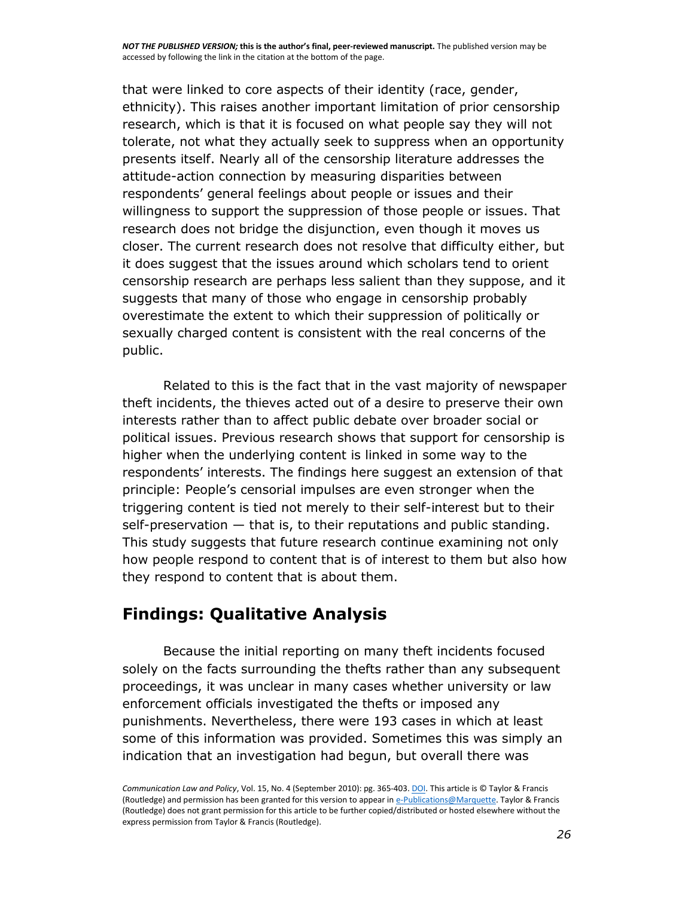that were linked to core aspects of their identity (race, gender, ethnicity). This raises another important limitation of prior censorship research, which is that it is focused on what people say they will not tolerate, not what they actually seek to suppress when an opportunity presents itself. Nearly all of the censorship literature addresses the attitude-action connection by measuring disparities between respondents' general feelings about people or issues and their willingness to support the suppression of those people or issues. That research does not bridge the disjunction, even though it moves us closer. The current research does not resolve that difficulty either, but it does suggest that the issues around which scholars tend to orient censorship research are perhaps less salient than they suppose, and it suggests that many of those who engage in censorship probably overestimate the extent to which their suppression of politically or sexually charged content is consistent with the real concerns of the public.

Related to this is the fact that in the vast majority of newspaper theft incidents, the thieves acted out of a desire to preserve their own interests rather than to affect public debate over broader social or political issues. Previous research shows that support for censorship is higher when the underlying content is linked in some way to the respondents' interests. The findings here suggest an extension of that principle: People's censorial impulses are even stronger when the triggering content is tied not merely to their self-interest but to their self-preservation — that is, to their reputations and public standing. This study suggests that future research continue examining not only how people respond to content that is of interest to them but also how they respond to content that is about them.

## Findings: Qualitative Analysis

Because the initial reporting on many theft incidents focused solely on the facts surrounding the thefts rather than any subsequent proceedings, it was unclear in many cases whether university or law enforcement officials investigated the thefts or imposed any punishments. Nevertheless, there were 193 cases in which at least some of this information was provided. Sometimes this was simply an indication that an investigation had begun, but overall there was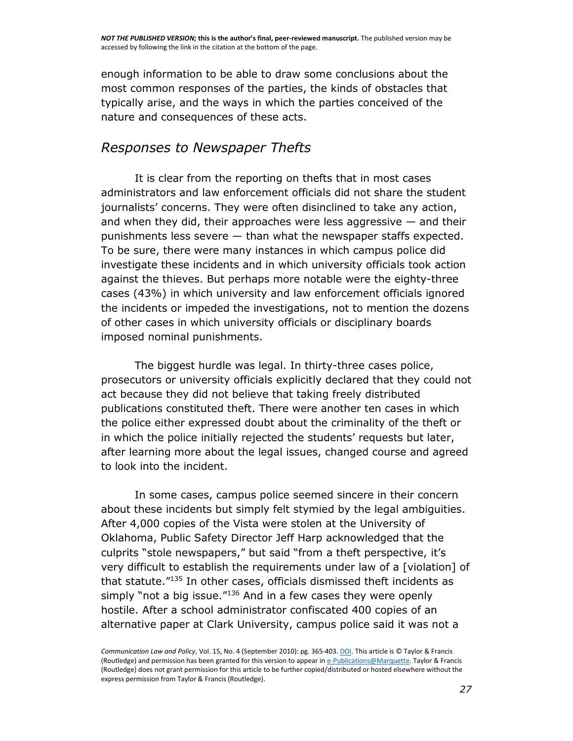enough information to be able to draw some conclusions about the most common responses of the parties, the kinds of obstacles that typically arise, and the ways in which the parties conceived of the nature and consequences of these acts.

## *Responses to Newspaper Thefts*

It is clear from the reporting on thefts that in most cases administrators and law enforcement officials did not share the student journalists' concerns. They were often disinclined to take any action, and when they did, their approaches were less aggressive — and their punishments less severe — than what the newspaper staffs expected. To be sure, there were many instances in which campus police did investigate these incidents and in which university officials took action against the thieves. But perhaps more notable were the eighty-three cases (43%) in which university and law enforcement officials ignored the incidents or impeded the investigations, not to mention the dozens of other cases in which university officials or disciplinary boards imposed nominal punishments.

The biggest hurdle was legal. In thirty-three cases police, prosecutors or university officials explicitly declared that they could not act because they did not believe that taking freely distributed publications constituted theft. There were another ten cases in which the police either expressed doubt about the criminality of the theft or in which the police initially rejected the students' requests but later, after learning more about the legal issues, changed course and agreed to look into the incident.

In some cases, campus police seemed sincere in their concern about these incidents but simply felt stymied by the legal ambiguities. After 4,000 copies of the Vista were stolen at the University of Oklahoma, Public Safety Director Jeff Harp acknowledged that the culprits "stole newspapers," but said "from a theft perspective, it's very difficult to establish the requirements under law of a [violation] of that statute."[135] In other cases, officials dismissed theft incidents as simply "not a big issue."[136] And in a few cases they were openly hostile. After a school administrator confiscated 400 copies of an alternative paper at Clark University, campus police said it was not a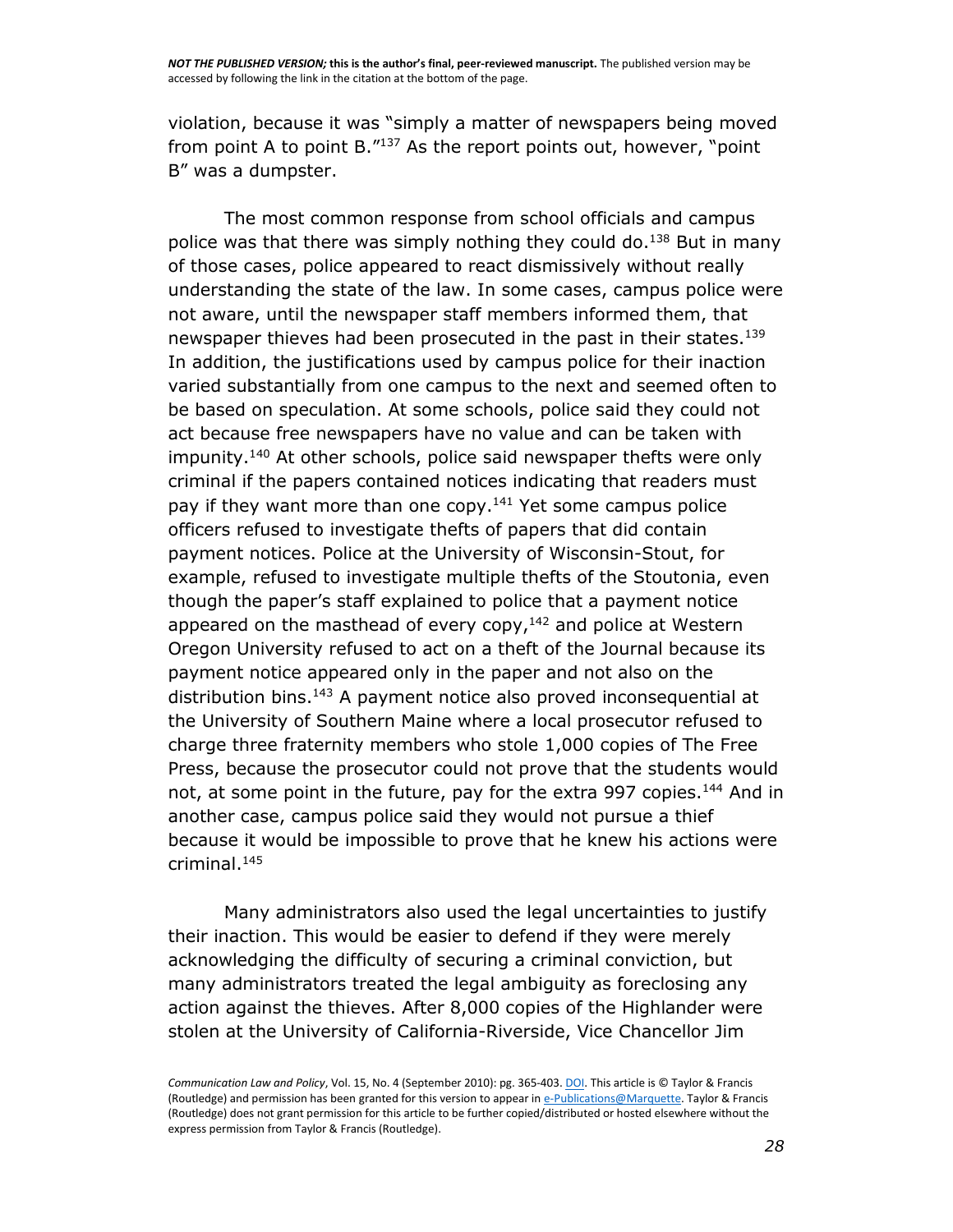violation, because it was "simply a matter of newspapers being moved from point A to point B."[137] As the report points out, however, "point B" was a dumpster.

The most common response from school officials and campus police was that there was simply nothing they could do.[138] But in many of those cases, police appeared to react dismissively without really understanding the state of the law. In some cases, campus police were not aware, until the newspaper staff members informed them, that newspaper thieves had been prosecuted in the past in their states.[139] In addition, the justifications used by campus police for their inaction varied substantially from one campus to the next and seemed often to be based on speculation. At some schools, police said they could not act because free newspapers have no value and can be taken with impunity.[140] At other schools, police said newspaper thefts were only criminal if the papers contained notices indicating that readers must pay if they want more than one copy.[141] Yet some campus police officers refused to investigate thefts of papers that did contain payment notices. Police at the University of Wisconsin-Stout, for example, refused to investigate multiple thefts of the Stoutonia, even though the paper's staff explained to police that a payment notice appeared on the masthead of every copy,[142] and police at Western Oregon University refused to act on a theft of the Journal because its payment notice appeared only in the paper and not also on the distribution bins.[143] A payment notice also proved inconsequential at the University of Southern Maine where a local prosecutor refused to charge three fraternity members who stole 1,000 copies of The Free Press, because the prosecutor could not prove that the students would not, at some point in the future, pay for the extra 997 copies.[144] And in another case, campus police said they would not pursue a thief because it would be impossible to prove that he knew his actions were criminal.[145]

Many administrators also used the legal uncertainties to justify their inaction. This would be easier to defend if they were merely acknowledging the difficulty of securing a criminal conviction, but many administrators treated the legal ambiguity as foreclosing any action against the thieves. After 8,000 copies of the Highlander were stolen at the University of California-Riverside, Vice Chancellor Jim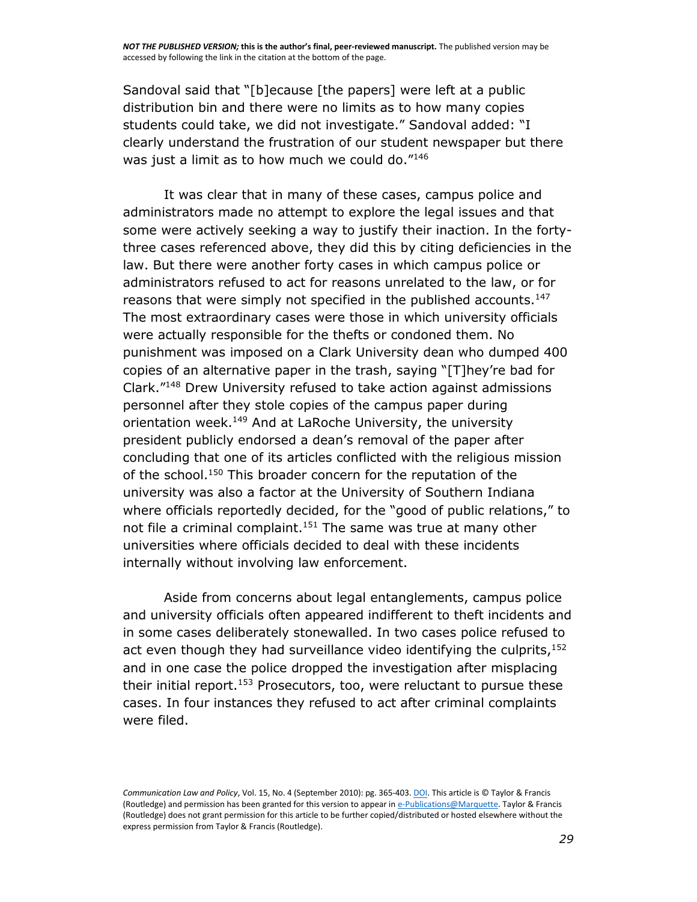Sandoval said that "[b]ecause [the papers] were left at a public distribution bin and there were no limits as to how many copies students could take, we did not investigate." Sandoval added: "I clearly understand the frustration of our student newspaper but there was just a limit as to how much we could do."[146]

It was clear that in many of these cases, campus police and administrators made no attempt to explore the legal issues and that some were actively seeking a way to justify their inaction. In the forty-three cases referenced above, they did this by citing deficiencies in the law. But there were another forty cases in which campus police or administrators refused to act for reasons unrelated to the law, or for reasons that were simply not specified in the published accounts.[147] The most extraordinary cases were those in which university officials were actually responsible for the thefts or condoned them. No punishment was imposed on a Clark University dean who dumped 400 copies of an alternative paper in the trash, saying "[T]hey're bad for Clark."[148] Drew University refused to take action against admissions personnel after they stole copies of the campus paper during orientation week.[149] And at LaRoche University, the university president publicly endorsed a dean's removal of the paper after concluding that one of its articles conflicted with the religious mission of the school.[150] This broader concern for the reputation of the university was also a factor at the University of Southern Indiana where officials reportedly decided, for the "good of public relations," to not file a criminal complaint.[151] The same was true at many other universities where officials decided to deal with these incidents internally without involving law enforcement.

Aside from concerns about legal entanglements, campus police and university officials often appeared indifferent to theft incidents and in some cases deliberately stonewalled. In two cases police refused to act even though they had surveillance video identifying the culprits,[152] and in one case the police dropped the investigation after misplacing their initial report.[153] Prosecutors, too, were reluctant to pursue these cases. In four instances they refused to act after criminal complaints were filed.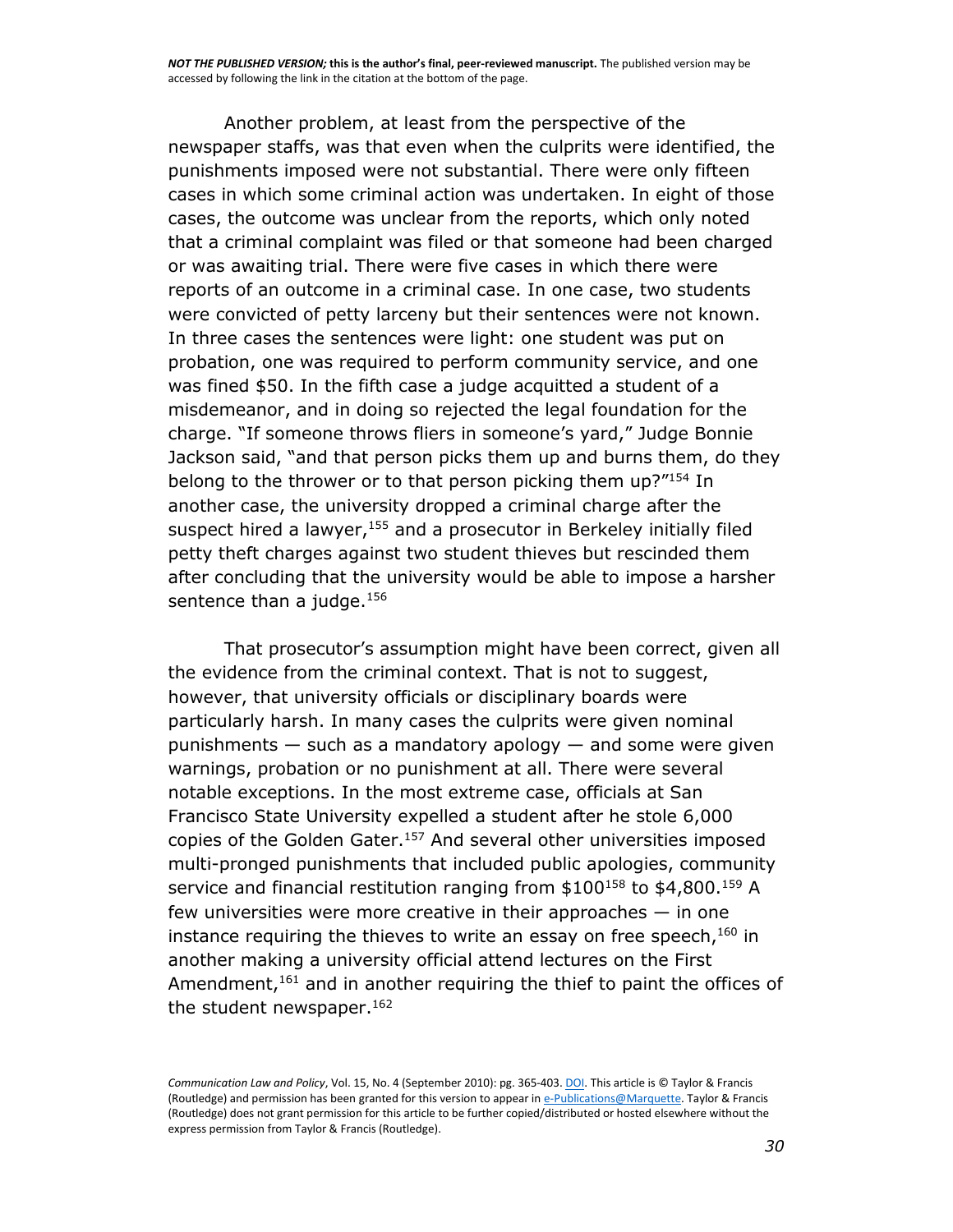Another problem, at least from the perspective of the newspaper staffs, was that even when the culprits were identified, the punishments imposed were not substantial. There were only fifteen cases in which some criminal action was undertaken. In eight of those cases, the outcome was unclear from the reports, which only noted that a criminal complaint was filed or that someone had been charged or was awaiting trial. There were five cases in which there were reports of an outcome in a criminal case. In one case, two students were convicted of petty larceny but their sentences were not known. In three cases the sentences were light: one student was put on probation, one was required to perform community service, and one was fined $50. In the fifth case a judge acquitted a student of a misdemeanor, and in doing so rejected the legal foundation for the charge. "If someone throws fliers in someone's yard," Judge Bonnie Jackson said, "and that person picks them up and burns them, do they belong to the thrower or to that person picking them up?"[154] In another case, the university dropped a criminal charge after the suspect hired a lawyer,[155] and a prosecutor in Berkeley initially filed petty theft charges against two student thieves but rescinded them after concluding that the university would be able to impose a harsher sentence than a judge.[156]

That prosecutor's assumption might have been correct, given all the evidence from the criminal context. That is not to suggest, however, that university officials or disciplinary boards were particularly harsh. In many cases the culprits were given nominal punishments — such as a mandatory apology — and some were given warnings, probation or no punishment at all. There were several notable exceptions. In the most extreme case, officials at San Francisco State University expelled a student after he stole 6,000 copies of the Golden Gater.[157] And several other universities imposed multi-pronged punishments that included public apologies, community service and financial restitution ranging from $100[158] to $4,800.[159] A few universities were more creative in their approaches — in one instance requiring the thieves to write an essay on free speech,[160] in another making a university official attend lectures on the First Amendment,[161] and in another requiring the thief to paint the offices of the student newspaper.[162]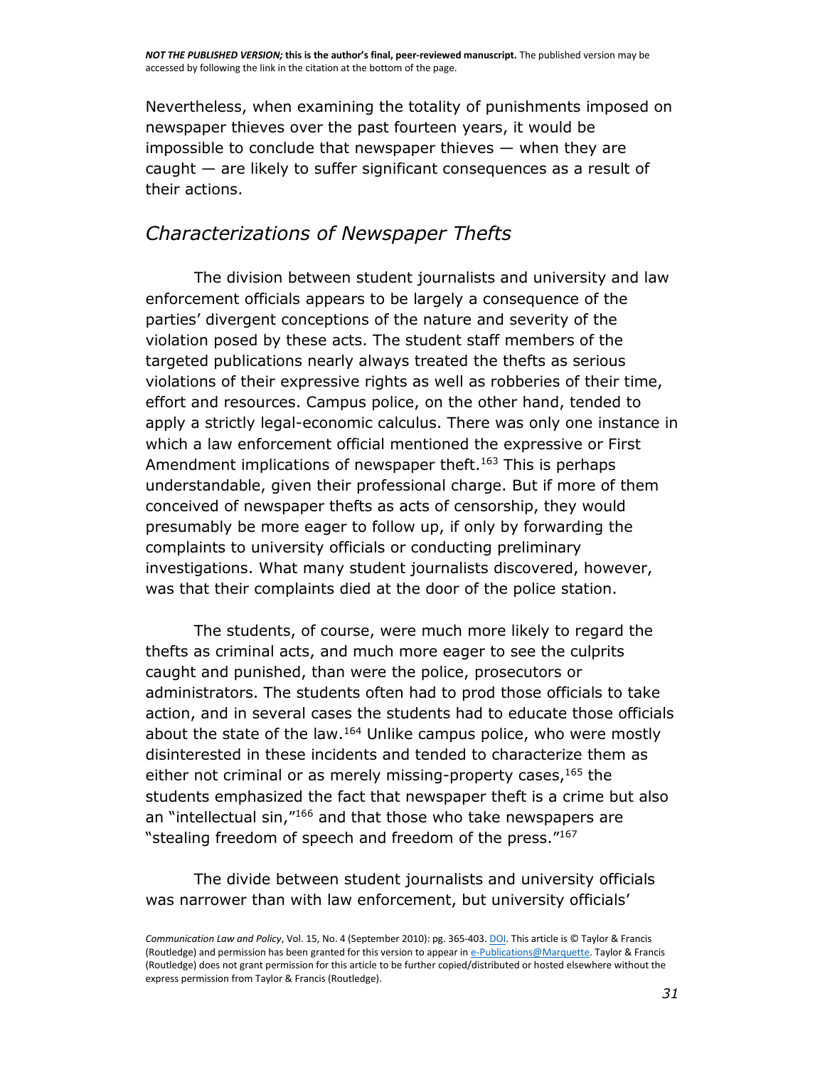Nevertheless, when examining the totality of punishments imposed on newspaper thieves over the past fourteen years, it would be impossible to conclude that newspaper thieves — when they are caught — are likely to suffer significant consequences as a result of their actions.

## *Characterizations of Newspaper Thefts*

The division between student journalists and university and law enforcement officials appears to be largely a consequence of the parties' divergent conceptions of the nature and severity of the violation posed by these acts. The student staff members of the targeted publications nearly always treated the thefts as serious violations of their expressive rights as well as robberies of their time, effort and resources. Campus police, on the other hand, tended to apply a strictly legal-economic calculus. There was only one instance in which a law enforcement official mentioned the expressive or First Amendment implications of newspaper theft.[163] This is perhaps understandable, given their professional charge. But if more of them conceived of newspaper thefts as acts of censorship, they would presumably be more eager to follow up, if only by forwarding the complaints to university officials or conducting preliminary investigations. What many student journalists discovered, however, was that their complaints died at the door of the police station.

The students, of course, were much more likely to regard the thefts as criminal acts, and much more eager to see the culprits caught and punished, than were the police, prosecutors or administrators. The students often had to prod those officials to take action, and in several cases the students had to educate those officials about the state of the law.[164] Unlike campus police, who were mostly disinterested in these incidents and tended to characterize them as either not criminal or as merely missing-property cases,[165] the students emphasized the fact that newspaper theft is a crime but also an "intellectual sin,"[166] and that those who take newspapers are "stealing freedom of speech and freedom of the press."[167]

The divide between student journalists and university officials was narrower than with law enforcement, but university officials'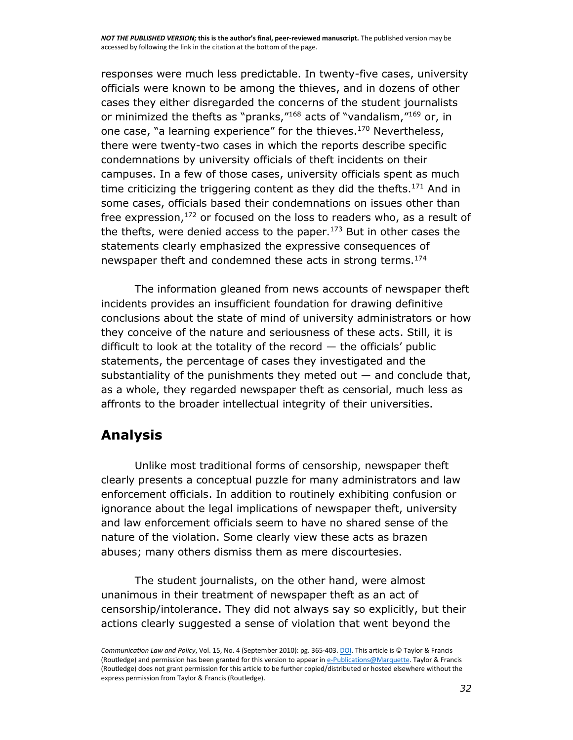responses were much less predictable. In twenty-five cases, university officials were known to be among the thieves, and in dozens of other cases they either disregarded the concerns of the student journalists or minimized the thefts as "pranks,"[168] acts of "vandalism,"[169] or, in one case, "a learning experience" for the thieves.[170] Nevertheless, there were twenty-two cases in which the reports describe specific condemnations by university officials of theft incidents on their campuses. In a few of those cases, university officials spent as much time criticizing the triggering content as they did the thefts.[171] And in some cases, officials based their condemnations on issues other than free expression,[172] or focused on the loss to readers who, as a result of the thefts, were denied access to the paper.[173] But in other cases the statements clearly emphasized the expressive consequences of newspaper theft and condemned these acts in strong terms.[174]

The information gleaned from news accounts of newspaper theft incidents provides an insufficient foundation for drawing definitive conclusions about the state of mind of university administrators or how they conceive of the nature and seriousness of these acts. Still, it is difficult to look at the totality of the record — the officials' public statements, the percentage of cases they investigated and the substantiality of the punishments they meted out — and conclude that, as a whole, they regarded newspaper theft as censorial, much less as affronts to the broader intellectual integrity of their universities.

## Analysis

Unlike most traditional forms of censorship, newspaper theft clearly presents a conceptual puzzle for many administrators and law enforcement officials. In addition to routinely exhibiting confusion or ignorance about the legal implications of newspaper theft, university and law enforcement officials seem to have no shared sense of the nature of the violation. Some clearly view these acts as brazen abuses; many others dismiss them as mere discourtesies.

The student journalists, on the other hand, were almost unanimous in their treatment of newspaper theft as an act of censorship/intolerance. They did not always say so explicitly, but their actions clearly suggested a sense of violation that went beyond the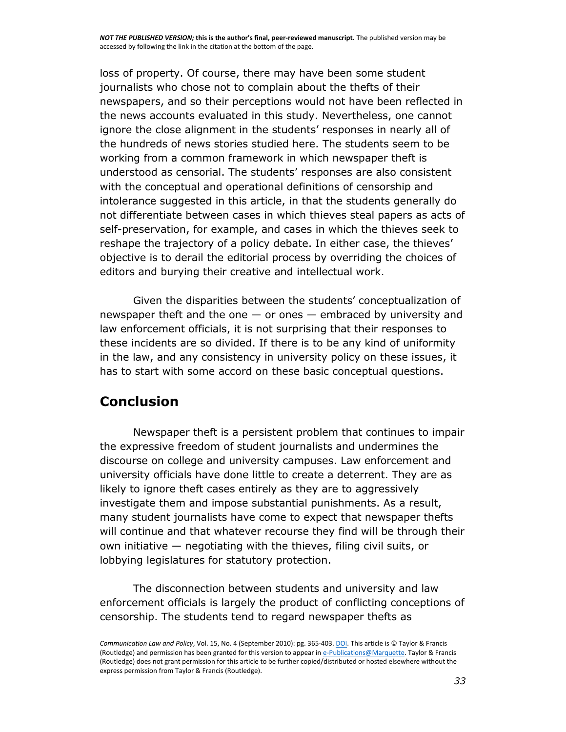loss of property. Of course, there may have been some student journalists who chose not to complain about the thefts of their newspapers, and so their perceptions would not have been reflected in the news accounts evaluated in this study. Nevertheless, one cannot ignore the close alignment in the students' responses in nearly all of the hundreds of news stories studied here. The students seem to be working from a common framework in which newspaper theft is understood as censorial. The students' responses are also consistent with the conceptual and operational definitions of censorship and intolerance suggested in this article, in that the students generally do not differentiate between cases in which thieves steal papers as acts of self-preservation, for example, and cases in which the thieves seek to reshape the trajectory of a policy debate. In either case, the thieves' objective is to derail the editorial process by overriding the choices of editors and burying their creative and intellectual work.

Given the disparities between the students' conceptualization of newspaper theft and the one — or ones — embraced by university and law enforcement officials, it is not surprising that their responses to these incidents are so divided. If there is to be any kind of uniformity in the law, and any consistency in university policy on these issues, it has to start with some accord on these basic conceptual questions.

## Conclusion

Newspaper theft is a persistent problem that continues to impair the expressive freedom of student journalists and undermines the discourse on college and university campuses. Law enforcement and university officials have done little to create a deterrent. They are as likely to ignore theft cases entirely as they are to aggressively investigate them and impose substantial punishments. As a result, many student journalists have come to expect that newspaper thefts will continue and that whatever recourse they find will be through their own initiative — negotiating with the thieves, filing civil suits, or lobbying legislatures for statutory protection.

The disconnection between students and university and law enforcement officials is largely the product of conflicting conceptions of censorship. The students tend to regard newspaper thefts as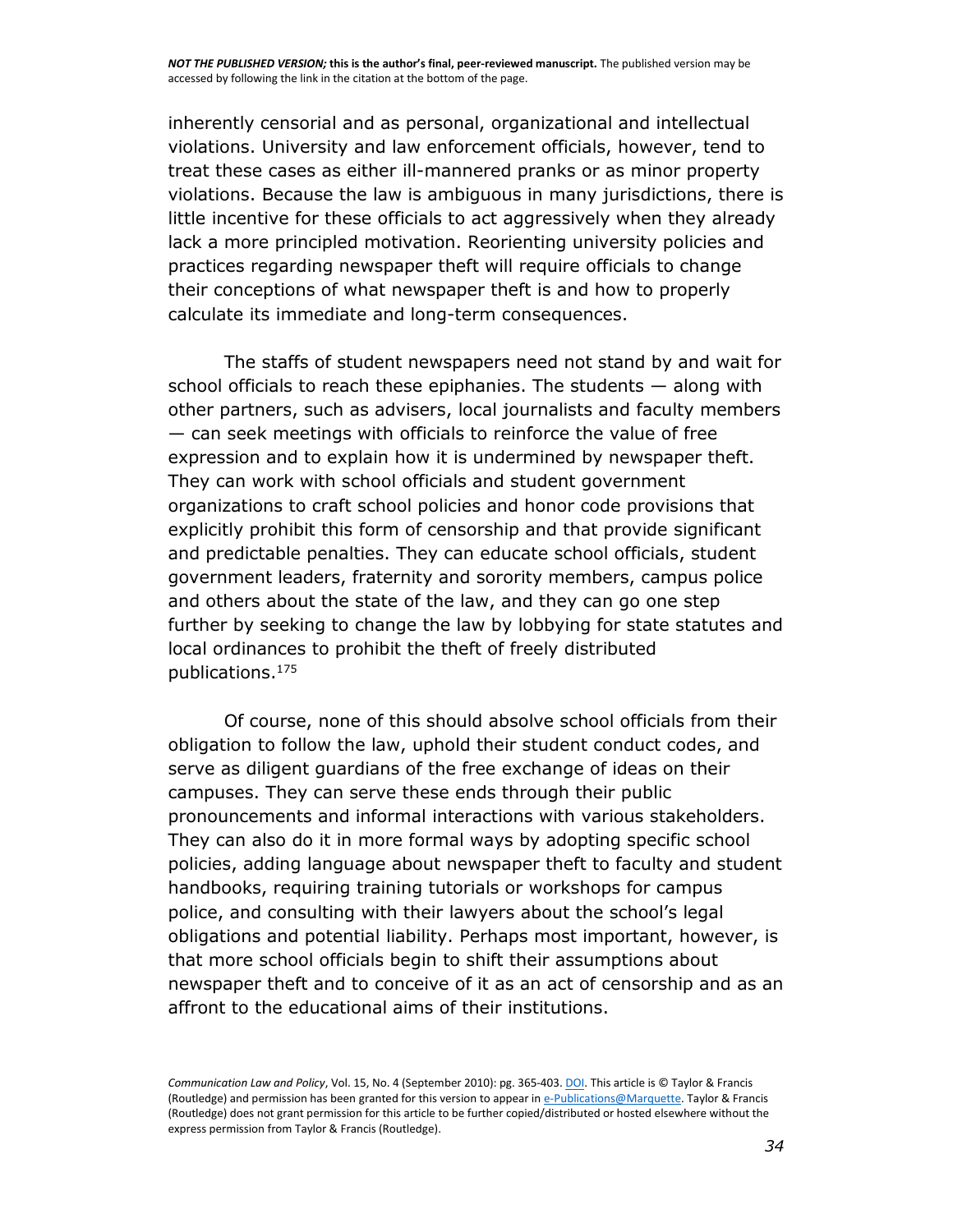inherently censorial and as personal, organizational and intellectual violations. University and law enforcement officials, however, tend to treat these cases as either ill-mannered pranks or as minor property violations. Because the law is ambiguous in many jurisdictions, there is little incentive for these officials to act aggressively when they already lack a more principled motivation. Reorienting university policies and practices regarding newspaper theft will require officials to change their conceptions of what newspaper theft is and how to properly calculate its immediate and long-term consequences.

The staffs of student newspapers need not stand by and wait for school officials to reach these epiphanies. The students — along with other partners, such as advisers, local journalists and faculty members — can seek meetings with officials to reinforce the value of free expression and to explain how it is undermined by newspaper theft. They can work with school officials and student government organizations to craft school policies and honor code provisions that explicitly prohibit this form of censorship and that provide significant and predictable penalties. They can educate school officials, student government leaders, fraternity and sorority members, campus police and others about the state of the law, and they can go one step further by seeking to change the law by lobbying for state statutes and local ordinances to prohibit the theft of freely distributed publications.[175]

Of course, none of this should absolve school officials from their obligation to follow the law, uphold their student conduct codes, and serve as diligent guardians of the free exchange of ideas on their campuses. They can serve these ends through their public pronouncements and informal interactions with various stakeholders. They can also do it in more formal ways by adopting specific school policies, adding language about newspaper theft to faculty and student handbooks, requiring training tutorials or workshops for campus police, and consulting with their lawyers about the school's legal obligations and potential liability. Perhaps most important, however, is that more school officials begin to shift their assumptions about newspaper theft and to conceive of it as an act of censorship and as an affront to the educational aims of their institutions.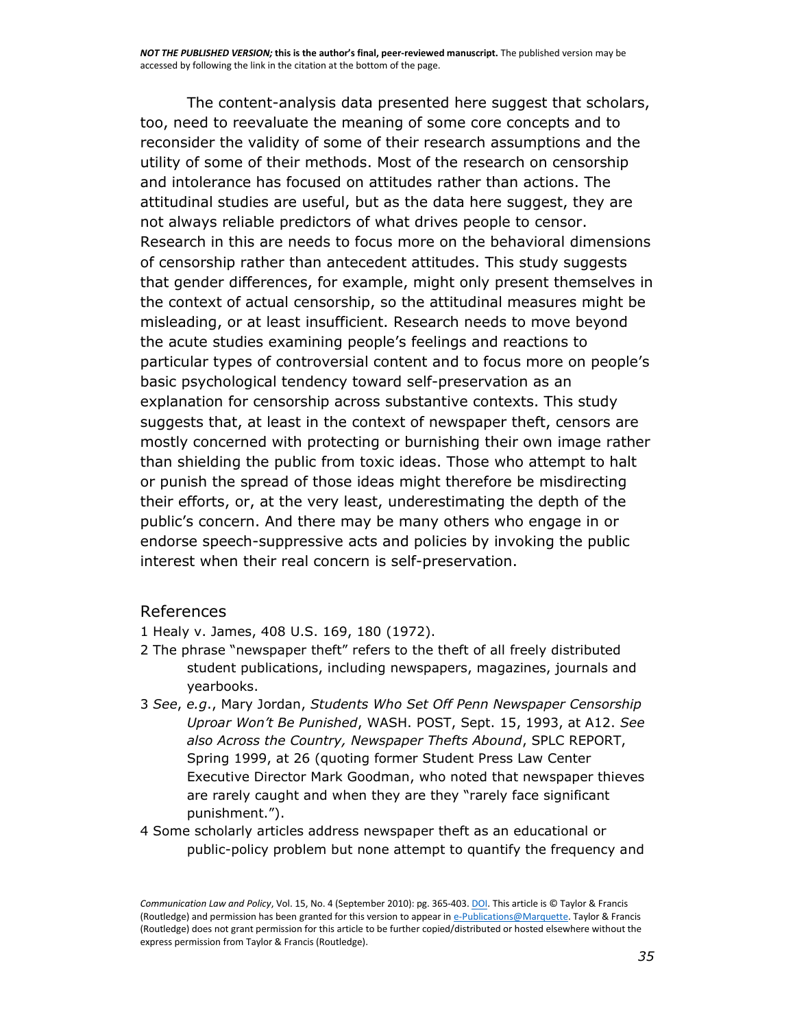The content-analysis data presented here suggest that scholars, too, need to reevaluate the meaning of some core concepts and to reconsider the validity of some of their research assumptions and the utility of some of their methods. Most of the research on censorship and intolerance has focused on attitudes rather than actions. The attitudinal studies are useful, but as the data here suggest, they are not always reliable predictors of what drives people to censor. Research in this are needs to focus more on the behavioral dimensions of censorship rather than antecedent attitudes. This study suggests that gender differences, for example, might only present themselves in the context of actual censorship, so the attitudinal measures might be misleading, or at least insufficient. Research needs to move beyond the acute studies examining people's feelings and reactions to particular types of controversial content and to focus more on people's basic psychological tendency toward self-preservation as an explanation for censorship across substantive contexts. This study suggests that, at least in the context of newspaper theft, censors are mostly concerned with protecting or burnishing their own image rather than shielding the public from toxic ideas. Those who attempt to halt or punish the spread of those ideas might therefore be misdirecting their efforts, or, at the very least, underestimating the depth of the public's concern. And there may be many others who engage in or endorse speech-suppressive acts and policies by invoking the public interest when their real concern is self-preservation.

## References

1 Healy v. James, 408 U.S. 169, 180 (1972).

2 The phrase "newspaper theft" refers to the theft of all freely distributed student publications, including newspapers, magazines, journals and yearbooks.

3 *See*, *e.g*., Mary Jordan, *Students Who Set Off Penn Newspaper Censorship Uproar Won't Be Punished*, WASH. POST, Sept. 15, 1993, at A12. *See also Across the Country, Newspaper Thefts Abound*, SPLC REPORT, Spring 1999, at 26 (quoting former Student Press Law Center Executive Director Mark Goodman, who noted that newspaper thieves are rarely caught and when they are they "rarely face significant punishment.").

4 Some scholarly articles address newspaper theft as an educational or public-policy problem but none attempt to quantify the frequency and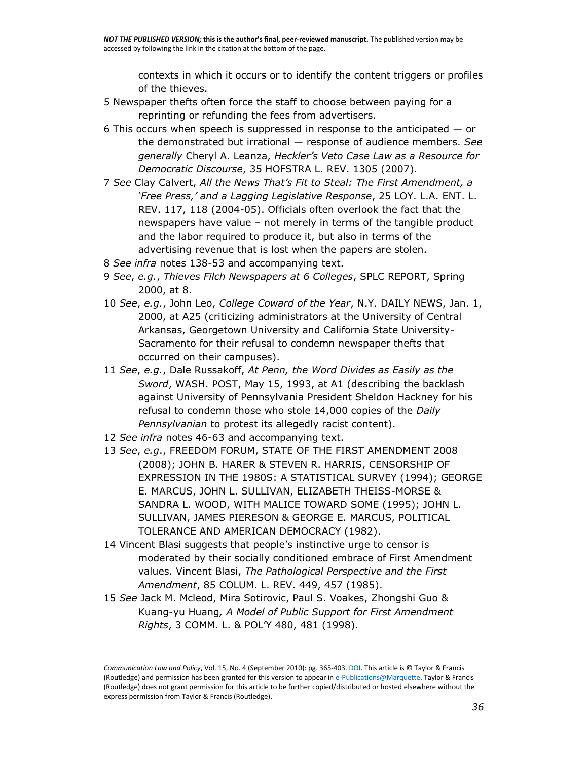contexts in which it occurs or to identify the content triggers or profiles of the thieves.

5 Newspaper thefts often force the staff to choose between paying for a reprinting or refunding the fees from advertisers.

6 This occurs when speech is suppressed in response to the anticipated — or the demonstrated but irrational — response of audience members. *See generally* Cheryl A. Leanza, *Heckler's Veto Case Law as a Resource for Democratic Discourse*, 35 HOFSTRA L. REV. 1305 (2007).

7 *See* Clay Calvert, *All the News That's Fit to Steal: The First Amendment, a 'Free Press,' and a Lagging Legislative Response*, 25 LOY. L.A. ENT. L. REV. 117, 118 (2004-05). Officials often overlook the fact that the newspapers have value – not merely in terms of the tangible product and the labor required to produce it, but also in terms of the advertising revenue that is lost when the papers are stolen.

8 *See infra* notes 138-53 and accompanying text.

9 *See*, *e.g.*, *Thieves Filch Newspapers at 6 Colleges*, SPLC REPORT, Spring 2000, at 8.

10 *See*, *e.g.*, John Leo, *College Coward of the Year*, N.Y. DAILY NEWS, Jan. 1, 2000, at A25 (criticizing administrators at the University of Central Arkansas, Georgetown University and California State University-Sacramento for their refusal to condemn newspaper thefts that occurred on their campuses).

11 *See*, *e.g.*, Dale Russakoff, *At Penn, the Word Divides as Easily as the Sword*, WASH. POST, May 15, 1993, at A1 (describing the backlash against University of Pennsylvania President Sheldon Hackney for his refusal to condemn those who stole 14,000 copies of the *Daily Pennsylvanian* to protest its allegedly racist content).

12 *See infra* notes 46-63 and accompanying text.

13 *See*, *e.g.*, FREEDOM FORUM, STATE OF THE FIRST AMENDMENT 2008 (2008); JOHN B. HARER & STEVEN R. HARRIS, CENSORSHIP OF EXPRESSION IN THE 1980S: A STATISTICAL SURVEY (1994); GEORGE E. MARCUS, JOHN L. SULLIVAN, ELIZABETH THEISS-MORSE & SANDRA L. WOOD, WITH MALICE TOWARD SOME (1995); JOHN L. SULLIVAN, JAMES PIERESON & GEORGE E. MARCUS, POLITICAL TOLERANCE AND AMERICAN DEMOCRACY (1982).

14 Vincent Blasi suggests that people's instinctive urge to censor is moderated by their socially conditioned embrace of First Amendment values. Vincent Blasi, *The Pathological Perspective and the First Amendment*, 85 COLUM. L. REV. 449, 457 (1985).

15 *See* Jack M. Mcleod, Mira Sotirovic, Paul S. Voakes, Zhongshi Guo & Kuang-yu Huang*, A Model of Public Support for First Amendment Rights*, 3 COMM. L. & POL'Y 480, 481 (1998).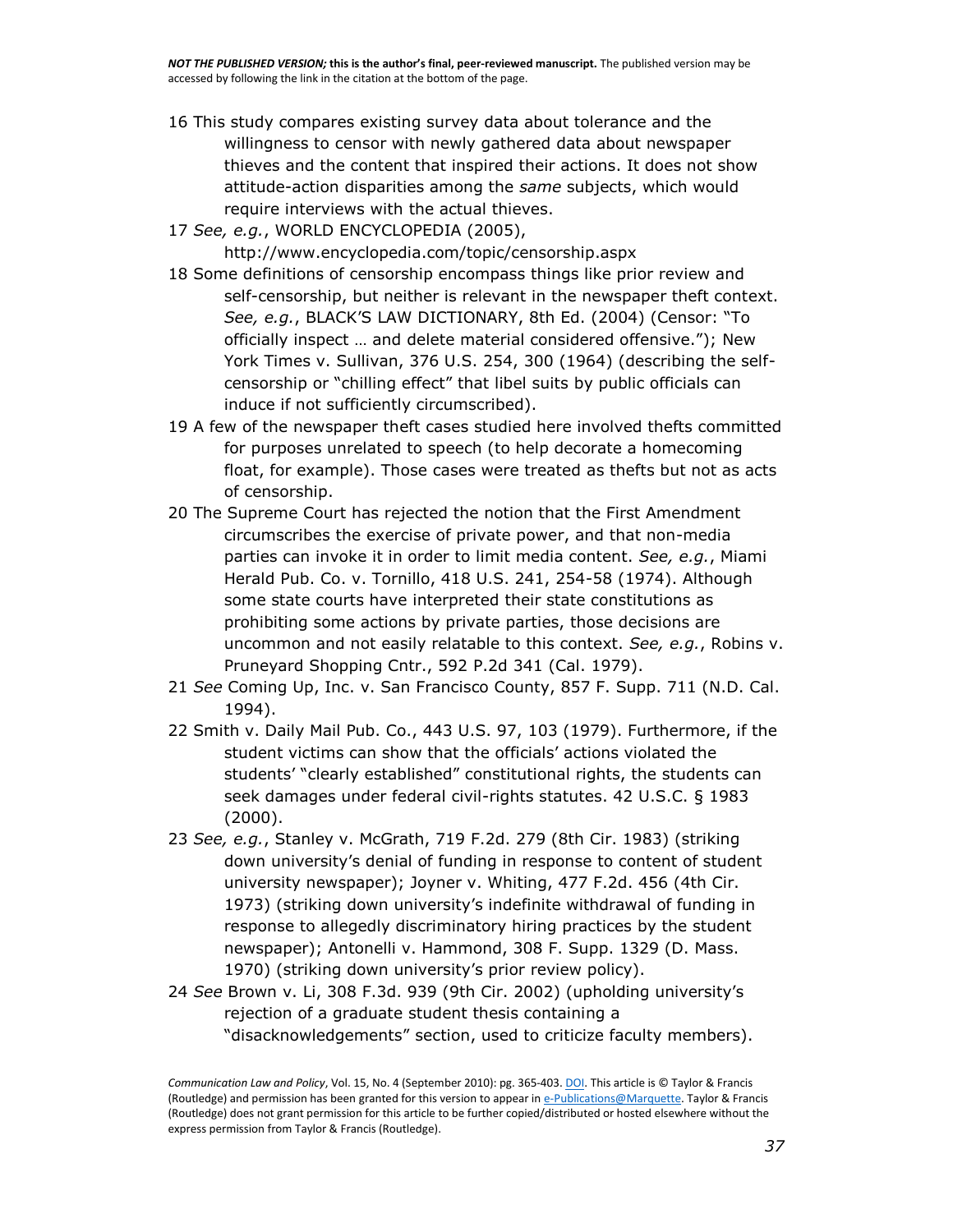16 This study compares existing survey data about tolerance and the willingness to censor with newly gathered data about newspaper thieves and the content that inspired their actions. It does not show attitude-action disparities among the *same* subjects, which would require interviews with the actual thieves.

17 *See, e.g.*, WORLD ENCYCLOPEDIA (2005), http://www.encyclopedia.com/topic/censorship.aspx

18 Some definitions of censorship encompass things like prior review and self-censorship, but neither is relevant in the newspaper theft context. *See, e.g.*, BLACK'S LAW DICTIONARY, 8th Ed. (2004) (Censor: "To officially inspect … and delete material considered offensive."); New York Times v. Sullivan, 376 U.S. 254, 300 (1964) (describing the self-censorship or "chilling effect" that libel suits by public officials can induce if not sufficiently circumscribed).

19 A few of the newspaper theft cases studied here involved thefts committed for purposes unrelated to speech (to help decorate a homecoming float, for example). Those cases were treated as thefts but not as acts of censorship.

20 The Supreme Court has rejected the notion that the First Amendment circumscribes the exercise of private power, and that non-media parties can invoke it in order to limit media content. *See, e.g.*, Miami Herald Pub. Co. v. Tornillo, 418 U.S. 241, 254-58 (1974). Although some state courts have interpreted their state constitutions as prohibiting some actions by private parties, those decisions are uncommon and not easily relatable to this context. *See, e.g.*, Robins v. Pruneyard Shopping Cntr., 592 P.2d 341 (Cal. 1979).

21 *See* Coming Up, Inc. v. San Francisco County, 857 F. Supp. 711 (N.D. Cal. 1994).

22 Smith v. Daily Mail Pub. Co., 443 U.S. 97, 103 (1979). Furthermore, if the student victims can show that the officials' actions violated the students' "clearly established" constitutional rights, the students can seek damages under federal civil-rights statutes. 42 U.S.C. § 1983 (2000).

23 *See, e.g.*, Stanley v. McGrath, 719 F.2d. 279 (8th Cir. 1983) (striking down university's denial of funding in response to content of student university newspaper); Joyner v. Whiting, 477 F.2d. 456 (4th Cir. 1973) (striking down university's indefinite withdrawal of funding in response to allegedly discriminatory hiring practices by the student newspaper); Antonelli v. Hammond, 308 F. Supp. 1329 (D. Mass. 1970) (striking down university's prior review policy).

24 *See* Brown v. Li, 308 F.3d. 939 (9th Cir. 2002) (upholding university's rejection of a graduate student thesis containing a "disacknowledgements" section, used to criticize faculty members).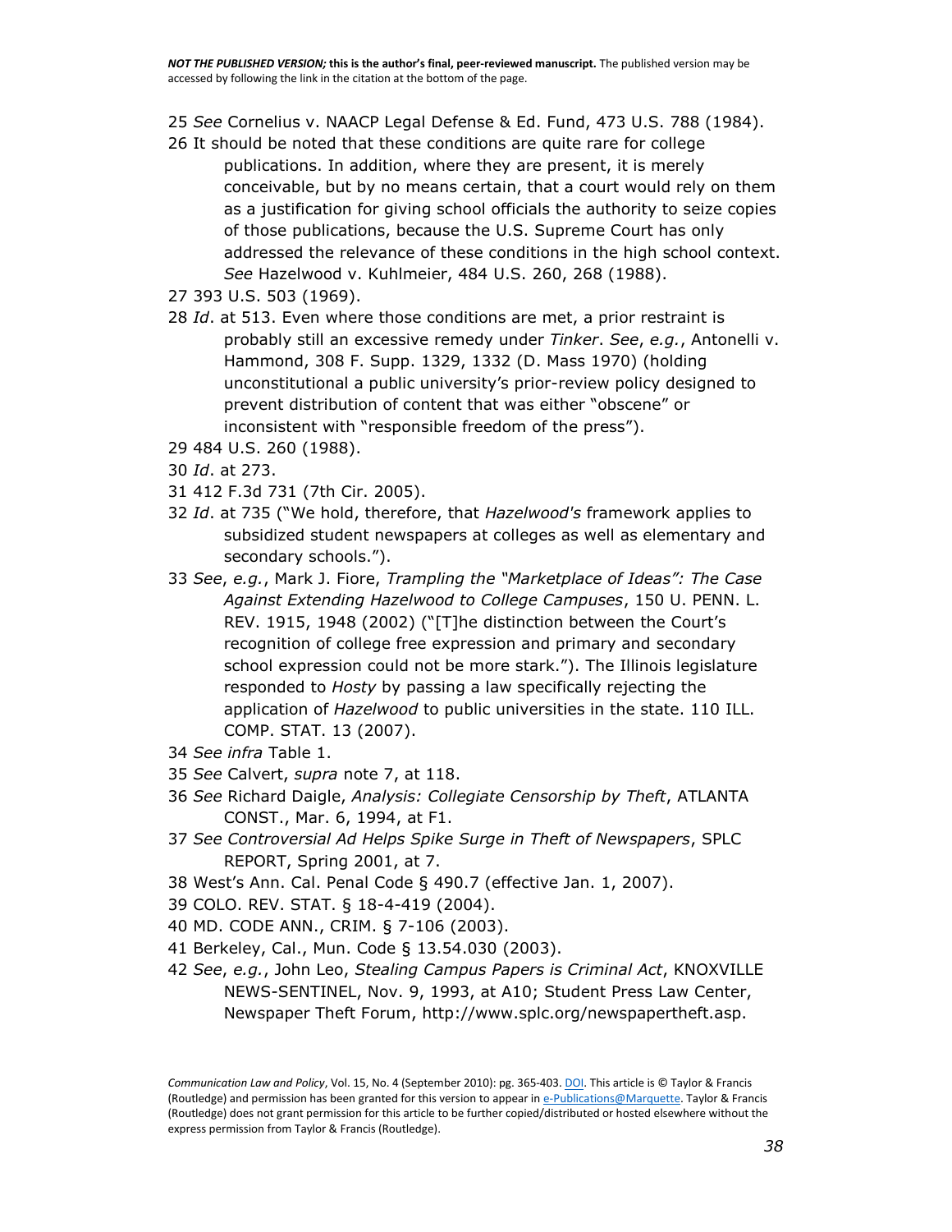25 *See* Cornelius v. NAACP Legal Defense & Ed. Fund, 473 U.S. 788 (1984).

26 It should be noted that these conditions are quite rare for college publications. In addition, where they are present, it is merely conceivable, but by no means certain, that a court would rely on them as a justification for giving school officials the authority to seize copies of those publications, because the U.S. Supreme Court has only addressed the relevance of these conditions in the high school context. *See* Hazelwood v. Kuhlmeier, 484 U.S. 260, 268 (1988).

27 393 U.S. 503 (1969).

28 *Id*. at 513. Even where those conditions are met, a prior restraint is probably still an excessive remedy under *Tinker*. *See*, *e.g.*, Antonelli v. Hammond, 308 F. Supp. 1329, 1332 (D. Mass 1970) (holding unconstitutional a public university's prior-review policy designed to prevent distribution of content that was either "obscene" or inconsistent with "responsible freedom of the press").

29 484 U.S. 260 (1988).

30 *Id*. at 273.

31 412 F.3d 731 (7th Cir. 2005).

32 *Id*. at 735 ("We hold, therefore, that *Hazelwood's* framework applies to subsidized student newspapers at colleges as well as elementary and secondary schools.").

33 *See*, *e.g.*, Mark J. Fiore, *Trampling the "Marketplace of Ideas": The Case Against Extending Hazelwood to College Campuses*, 150 U. PENN. L. REV. 1915, 1948 (2002) ("[T]he distinction between the Court's recognition of college free expression and primary and secondary school expression could not be more stark."). The Illinois legislature responded to *Hosty* by passing a law specifically rejecting the application of *Hazelwood* to public universities in the state. 110 ILL. COMP. STAT. 13 (2007).

34 *See infra* Table 1.

35 *See* Calvert, *supra* note 7, at 118.

36 *See* Richard Daigle, *Analysis: Collegiate Censorship by Theft*, ATLANTA CONST., Mar. 6, 1994, at F1.

37 *See Controversial Ad Helps Spike Surge in Theft of Newspapers*, SPLC REPORT, Spring 2001, at 7.

38 West's Ann. Cal. Penal Code § 490.7 (effective Jan. 1, 2007).

39 COLO. REV. STAT. § 18-4-419 (2004).

40 MD. CODE ANN., CRIM. § 7-106 (2003).

41 Berkeley, Cal., Mun. Code § 13.54.030 (2003).

42 *See*, *e.g.*, John Leo, *Stealing Campus Papers is Criminal Act*, KNOXVILLE NEWS-SENTINEL, Nov. 9, 1993, at A10; Student Press Law Center, Newspaper Theft Forum, http://www.splc.org/newspapertheft.asp.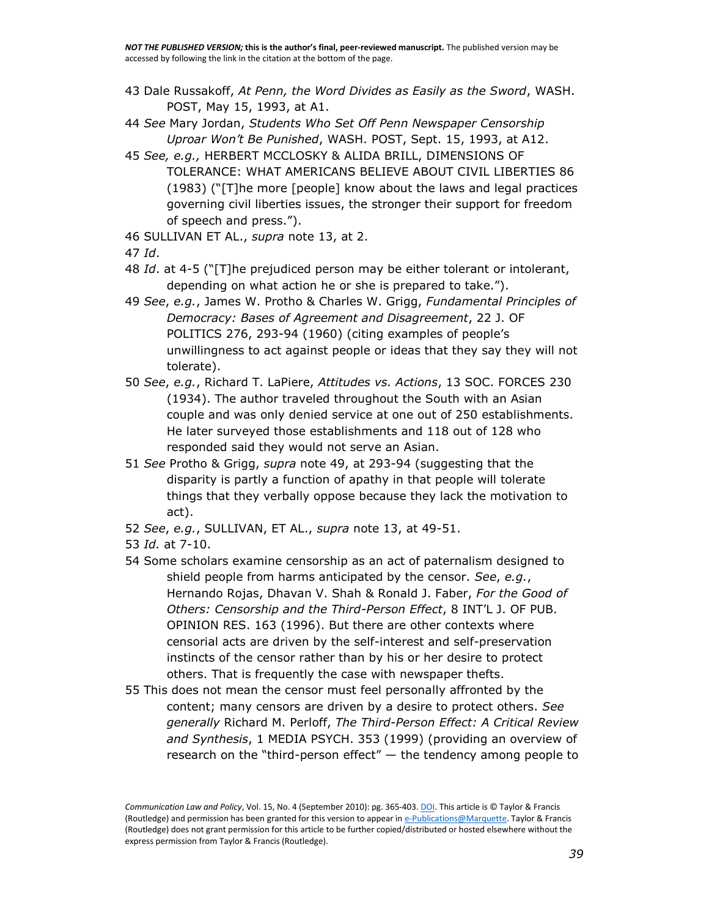43 Dale Russakoff, *At Penn, the Word Divides as Easily as the Sword*, WASH. POST, May 15, 1993, at A1.

44 *See* Mary Jordan, *Students Who Set Off Penn Newspaper Censorship Uproar Won't Be Punished*, WASH. POST, Sept. 15, 1993, at A12.

45 *See, e.g.,* HERBERT MCCLOSKY & ALIDA BRILL, DIMENSIONS OF TOLERANCE: WHAT AMERICANS BELIEVE ABOUT CIVIL LIBERTIES 86 (1983) ("[T]he more [people] know about the laws and legal practices governing civil liberties issues, the stronger their support for freedom of speech and press.").

46 SULLIVAN ET AL., *supra* note 13, at 2.

47 *Id*.

48 *Id*. at 4-5 ("[T]he prejudiced person may be either tolerant or intolerant, depending on what action he or she is prepared to take.").

49 *See*, *e.g.*, James W. Protho & Charles W. Grigg, *Fundamental Principles of Democracy: Bases of Agreement and Disagreement*, 22 J. OF POLITICS 276, 293-94 (1960) (citing examples of people's unwillingness to act against people or ideas that they say they will not tolerate).

50 *See*, *e.g.*, Richard T. LaPiere, *Attitudes vs. Actions*, 13 SOC. FORCES 230 (1934). The author traveled throughout the South with an Asian couple and was only denied service at one out of 250 establishments. He later surveyed those establishments and 118 out of 128 who responded said they would not serve an Asian.

51 *See* Protho & Grigg, *supra* note 49, at 293-94 (suggesting that the disparity is partly a function of apathy in that people will tolerate things that they verbally oppose because they lack the motivation to act).

52 *See*, *e.g.*, SULLIVAN, ET AL., *supra* note 13, at 49-51.

53 *Id.* at 7-10.

54 Some scholars examine censorship as an act of paternalism designed to shield people from harms anticipated by the censor. *See*, *e.g.*, Hernando Rojas, Dhavan V. Shah & Ronald J. Faber, *For the Good of Others: Censorship and the Third-Person Effect*, 8 INT'L J. OF PUB. OPINION RES. 163 (1996). But there are other contexts where censorial acts are driven by the self-interest and self-preservation instincts of the censor rather than by his or her desire to protect others. That is frequently the case with newspaper thefts.

55 This does not mean the censor must feel personally affronted by the content; many censors are driven by a desire to protect others. *See generally* Richard M. Perloff, *The Third-Person Effect: A Critical Review and Synthesis*, 1 MEDIA PSYCH. 353 (1999) (providing an overview of research on the "third-person effect" — the tendency among people to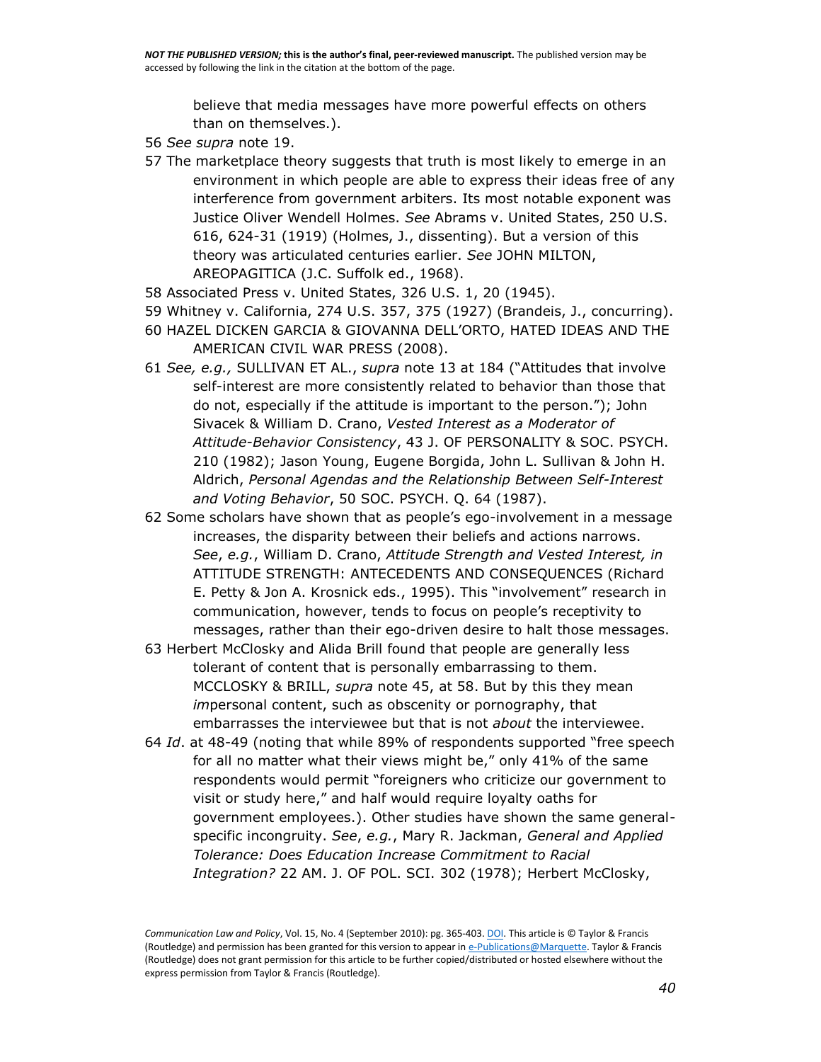believe that media messages have more powerful effects on others than on themselves.).

56 *See supra* note 19.

57 The marketplace theory suggests that truth is most likely to emerge in an environment in which people are able to express their ideas free of any interference from government arbiters. Its most notable exponent was Justice Oliver Wendell Holmes. *See* Abrams v. United States, 250 U.S. 616, 624-31 (1919) (Holmes, J., dissenting). But a version of this theory was articulated centuries earlier. *See* JOHN MILTON, AREOPAGITICA (J.C. Suffolk ed., 1968).

58 Associated Press v. United States, 326 U.S. 1, 20 (1945).

59 Whitney v. California, 274 U.S. 357, 375 (1927) (Brandeis, J., concurring).

60 HAZEL DICKEN GARCIA & GIOVANNA DELL'ORTO, HATED IDEAS AND THE AMERICAN CIVIL WAR PRESS (2008).

61 *See, e.g.,* SULLIVAN ET AL., *supra* note 13 at 184 ("Attitudes that involve self-interest are more consistently related to behavior than those that do not, especially if the attitude is important to the person."); John Sivacek & William D. Crano, *Vested Interest as a Moderator of Attitude-Behavior Consistency*, 43 J. OF PERSONALITY & SOC. PSYCH. 210 (1982); Jason Young, Eugene Borgida, John L. Sullivan & John H. Aldrich, *Personal Agendas and the Relationship Between Self-Interest and Voting Behavior*, 50 SOC. PSYCH. Q. 64 (1987).

62 Some scholars have shown that as people's ego-involvement in a message increases, the disparity between their beliefs and actions narrows. *See*, *e.g.*, William D. Crano, *Attitude Strength and Vested Interest, in* ATTITUDE STRENGTH: ANTECEDENTS AND CONSEQUENCES (Richard E. Petty & Jon A. Krosnick eds., 1995). This "involvement" research in communication, however, tends to focus on people's receptivity to messages, rather than their ego-driven desire to halt those messages.

63 Herbert McClosky and Alida Brill found that people are generally less tolerant of content that is personally embarrassing to them. MCCLOSKY & BRILL, *supra* note 45, at 58. But by this they mean *im*personal content, such as obscenity or pornography, that embarrasses the interviewee but that is not *about* the interviewee.

64 *Id*. at 48-49 (noting that while 89% of respondents supported "free speech for all no matter what their views might be," only 41% of the same respondents would permit "foreigners who criticize our government to visit or study here," and half would require loyalty oaths for government employees.). Other studies have shown the same general-specific incongruity. *See*, *e.g.*, Mary R. Jackman, *General and Applied Tolerance: Does Education Increase Commitment to Racial Integration?* 22 AM. J. OF POL. SCI. 302 (1978); Herbert McClosky,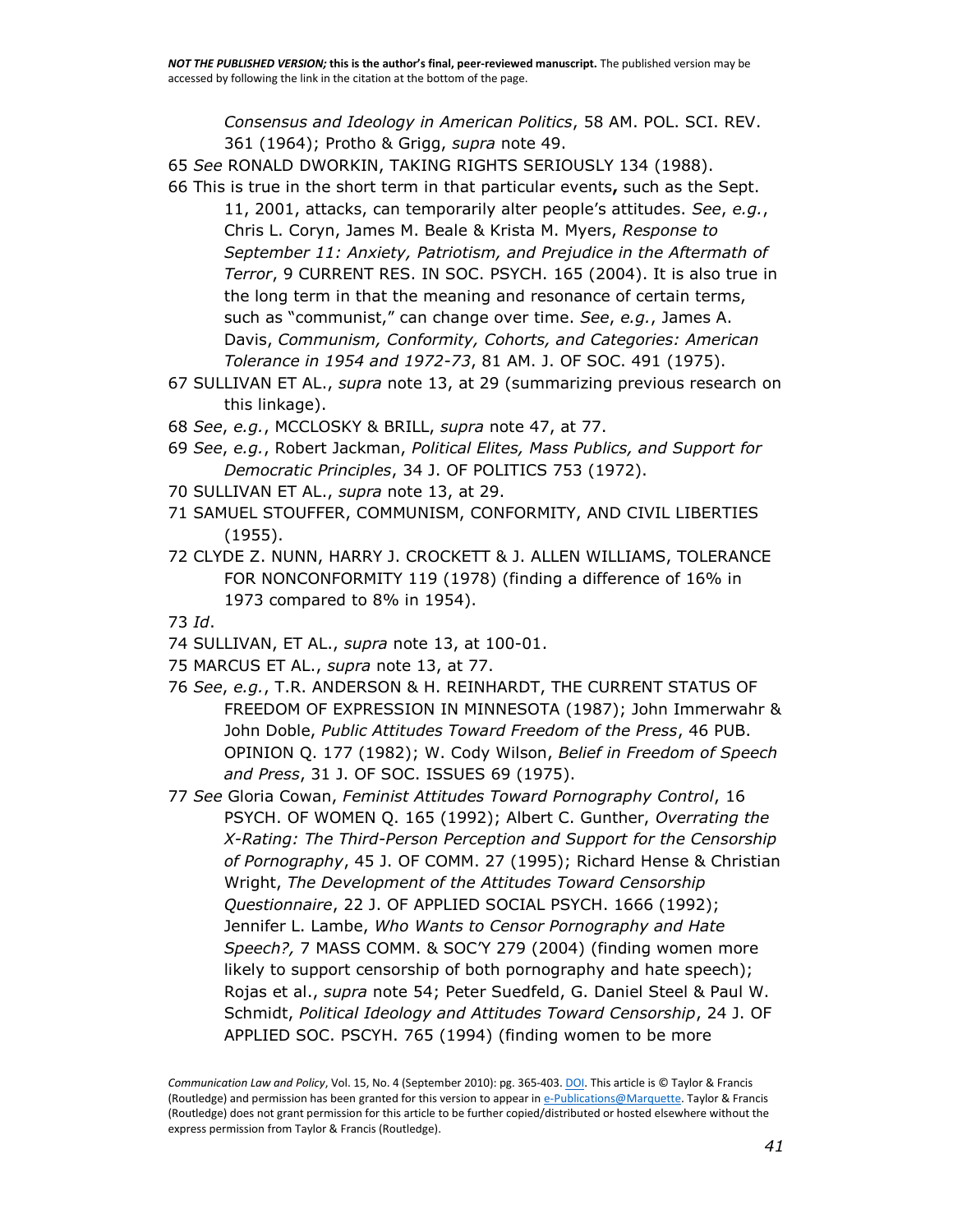*Consensus and Ideology in American Politics*, 58 AM. POL. SCI. REV. 361 (1964); Protho & Grigg, *supra* note 49.

65 *See* RONALD DWORKIN, TAKING RIGHTS SERIOUSLY 134 (1988).

66 This is true in the short term in that particular events**,** such as the Sept. 11, 2001, attacks, can temporarily alter people's attitudes. *See*, *e.g.*, Chris L. Coryn, James M. Beale & Krista M. Myers, *Response to September 11: Anxiety, Patriotism, and Prejudice in the Aftermath of Terror*, 9 CURRENT RES. IN SOC. PSYCH. 165 (2004). It is also true in the long term in that the meaning and resonance of certain terms, such as "communist," can change over time. *See*, *e.g.*, James A. Davis, *Communism, Conformity, Cohorts, and Categories: American Tolerance in 1954 and 1972-73*, 81 AM. J. OF SOC. 491 (1975).

67 SULLIVAN ET AL., *supra* note 13, at 29 (summarizing previous research on this linkage).

68 *See*, *e.g.*, MCCLOSKY & BRILL, *supra* note 47, at 77.

69 *See*, *e.g.*, Robert Jackman, *Political Elites, Mass Publics, and Support for Democratic Principles*, 34 J. OF POLITICS 753 (1972).

70 SULLIVAN ET AL., *supra* note 13, at 29.

71 SAMUEL STOUFFER, COMMUNISM, CONFORMITY, AND CIVIL LIBERTIES (1955).

72 CLYDE Z. NUNN, HARRY J. CROCKETT & J. ALLEN WILLIAMS, TOLERANCE FOR NONCONFORMITY 119 (1978) (finding a difference of 16% in 1973 compared to 8% in 1954).

73 *Id*.

74 SULLIVAN, ET AL., *supra* note 13, at 100-01.

75 MARCUS ET AL., *supra* note 13, at 77.

76 *See*, *e.g.*, T.R. ANDERSON & H. REINHARDT, THE CURRENT STATUS OF FREEDOM OF EXPRESSION IN MINNESOTA (1987); John Immerwahr & John Doble, *Public Attitudes Toward Freedom of the Press*, 46 PUB. OPINION Q. 177 (1982); W. Cody Wilson, *Belief in Freedom of Speech and Press*, 31 J. OF SOC. ISSUES 69 (1975).

77 *See* Gloria Cowan, *Feminist Attitudes Toward Pornography Control*, 16 PSYCH. OF WOMEN Q. 165 (1992); Albert C. Gunther, *Overrating the X-Rating: The Third-Person Perception and Support for the Censorship of Pornography*, 45 J. OF COMM. 27 (1995); Richard Hense & Christian Wright, *The Development of the Attitudes Toward Censorship Questionnaire*, 22 J. OF APPLIED SOCIAL PSYCH. 1666 (1992); Jennifer L. Lambe, *Who Wants to Censor Pornography and Hate Speech?,* 7 MASS COMM. & SOC'Y 279 (2004) (finding women more likely to support censorship of both pornography and hate speech); Rojas et al., *supra* note 54; Peter Suedfeld, G. Daniel Steel & Paul W. Schmidt, *Political Ideology and Attitudes Toward Censorship*, 24 J. OF APPLIED SOC. PSCYH. 765 (1994) (finding women to be more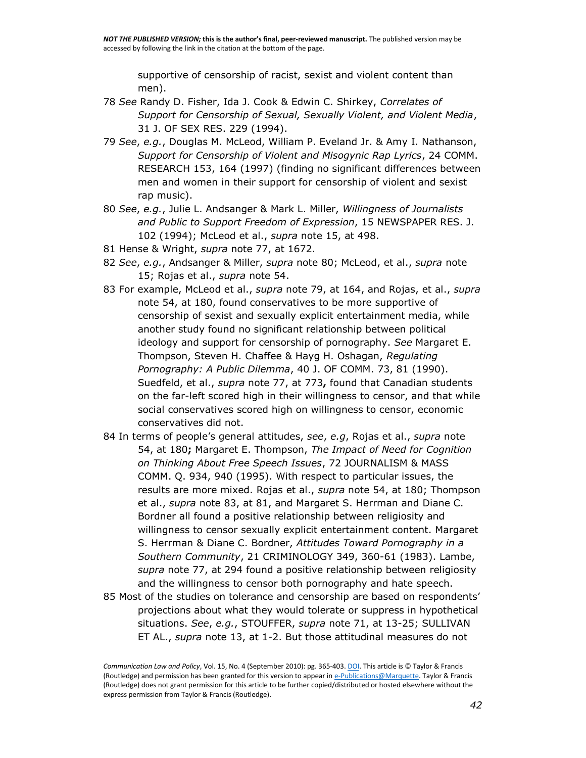supportive of censorship of racist, sexist and violent content than men).

78 *See* Randy D. Fisher, Ida J. Cook & Edwin C. Shirkey, *Correlates of Support for Censorship of Sexual, Sexually Violent, and Violent Media*, 31 J. OF SEX RES. 229 (1994).

79 *See*, *e.g.*, Douglas M. McLeod, William P. Eveland Jr. & Amy I. Nathanson, *Support for Censorship of Violent and Misogynic Rap Lyrics*, 24 COMM. RESEARCH 153, 164 (1997) (finding no significant differences between men and women in their support for censorship of violent and sexist rap music).

80 *See*, *e.g.*, Julie L. Andsanger & Mark L. Miller, *Willingness of Journalists and Public to Support Freedom of Expression*, 15 NEWSPAPER RES. J. 102 (1994); McLeod et al., *supra* note 15, at 498.

81 Hense & Wright, *supra* note 77, at 1672.

82 *See*, *e.g.*, Andsanger & Miller, *supra* note 80; McLeod, et al., *supra* note 15; Rojas et al., *supra* note 54.

83 For example, McLeod et al., *supra* note 79, at 164, and Rojas, et al., *supra* note 54, at 180, found conservatives to be more supportive of censorship of sexist and sexually explicit entertainment media, while another study found no significant relationship between political ideology and support for censorship of pornography. *See* Margaret E. Thompson, Steven H. Chaffee & Hayg H. Oshagan, *Regulating Pornography: A Public Dilemma*, 40 J. OF COMM. 73, 81 (1990). Suedfeld, et al., *supra* note 77, at 773**,** found that Canadian students on the far-left scored high in their willingness to censor, and that while social conservatives scored high on willingness to censor, economic conservatives did not.

84 In terms of people's general attitudes, *see*, *e.g*, Rojas et al., *supra* note 54, at 180**;** Margaret E. Thompson, *The Impact of Need for Cognition on Thinking About Free Speech Issues*, 72 JOURNALISM & MASS COMM. Q. 934, 940 (1995). With respect to particular issues, the results are more mixed. Rojas et al., *supra* note 54, at 180; Thompson et al., *supra* note 83, at 81, and Margaret S. Herrman and Diane C. Bordner all found a positive relationship between religiosity and willingness to censor sexually explicit entertainment content. Margaret S. Herrman & Diane C. Bordner, *Attitudes Toward Pornography in a Southern Community*, 21 CRIMINOLOGY 349, 360-61 (1983). Lambe, *supra* note 77, at 294 found a positive relationship between religiosity and the willingness to censor both pornography and hate speech.

85 Most of the studies on tolerance and censorship are based on respondents' projections about what they would tolerate or suppress in hypothetical situations. *See*, *e.g.*, STOUFFER, *supra* note 71, at 13-25; SULLIVAN ET AL., *supra* note 13, at 1-2. But those attitudinal measures do not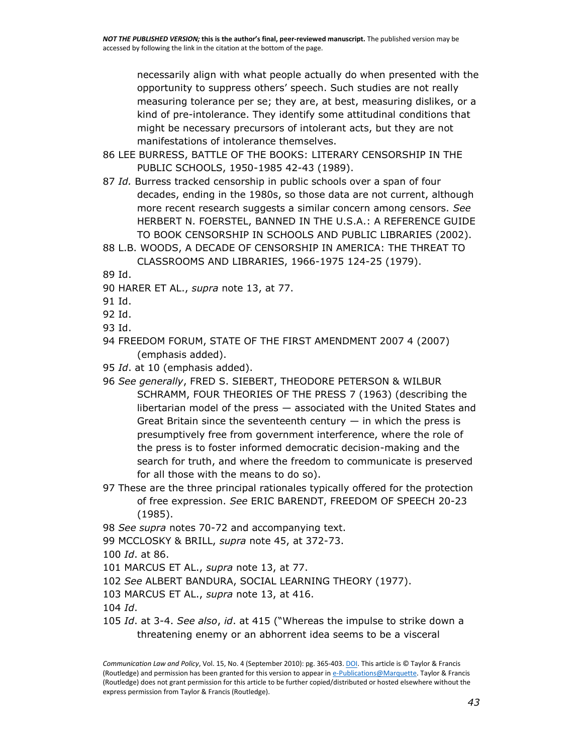necessarily align with what people actually do when presented with the opportunity to suppress others' speech. Such studies are not really measuring tolerance per se; they are, at best, measuring dislikes, or a kind of pre-intolerance. They identify some attitudinal conditions that might be necessary precursors of intolerant acts, but they are not manifestations of intolerance themselves.

86 LEE BURRESS, BATTLE OF THE BOOKS: LITERARY CENSORSHIP IN THE PUBLIC SCHOOLS, 1950-1985 42-43 (1989).

87 *Id.* Burress tracked censorship in public schools over a span of four decades, ending in the 1980s, so those data are not current, although more recent research suggests a similar concern among censors. *See* HERBERT N. FOERSTEL, BANNED IN THE U.S.A.: A REFERENCE GUIDE TO BOOK CENSORSHIP IN SCHOOLS AND PUBLIC LIBRARIES (2002).

88 L.B. WOODS, A DECADE OF CENSORSHIP IN AMERICA: THE THREAT TO CLASSROOMS AND LIBRARIES, 1966-1975 124-25 (1979).

89 Id.

90 HARER ET AL., *supra* note 13, at 77.

91 Id.

92 Id.

93 Id.

94 FREEDOM FORUM, STATE OF THE FIRST AMENDMENT 2007 4 (2007) (emphasis added).

95 *Id*. at 10 (emphasis added).

96 *See generally*, FRED S. SIEBERT, THEODORE PETERSON & WILBUR SCHRAMM, FOUR THEORIES OF THE PRESS 7 (1963) (describing the libertarian model of the press — associated with the United States and Great Britain since the seventeenth century — in which the press is presumptively free from government interference, where the role of the press is to foster informed democratic decision-making and the search for truth, and where the freedom to communicate is preserved for all those with the means to do so).

97 These are the three principal rationales typically offered for the protection of free expression. *See* ERIC BARENDT, FREEDOM OF SPEECH 20-23 (1985).

98 *See supra* notes 70-72 and accompanying text.

99 MCCLOSKY & BRILL, *supra* note 45, at 372-73.

100 *Id*. at 86.

101 MARCUS ET AL., *supra* note 13, at 77.

102 *See* ALBERT BANDURA, SOCIAL LEARNING THEORY (1977).

103 MARCUS ET AL., *supra* note 13, at 416.

104 *Id*.

105 *Id*. at 3-4. *See also*, *id*. at 415 ("Whereas the impulse to strike down a threatening enemy or an abhorrent idea seems to be a visceral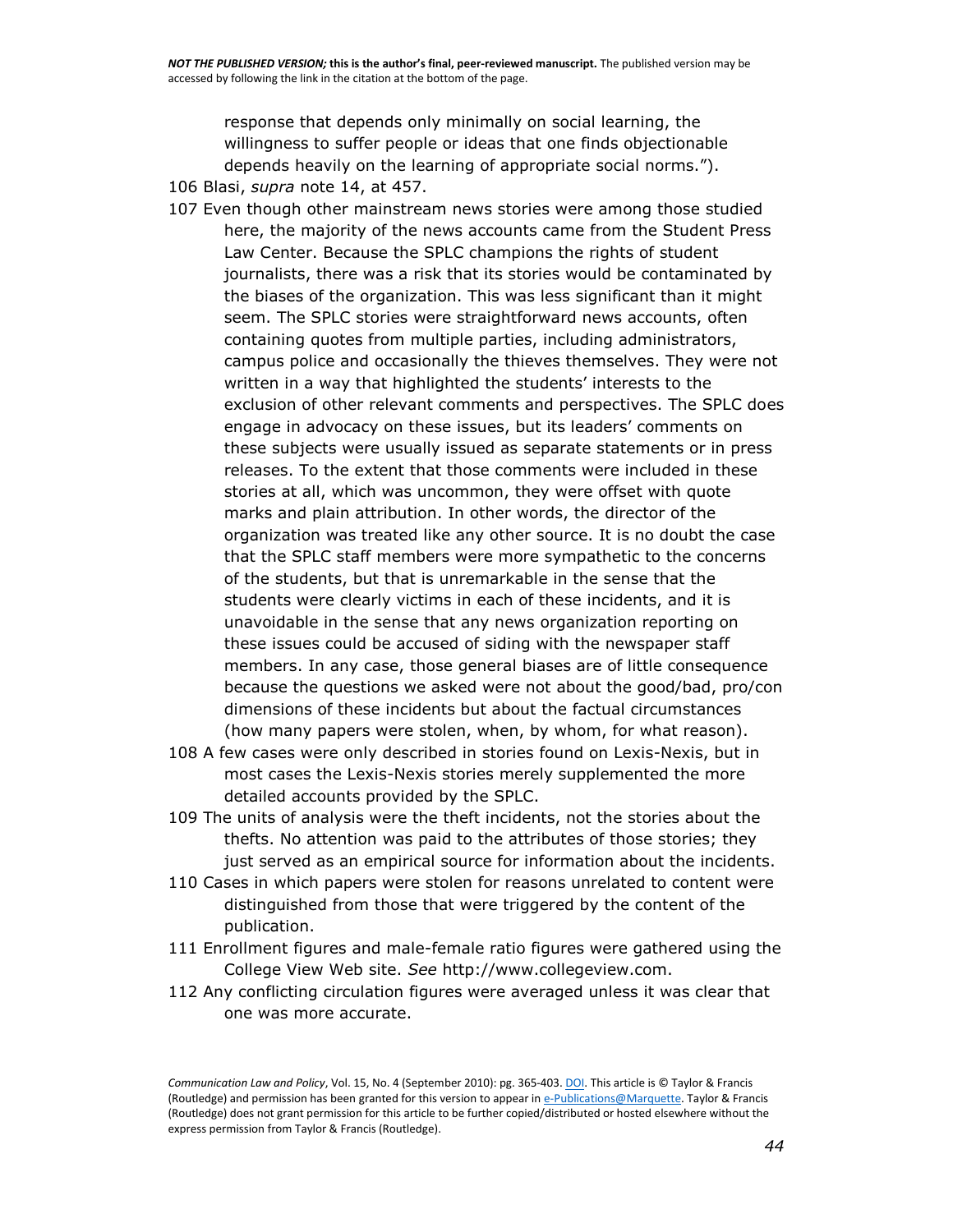response that depends only minimally on social learning, the willingness to suffer people or ideas that one finds objectionable depends heavily on the learning of appropriate social norms.").

106 Blasi, *supra* note 14, at 457.

107 Even though other mainstream news stories were among those studied here, the majority of the news accounts came from the Student Press Law Center. Because the SPLC champions the rights of student journalists, there was a risk that its stories would be contaminated by the biases of the organization. This was less significant than it might seem. The SPLC stories were straightforward news accounts, often containing quotes from multiple parties, including administrators, campus police and occasionally the thieves themselves. They were not written in a way that highlighted the students' interests to the exclusion of other relevant comments and perspectives. The SPLC does engage in advocacy on these issues, but its leaders' comments on these subjects were usually issued as separate statements or in press releases. To the extent that those comments were included in these stories at all, which was uncommon, they were offset with quote marks and plain attribution. In other words, the director of the organization was treated like any other source. It is no doubt the case that the SPLC staff members were more sympathetic to the concerns of the students, but that is unremarkable in the sense that the students were clearly victims in each of these incidents, and it is unavoidable in the sense that any news organization reporting on these issues could be accused of siding with the newspaper staff members. In any case, those general biases are of little consequence because the questions we asked were not about the good/bad, pro/con dimensions of these incidents but about the factual circumstances (how many papers were stolen, when, by whom, for what reason).

108 A few cases were only described in stories found on Lexis-Nexis, but in most cases the Lexis-Nexis stories merely supplemented the more detailed accounts provided by the SPLC.

109 The units of analysis were the theft incidents, not the stories about the thefts. No attention was paid to the attributes of those stories; they just served as an empirical source for information about the incidents.

110 Cases in which papers were stolen for reasons unrelated to content were distinguished from those that were triggered by the content of the publication.

111 Enrollment figures and male-female ratio figures were gathered using the College View Web site. *See* http://www.collegeview.com.

112 Any conflicting circulation figures were averaged unless it was clear that one was more accurate.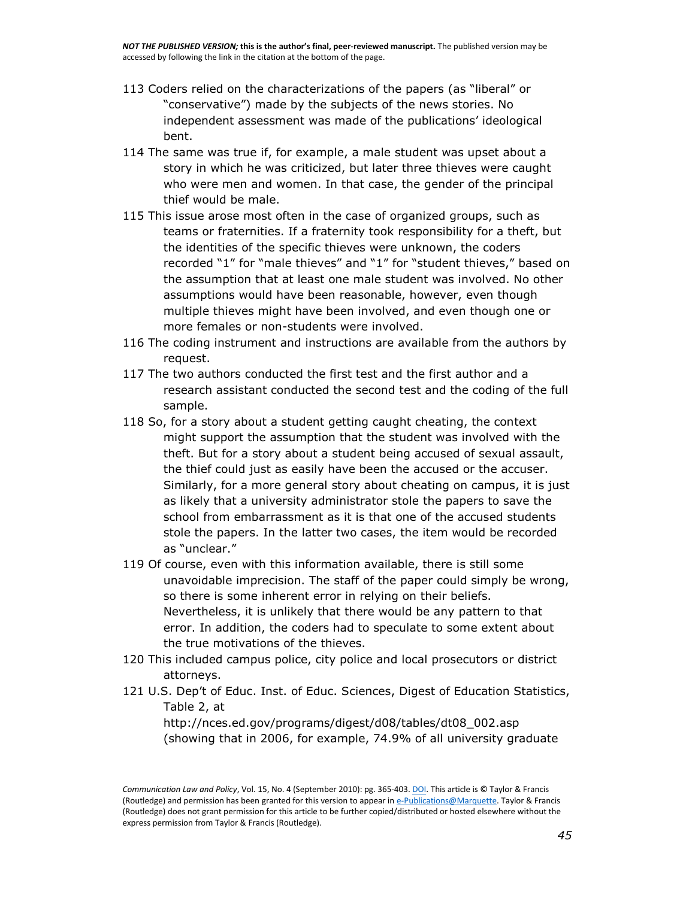113 Coders relied on the characterizations of the papers (as "liberal" or "conservative") made by the subjects of the news stories. No independent assessment was made of the publications' ideological bent.

114 The same was true if, for example, a male student was upset about a story in which he was criticized, but later three thieves were caught who were men and women. In that case, the gender of the principal thief would be male.

115 This issue arose most often in the case of organized groups, such as teams or fraternities. If a fraternity took responsibility for a theft, but the identities of the specific thieves were unknown, the coders recorded "1" for "male thieves" and "1" for "student thieves," based on the assumption that at least one male student was involved. No other assumptions would have been reasonable, however, even though multiple thieves might have been involved, and even though one or more females or non-students were involved.

116 The coding instrument and instructions are available from the authors by request.

117 The two authors conducted the first test and the first author and a research assistant conducted the second test and the coding of the full sample.

118 So, for a story about a student getting caught cheating, the context might support the assumption that the student was involved with the theft. But for a story about a student being accused of sexual assault, the thief could just as easily have been the accused or the accuser. Similarly, for a more general story about cheating on campus, it is just as likely that a university administrator stole the papers to save the school from embarrassment as it is that one of the accused students stole the papers. In the latter two cases, the item would be recorded as "unclear."

119 Of course, even with this information available, there is still some unavoidable imprecision. The staff of the paper could simply be wrong, so there is some inherent error in relying on their beliefs. Nevertheless, it is unlikely that there would be any pattern to that error. In addition, the coders had to speculate to some extent about the true motivations of the thieves.

120 This included campus police, city police and local prosecutors or district attorneys.

121 U.S. Dep't of Educ. Inst. of Educ. Sciences, Digest of Education Statistics, Table 2, at http://nces.ed.gov/programs/digest/d08/tables/dt08_002.asp (showing that in 2006, for example, 74.9% of all university graduate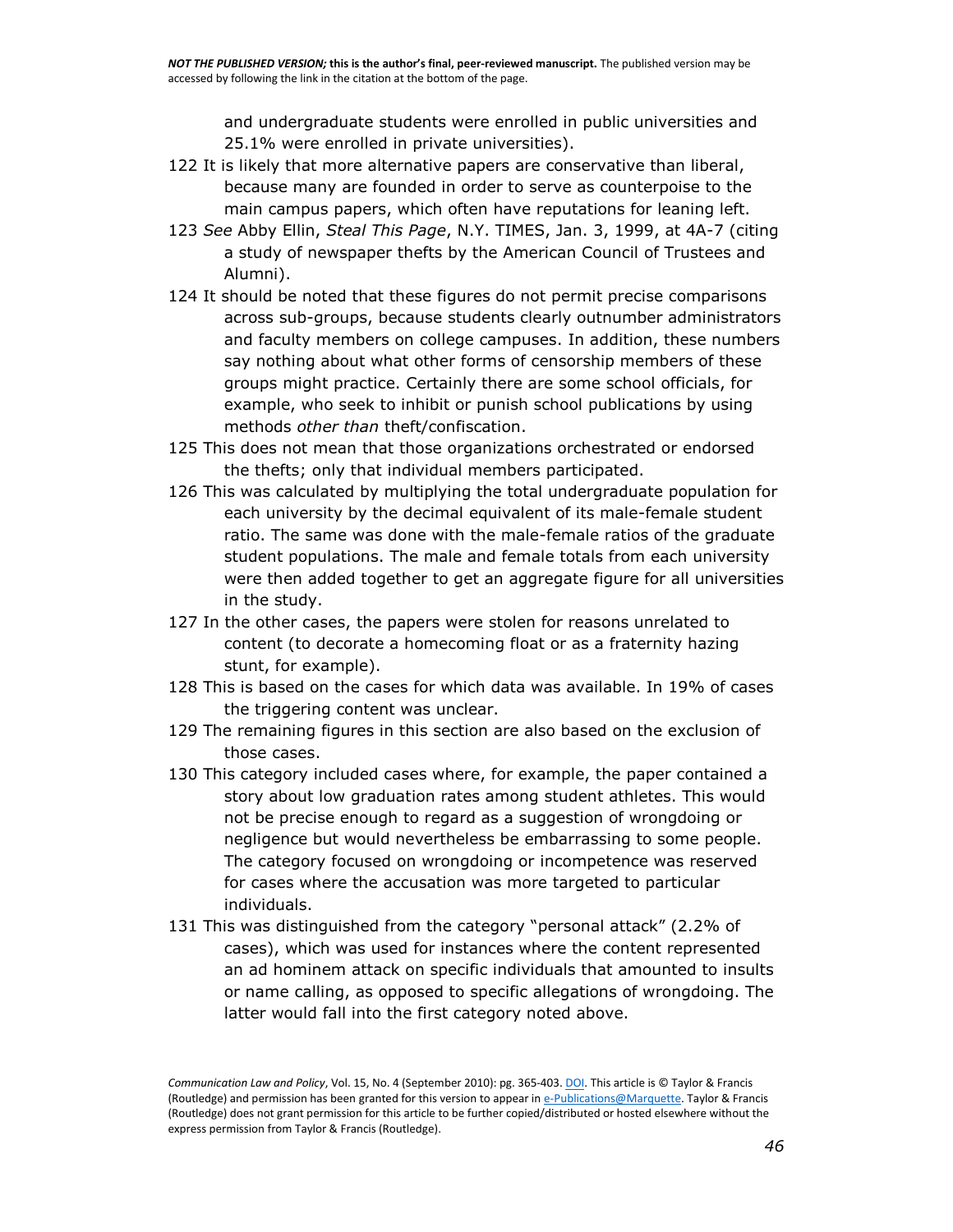and undergraduate students were enrolled in public universities and 25.1% were enrolled in private universities).

122 It is likely that more alternative papers are conservative than liberal, because many are founded in order to serve as counterpoise to the main campus papers, which often have reputations for leaning left.

123 *See* Abby Ellin, *Steal This Page*, N.Y. TIMES, Jan. 3, 1999, at 4A-7 (citing a study of newspaper thefts by the American Council of Trustees and Alumni).

124 It should be noted that these figures do not permit precise comparisons across sub-groups, because students clearly outnumber administrators and faculty members on college campuses. In addition, these numbers say nothing about what other forms of censorship members of these groups might practice. Certainly there are some school officials, for example, who seek to inhibit or punish school publications by using methods *other than* theft/confiscation.

125 This does not mean that those organizations orchestrated or endorsed the thefts; only that individual members participated.

126 This was calculated by multiplying the total undergraduate population for each university by the decimal equivalent of its male-female student ratio. The same was done with the male-female ratios of the graduate student populations. The male and female totals from each university were then added together to get an aggregate figure for all universities in the study.

127 In the other cases, the papers were stolen for reasons unrelated to content (to decorate a homecoming float or as a fraternity hazing stunt, for example).

128 This is based on the cases for which data was available. In 19% of cases the triggering content was unclear.

129 The remaining figures in this section are also based on the exclusion of those cases.

130 This category included cases where, for example, the paper contained a story about low graduation rates among student athletes. This would not be precise enough to regard as a suggestion of wrongdoing or negligence but would nevertheless be embarrassing to some people. The category focused on wrongdoing or incompetence was reserved for cases where the accusation was more targeted to particular individuals.

131 This was distinguished from the category "personal attack" (2.2% of cases), which was used for instances where the content represented an ad hominem attack on specific individuals that amounted to insults or name calling, as opposed to specific allegations of wrongdoing. The latter would fall into the first category noted above.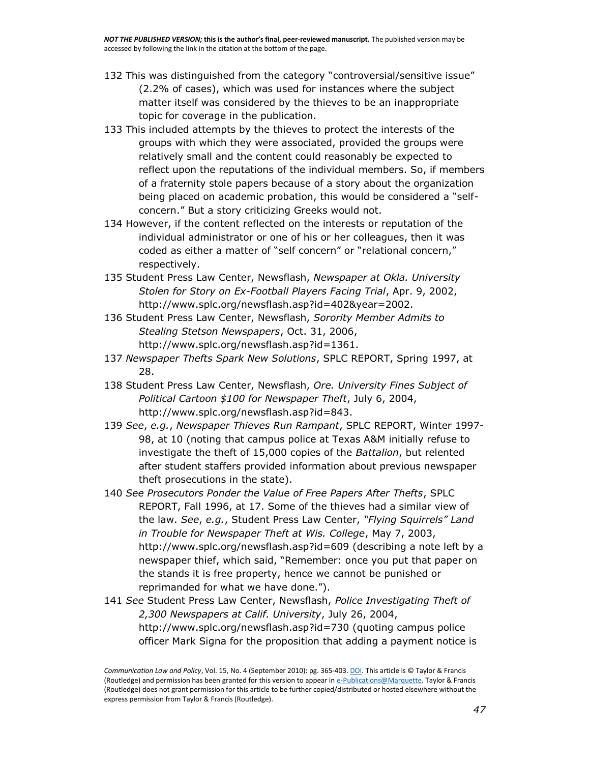132 This was distinguished from the category "controversial/sensitive issue" (2.2% of cases), which was used for instances where the subject matter itself was considered by the thieves to be an inappropriate topic for coverage in the publication.

133 This included attempts by the thieves to protect the interests of the groups with which they were associated, provided the groups were relatively small and the content could reasonably be expected to reflect upon the reputations of the individual members. So, if members of a fraternity stole papers because of a story about the organization being placed on academic probation, this would be considered a "self-concern." But a story criticizing Greeks would not.

134 However, if the content reflected on the interests or reputation of the individual administrator or one of his or her colleagues, then it was coded as either a matter of "self concern" or "relational concern," respectively.

135 Student Press Law Center, Newsflash, *Newspaper at Okla. University Stolen for Story on Ex-Football Players Facing Trial*, Apr. 9, 2002, http://www.splc.org/newsflash.asp?id=402&year=2002.

136 Student Press Law Center, Newsflash, *Sorority Member Admits to Stealing Stetson Newspapers*, Oct. 31, 2006, http://www.splc.org/newsflash.asp?id=1361.

137 *Newspaper Thefts Spark New Solutions*, SPLC REPORT, Spring 1997, at 28.

138 Student Press Law Center, Newsflash, *Ore. University Fines Subject of Political Cartoon $100 for Newspaper Theft*, July 6, 2004, http://www.splc.org/newsflash.asp?id=843.

139 *See*, *e.g.*, *Newspaper Thieves Run Rampant*, SPLC REPORT, Winter 1997-98, at 10 (noting that campus police at Texas A&M initially refuse to investigate the theft of 15,000 copies of the *Battalion*, but relented after student staffers provided information about previous newspaper theft prosecutions in the state).

140 *See Prosecutors Ponder the Value of Free Papers After Thefts*, SPLC REPORT, Fall 1996, at 17. Some of the thieves had a similar view of the law. *See*, *e.g.*, Student Press Law Center, *"Flying Squirrels" Land in Trouble for Newspaper Theft at Wis. College*, May 7, 2003, http://www.splc.org/newsflash.asp?id=609 (describing a note left by a newspaper thief, which said, "Remember: once you put that paper on the stands it is free property, hence we cannot be punished or reprimanded for what we have done.").

141 *See* Student Press Law Center, Newsflash, *Police Investigating Theft of 2,300 Newspapers at Calif. University*, July 26, 2004, http://www.splc.org/newsflash.asp?id=730 (quoting campus police officer Mark Signa for the proposition that adding a payment notice is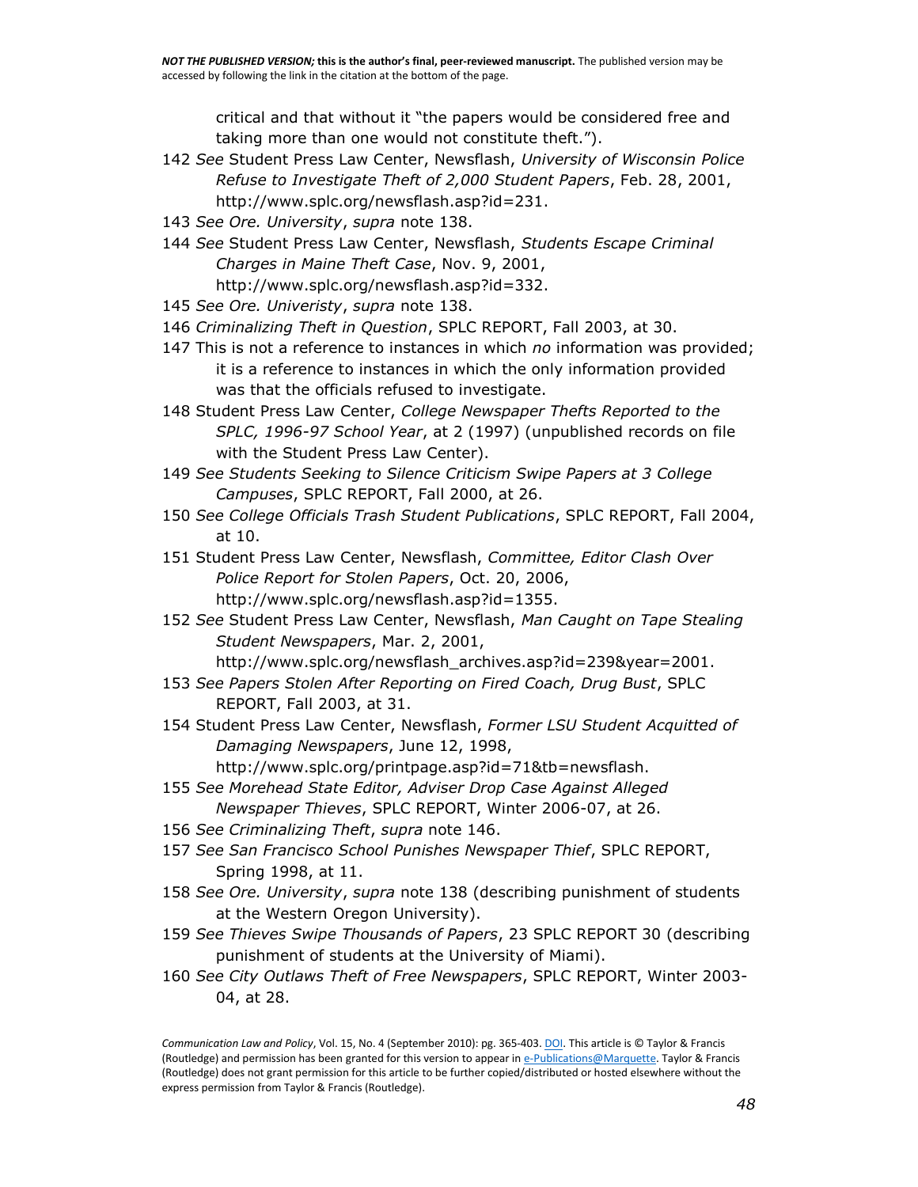critical and that without it "the papers would be considered free and taking more than one would not constitute theft.").

142 *See* Student Press Law Center, Newsflash, *University of Wisconsin Police Refuse to Investigate Theft of 2,000 Student Papers*, Feb. 28, 2001, http://www.splc.org/newsflash.asp?id=231.

143 *See Ore. University*, *supra* note 138.

144 *See* Student Press Law Center, Newsflash, *Students Escape Criminal Charges in Maine Theft Case*, Nov. 9, 2001, http://www.splc.org/newsflash.asp?id=332.

145 *See Ore. Univeristy*, *supra* note 138.

146 *Criminalizing Theft in Question*, SPLC REPORT, Fall 2003, at 30.

147 This is not a reference to instances in which *no* information was provided; it is a reference to instances in which the only information provided was that the officials refused to investigate.

148 Student Press Law Center, *College Newspaper Thefts Reported to the SPLC, 1996-97 School Year*, at 2 (1997) (unpublished records on file with the Student Press Law Center).

149 *See Students Seeking to Silence Criticism Swipe Papers at 3 College Campuses*, SPLC REPORT, Fall 2000, at 26.

150 *See College Officials Trash Student Publications*, SPLC REPORT, Fall 2004, at 10.

151 Student Press Law Center, Newsflash, *Committee, Editor Clash Over Police Report for Stolen Papers*, Oct. 20, 2006, http://www.splc.org/newsflash.asp?id=1355.

152 *See* Student Press Law Center, Newsflash, *Man Caught on Tape Stealing Student Newspapers*, Mar. 2, 2001, http://www.splc.org/newsflash_archives.asp?id=239&year=2001.

153 *See Papers Stolen After Reporting on Fired Coach, Drug Bust*, SPLC REPORT, Fall 2003, at 31.

154 Student Press Law Center, Newsflash, *Former LSU Student Acquitted of Damaging Newspapers*, June 12, 1998, http://www.splc.org/printpage.asp?id=71&tb=newsflash.

155 *See Morehead State Editor, Adviser Drop Case Against Alleged Newspaper Thieves*, SPLC REPORT, Winter 2006-07, at 26.

156 *See Criminalizing Theft*, *supra* note 146.

157 *See San Francisco School Punishes Newspaper Thief*, SPLC REPORT, Spring 1998, at 11.

158 *See Ore. University*, *supra* note 138 (describing punishment of students at the Western Oregon University).

159 *See Thieves Swipe Thousands of Papers*, 23 SPLC REPORT 30 (describing punishment of students at the University of Miami).

160 *See City Outlaws Theft of Free Newspapers*, SPLC REPORT, Winter 2003-04, at 28.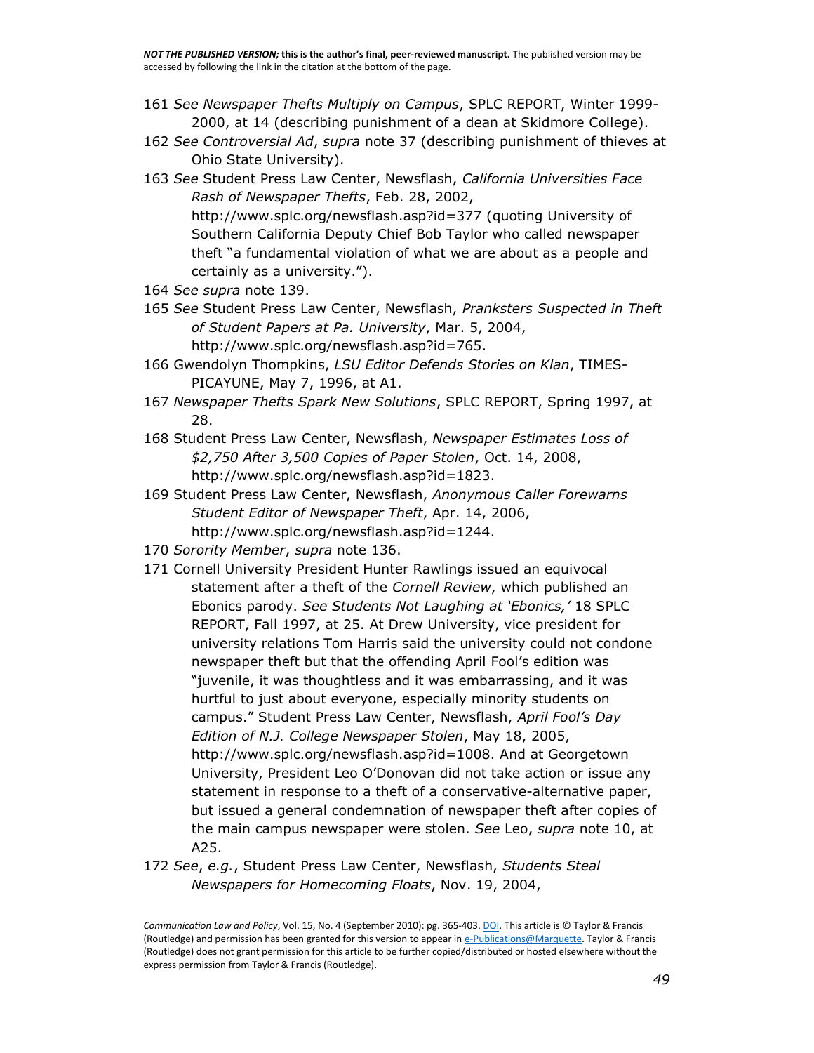161 *See Newspaper Thefts Multiply on Campus*, SPLC REPORT, Winter 1999-2000, at 14 (describing punishment of a dean at Skidmore College).

162 *See Controversial Ad*, *supra* note 37 (describing punishment of thieves at Ohio State University).

163 *See* Student Press Law Center, Newsflash, *California Universities Face Rash of Newspaper Thefts*, Feb. 28, 2002, http://www.splc.org/newsflash.asp?id=377 (quoting University of Southern California Deputy Chief Bob Taylor who called newspaper theft "a fundamental violation of what we are about as a people and certainly as a university.").

164 *See supra* note 139.

165 *See* Student Press Law Center, Newsflash, *Pranksters Suspected in Theft of Student Papers at Pa. University*, Mar. 5, 2004, http://www.splc.org/newsflash.asp?id=765.

166 Gwendolyn Thompkins, *LSU Editor Defends Stories on Klan*, TIMES-PICAYUNE, May 7, 1996, at A1.

167 *Newspaper Thefts Spark New Solutions*, SPLC REPORT, Spring 1997, at 28.

168 Student Press Law Center, Newsflash, *Newspaper Estimates Loss of $2,750 After 3,500 Copies of Paper Stolen*, Oct. 14, 2008, http://www.splc.org/newsflash.asp?id=1823.

169 Student Press Law Center, Newsflash, *Anonymous Caller Forewarns Student Editor of Newspaper Theft*, Apr. 14, 2006, http://www.splc.org/newsflash.asp?id=1244.

170 *Sorority Member*, *supra* note 136.

171 Cornell University President Hunter Rawlings issued an equivocal statement after a theft of the *Cornell Review*, which published an Ebonics parody. *See Students Not Laughing at 'Ebonics,'* 18 SPLC REPORT, Fall 1997, at 25. At Drew University, vice president for university relations Tom Harris said the university could not condone newspaper theft but that the offending April Fool's edition was "juvenile, it was thoughtless and it was embarrassing, and it was hurtful to just about everyone, especially minority students on campus." Student Press Law Center, Newsflash, *April Fool's Day Edition of N.J. College Newspaper Stolen*, May 18, 2005, http://www.splc.org/newsflash.asp?id=1008. And at Georgetown University, President Leo O'Donovan did not take action or issue any statement in response to a theft of a conservative-alternative paper, but issued a general condemnation of newspaper theft after copies of the main campus newspaper were stolen. *See* Leo, *supra* note 10, at A25.

172 *See*, *e.g.*, Student Press Law Center, Newsflash, *Students Steal Newspapers for Homecoming Floats*, Nov. 19, 2004,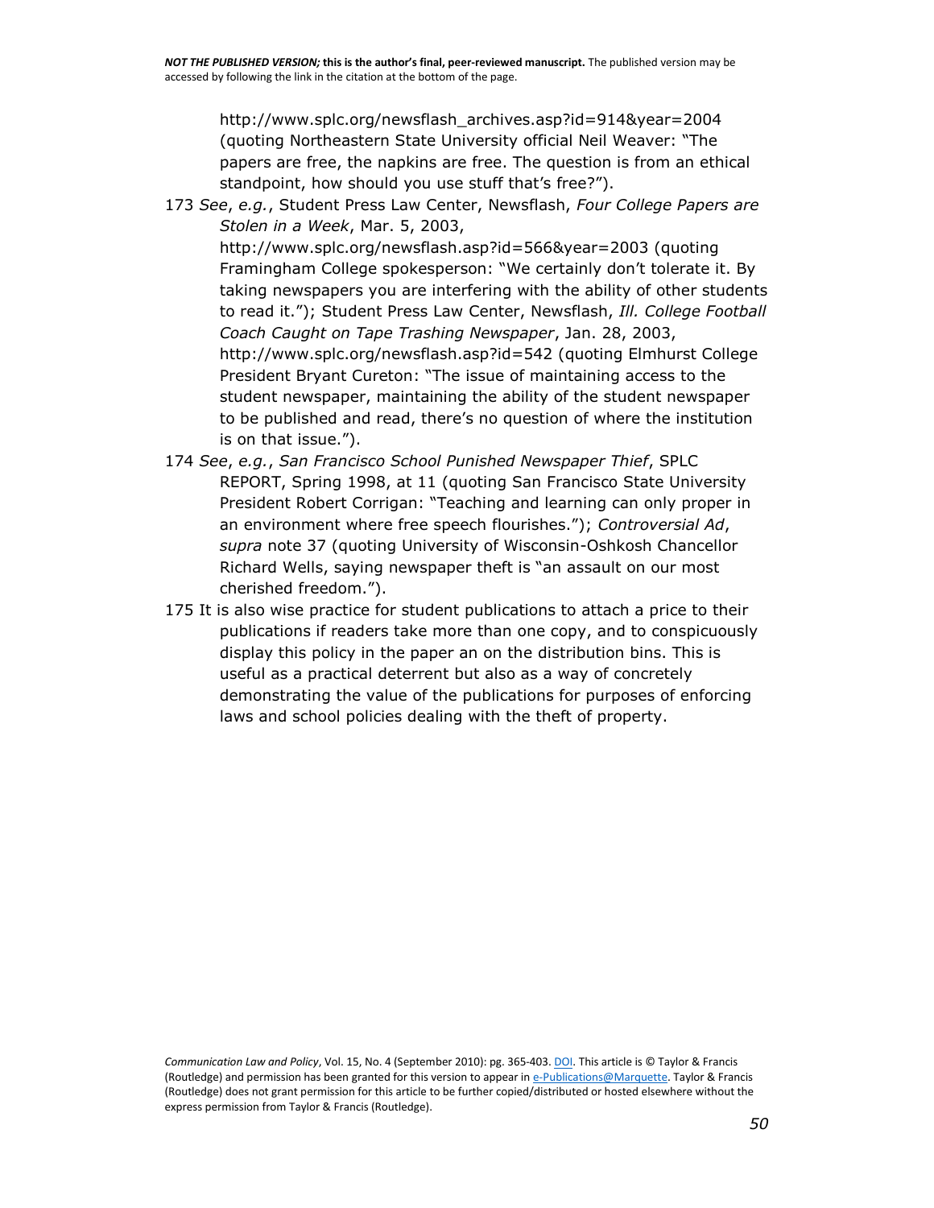http://www.splc.org/newsflash_archives.asp?id=914&year=2004 (quoting Northeastern State University official Neil Weaver: "The papers are free, the napkins are free. The question is from an ethical standpoint, how should you use stuff that's free?").

173 *See*, *e.g.*, Student Press Law Center, Newsflash, *Four College Papers are Stolen in a Week*, Mar. 5, 2003, http://www.splc.org/newsflash.asp?id=566&year=2003 (quoting Framingham College spokesperson: "We certainly don't tolerate it. By taking newspapers you are interfering with the ability of other students to read it."); Student Press Law Center, Newsflash, *Ill. College Football Coach Caught on Tape Trashing Newspaper*, Jan. 28, 2003, http://www.splc.org/newsflash.asp?id=542 (quoting Elmhurst College President Bryant Cureton: "The issue of maintaining access to the student newspaper, maintaining the ability of the student newspaper to be published and read, there's no question of where the institution is on that issue.").

174 *See*, *e.g.*, *San Francisco School Punished Newspaper Thief*, SPLC REPORT, Spring 1998, at 11 (quoting San Francisco State University President Robert Corrigan: "Teaching and learning can only proper in an environment where free speech flourishes."); *Controversial Ad*, *supra* note 37 (quoting University of Wisconsin-Oshkosh Chancellor Richard Wells, saying newspaper theft is "an assault on our most cherished freedom.").

175 It is also wise practice for student publications to attach a price to their publications if readers take more than one copy, and to conspicuously display this policy in the paper an on the distribution bins. This is useful as a practical deterrent but also as a way of concretely demonstrating the value of the publications for purposes of enforcing laws and school policies dealing with the theft of property.